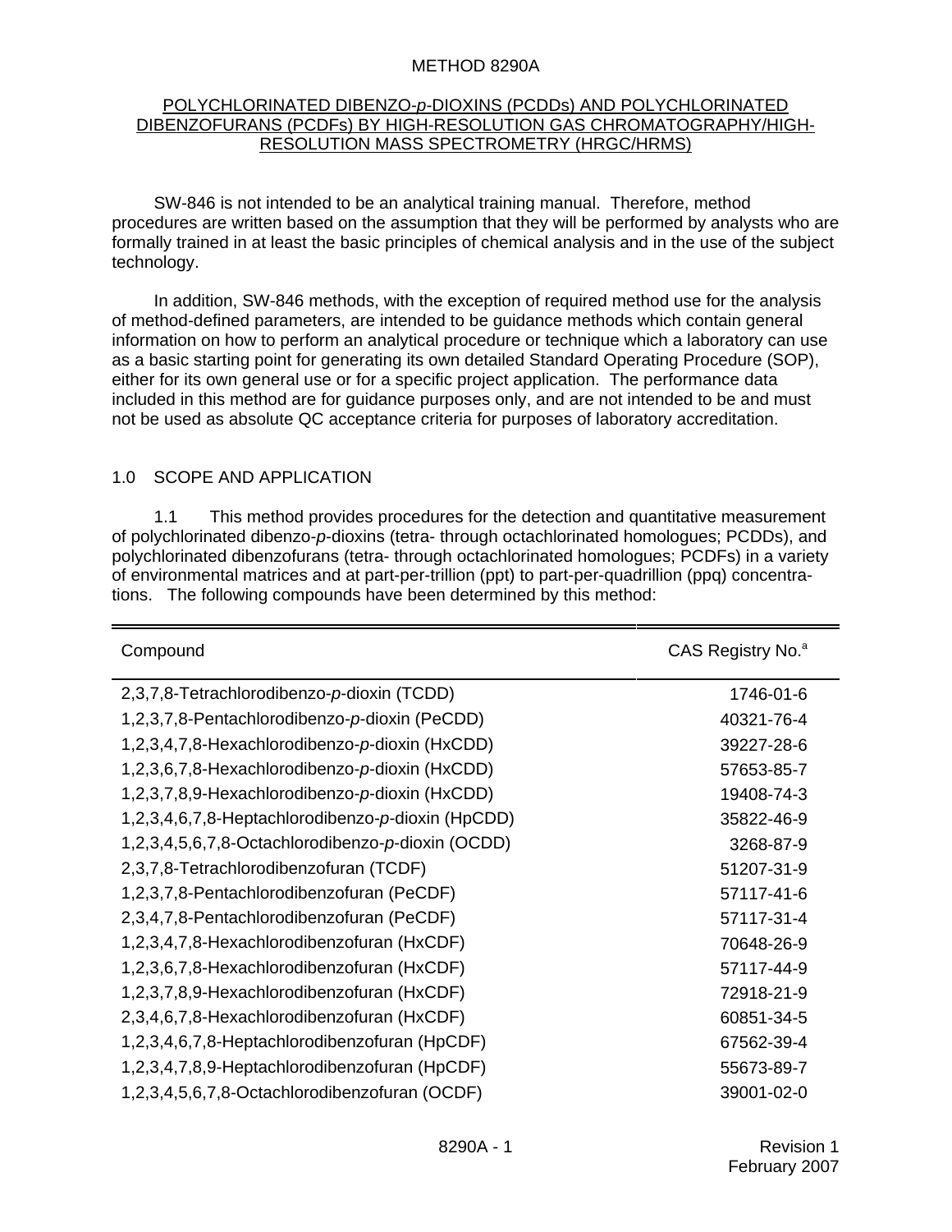# METHOD 8290A

## POLYCHLORINATED DIBENZO-*p*-DIOXINS (PCDDs) AND POLYCHLORINATED DIBENZOFURANS (PCDFs) BY HIGH-RESOLUTION GAS CHROMATOGRAPHY/HIGH-RESOLUTION MASS SPECTROMETRY (HRGC/HRMS)

SW-846 is not intended to be an analytical training manual. Therefore, method procedures are written based on the assumption that they will be performed by analysts who are formally trained in at least the basic principles of chemical analysis and in the use of the subject technology.

In addition, SW-846 methods, with the exception of required method use for the analysis of method-defined parameters, are intended to be guidance methods which contain general information on how to perform an analytical procedure or technique which a laboratory can use as a basic starting point for generating its own detailed Standard Operating Procedure (SOP), either for its own general use or for a specific project application. The performance data included in this method are for guidance purposes only, and are not intended to be and must not be used as absolute QC acceptance criteria for purposes of laboratory accreditation.

## 1.0 SCOPE AND APPLICATION

1.1 This method provides procedures for the detection and quantitative measurement of polychlorinated dibenzo-*p*-dioxins (tetra- through octachlorinated homologues; PCDDs), and polychlorinated dibenzofurans (tetra- through octachlorinated homologues; PCDFs) in a variety of environmental matrices and at part-per-trillion (ppt) to part-per-quadrillion (ppq) concentrations. The following compounds have been determined by this method:

| Compound | CAS Registry No.[a] |
|---|---|
| 2,3,7,8-Tetrachlorodibenzo-*p*-dioxin (TCDD) | 1746-01-6 |
| 1,2,3,7,8-Pentachlorodibenzo-*p*-dioxin (PeCDD) | 40321-76-4 |
| 1,2,3,4,7,8-Hexachlorodibenzo-*p*-dioxin (HxCDD) | 39227-28-6 |
| 1,2,3,6,7,8-Hexachlorodibenzo-*p*-dioxin (HxCDD) | 57653-85-7 |
| 1,2,3,7,8,9-Hexachlorodibenzo-*p*-dioxin (HxCDD) | 19408-74-3 |
| 1,2,3,4,6,7,8-Heptachlorodibenzo-*p*-dioxin (HpCDD) | 35822-46-9 |
| 1,2,3,4,5,6,7,8-Octachlorodibenzo-*p*-dioxin (OCDD) | 3268-87-9 |
| 2,3,7,8-Tetrachlorodibenzofuran (TCDF) | 51207-31-9 |
| 1,2,3,7,8-Pentachlorodibenzofuran (PeCDF) | 57117-41-6 |
| 2,3,4,7,8-Pentachlorodibenzofuran (PeCDF) | 57117-31-4 |
| 1,2,3,4,7,8-Hexachlorodibenzofuran (HxCDF) | 70648-26-9 |
| 1,2,3,6,7,8-Hexachlorodibenzofuran (HxCDF) | 57117-44-9 |
| 1,2,3,7,8,9-Hexachlorodibenzofuran (HxCDF) | 72918-21-9 |
| 2,3,4,6,7,8-Hexachlorodibenzofuran (HxCDF) | 60851-34-5 |
| 1,2,3,4,6,7,8-Heptachlorodibenzofuran (HpCDF) | 67562-39-4 |
| 1,2,3,4,7,8,9-Heptachlorodibenzofuran (HpCDF) | 55673-89-7 |
| 1,2,3,4,5,6,7,8-Octachlorodibenzofuran (OCDF) | 39001-02-0 |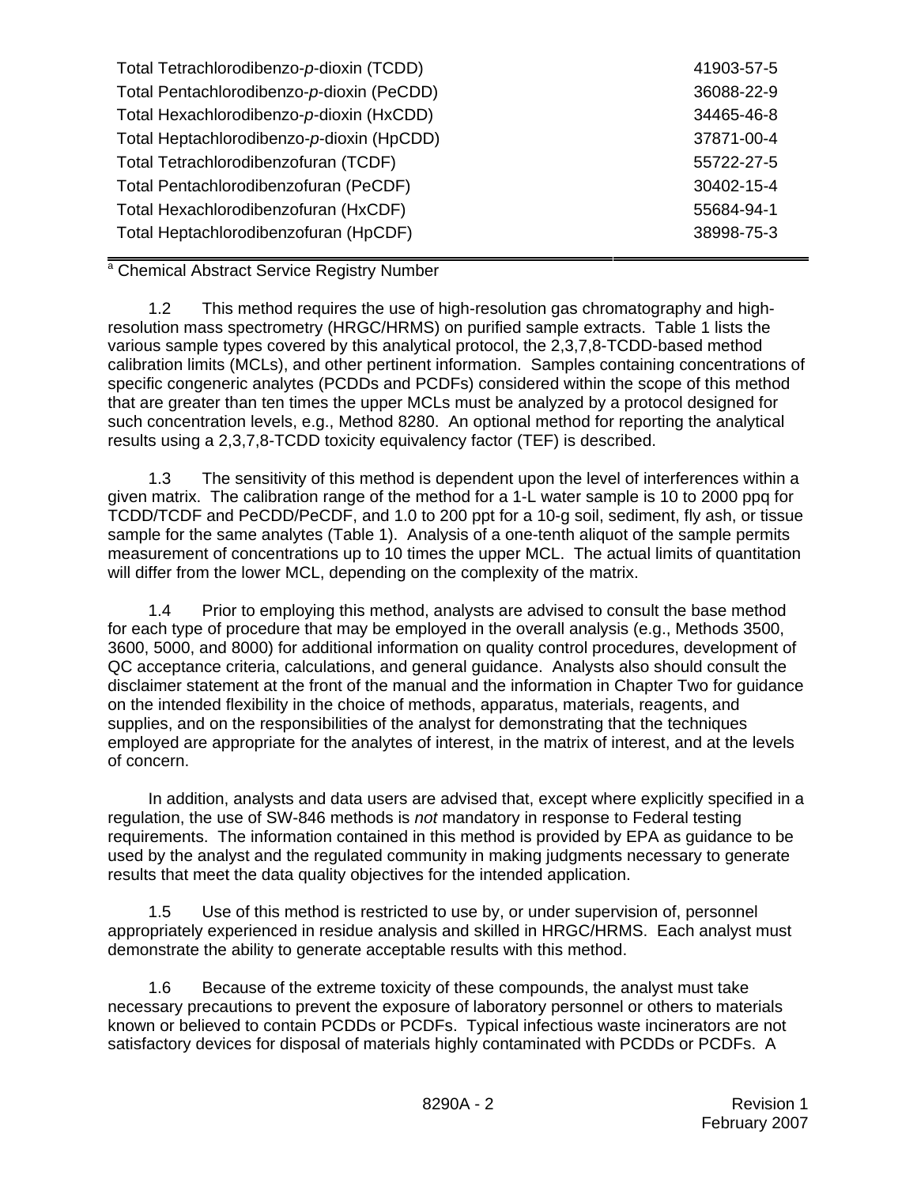| | |
|---|---|
| Total Tetrachlorodibenzo-*p*-dioxin (TCDD) | 41903-57-5 |
| Total Pentachlorodibenzo-*p*-dioxin (PeCDD) | 36088-22-9 |
| Total Hexachlorodibenzo-*p*-dioxin (HxCDD) | 34465-46-8 |
| Total Heptachlorodibenzo-*p*-dioxin (HpCDD) | 37871-00-4 |
| Total Tetrachlorodibenzofuran (TCDF) | 55722-27-5 |
| Total Pentachlorodibenzofuran (PeCDF) | 30402-15-4 |
| Total Hexachlorodibenzofuran (HxCDF) | 55684-94-1 |
| Total Heptachlorodibenzofuran (HpCDF) | 38998-75-3 |

[a] Chemical Abstract Service Registry Number

1.2 This method requires the use of high-resolution gas chromatography and high-resolution mass spectrometry (HRGC/HRMS) on purified sample extracts. Table 1 lists the various sample types covered by this analytical protocol, the 2,3,7,8-TCDD-based method calibration limits (MCLs), and other pertinent information. Samples containing concentrations of specific congeneric analytes (PCDDs and PCDFs) considered within the scope of this method that are greater than ten times the upper MCLs must be analyzed by a protocol designed for such concentration levels, e.g., Method 8280. An optional method for reporting the analytical results using a 2,3,7,8-TCDD toxicity equivalency factor (TEF) is described.

1.3 The sensitivity of this method is dependent upon the level of interferences within a given matrix. The calibration range of the method for a 1-L water sample is 10 to 2000 ppq for TCDD/TCDF and PeCDD/PeCDF, and 1.0 to 200 ppt for a 10-g soil, sediment, fly ash, or tissue sample for the same analytes (Table 1). Analysis of a one-tenth aliquot of the sample permits measurement of concentrations up to 10 times the upper MCL. The actual limits of quantitation will differ from the lower MCL, depending on the complexity of the matrix.

1.4 Prior to employing this method, analysts are advised to consult the base method for each type of procedure that may be employed in the overall analysis (e.g., Methods 3500, 3600, 5000, and 8000) for additional information on quality control procedures, development of QC acceptance criteria, calculations, and general guidance. Analysts also should consult the disclaimer statement at the front of the manual and the information in Chapter Two for guidance on the intended flexibility in the choice of methods, apparatus, materials, reagents, and supplies, and on the responsibilities of the analyst for demonstrating that the techniques employed are appropriate for the analytes of interest, in the matrix of interest, and at the levels of concern.

In addition, analysts and data users are advised that, except where explicitly specified in a regulation, the use of SW-846 methods is *not* mandatory in response to Federal testing requirements. The information contained in this method is provided by EPA as guidance to be used by the analyst and the regulated community in making judgments necessary to generate results that meet the data quality objectives for the intended application.

1.5 Use of this method is restricted to use by, or under supervision of, personnel appropriately experienced in residue analysis and skilled in HRGC/HRMS. Each analyst must demonstrate the ability to generate acceptable results with this method.

1.6 Because of the extreme toxicity of these compounds, the analyst must take necessary precautions to prevent the exposure of laboratory personnel or others to materials known or believed to contain PCDDs or PCDFs. Typical infectious waste incinerators are not satisfactory devices for disposal of materials highly contaminated with PCDDs or PCDFs. A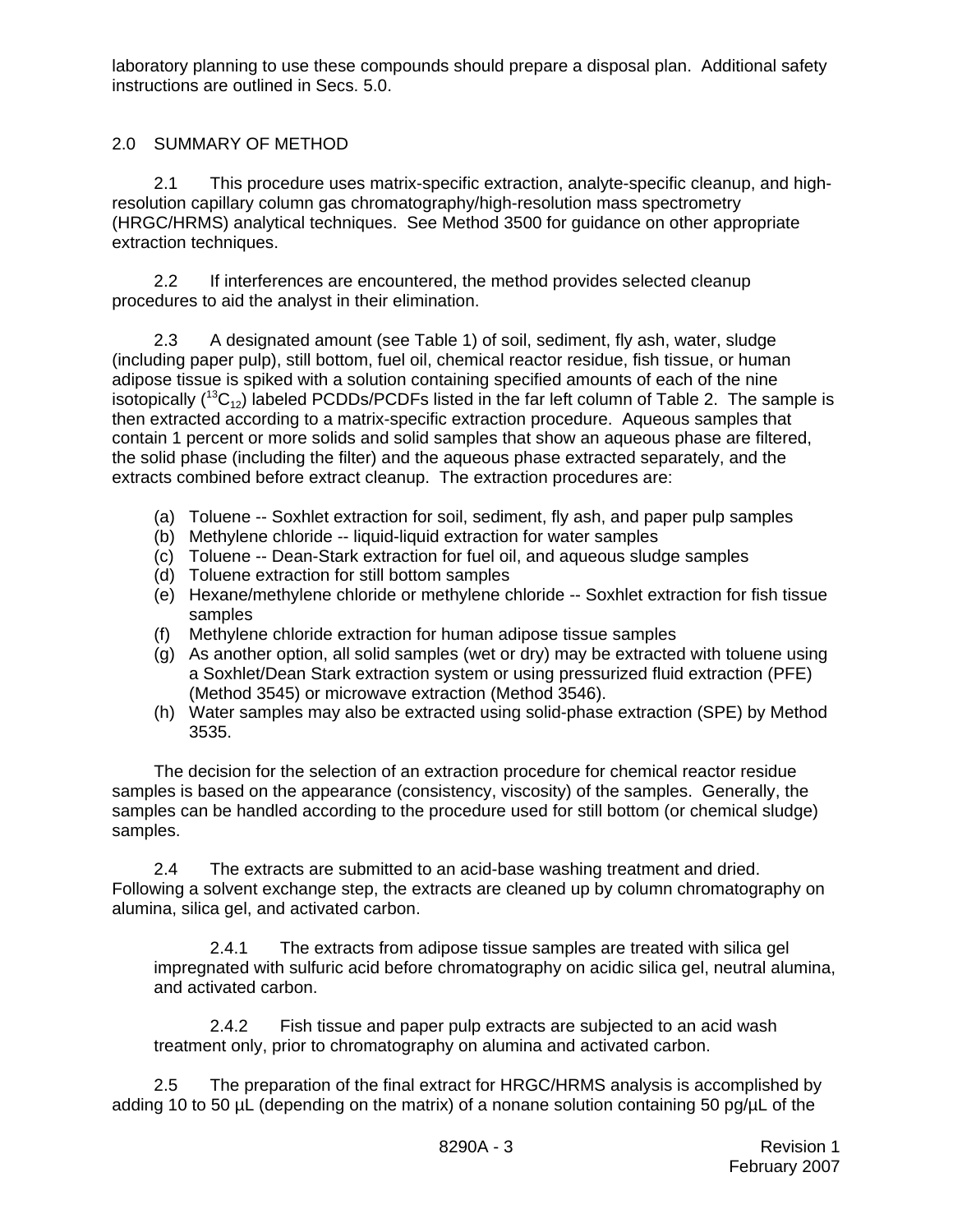laboratory planning to use these compounds should prepare a disposal plan. Additional safety instructions are outlined in Secs. 5.0.

## 2.0 SUMMARY OF METHOD

2.1 This procedure uses matrix-specific extraction, analyte-specific cleanup, and high-resolution capillary column gas chromatography/high-resolution mass spectrometry (HRGC/HRMS) analytical techniques. See Method 3500 for guidance on other appropriate extraction techniques.

2.2 If interferences are encountered, the method provides selected cleanup procedures to aid the analyst in their elimination.

2.3 A designated amount (see Table 1) of soil, sediment, fly ash, water, sludge (including paper pulp), still bottom, fuel oil, chemical reactor residue, fish tissue, or human adipose tissue is spiked with a solution containing specified amounts of each of the nine isotopically ($^{13}C_{12}$) labeled PCDDs/PCDFs listed in the far left column of Table 2. The sample is then extracted according to a matrix-specific extraction procedure. Aqueous samples that contain 1 percent or more solids and solid samples that show an aqueous phase are filtered, the solid phase (including the filter) and the aqueous phase extracted separately, and the extracts combined before extract cleanup. The extraction procedures are:

(a) Toluene -- Soxhlet extraction for soil, sediment, fly ash, and paper pulp samples
(b) Methylene chloride -- liquid-liquid extraction for water samples
(c) Toluene -- Dean-Stark extraction for fuel oil, and aqueous sludge samples
(d) Toluene extraction for still bottom samples
(e) Hexane/methylene chloride or methylene chloride -- Soxhlet extraction for fish tissue samples
(f) Methylene chloride extraction for human adipose tissue samples
(g) As another option, all solid samples (wet or dry) may be extracted with toluene using a Soxhlet/Dean Stark extraction system or using pressurized fluid extraction (PFE) (Method 3545) or microwave extraction (Method 3546).
(h) Water samples may also be extracted using solid-phase extraction (SPE) by Method 3535.

The decision for the selection of an extraction procedure for chemical reactor residue samples is based on the appearance (consistency, viscosity) of the samples. Generally, the samples can be handled according to the procedure used for still bottom (or chemical sludge) samples.

2.4 The extracts are submitted to an acid-base washing treatment and dried. Following a solvent exchange step, the extracts are cleaned up by column chromatography on alumina, silica gel, and activated carbon.

2.4.1 The extracts from adipose tissue samples are treated with silica gel impregnated with sulfuric acid before chromatography on acidic silica gel, neutral alumina, and activated carbon.

2.4.2 Fish tissue and paper pulp extracts are subjected to an acid wash treatment only, prior to chromatography on alumina and activated carbon.

2.5 The preparation of the final extract for HRGC/HRMS analysis is accomplished by adding 10 to 50 µL (depending on the matrix) of a nonane solution containing 50 pg/µL of the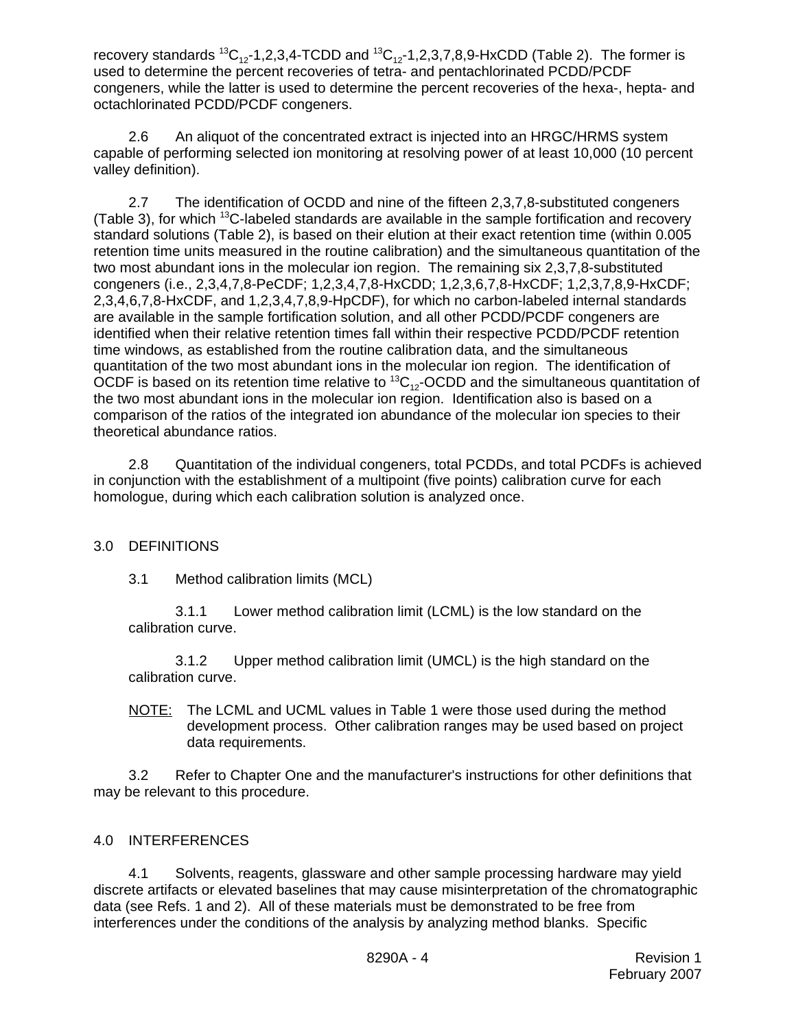recovery standards $^{13}C_{12}$-1,2,3,4-TCDD and $^{13}C_{12}$-1,2,3,7,8,9-HxCDD (Table 2). The former is used to determine the percent recoveries of tetra- and pentachlorinated PCDD/PCDF congeners, while the latter is used to determine the percent recoveries of the hexa-, hepta- and octachlorinated PCDD/PCDF congeners.

2.6 An aliquot of the concentrated extract is injected into an HRGC/HRMS system capable of performing selected ion monitoring at resolving power of at least 10,000 (10 percent valley definition).

2.7 The identification of OCDD and nine of the fifteen 2,3,7,8-substituted congeners (Table 3), for which $^{13}C$-labeled standards are available in the sample fortification and recovery standard solutions (Table 2), is based on their elution at their exact retention time (within 0.005 retention time units measured in the routine calibration) and the simultaneous quantitation of the two most abundant ions in the molecular ion region. The remaining six 2,3,7,8-substituted congeners (i.e., 2,3,4,7,8-PeCDF; 1,2,3,4,7,8-HxCDD; 1,2,3,6,7,8-HxCDF; 1,2,3,7,8,9-HxCDF; 2,3,4,6,7,8-HxCDF, and 1,2,3,4,7,8,9-HpCDF), for which no carbon-labeled internal standards are available in the sample fortification solution, and all other PCDD/PCDF congeners are identified when their relative retention times fall within their respective PCDD/PCDF retention time windows, as established from the routine calibration data, and the simultaneous quantitation of the two most abundant ions in the molecular ion region. The identification of OCDF is based on its retention time relative to $^{13}C_{12}$-OCDD and the simultaneous quantitation of the two most abundant ions in the molecular ion region. Identification also is based on a comparison of the ratios of the integrated ion abundance of the molecular ion species to their theoretical abundance ratios.

2.8 Quantitation of the individual congeners, total PCDDs, and total PCDFs is achieved in conjunction with the establishment of a multipoint (five points) calibration curve for each homologue, during which each calibration solution is analyzed once.

## 3.0 DEFINITIONS

3.1 Method calibration limits (MCL)

3.1.1 Lower method calibration limit (LCML) is the low standard on the calibration curve.

3.1.2 Upper method calibration limit (UMCL) is the high standard on the calibration curve.

NOTE: The LCML and UCML values in Table 1 were those used during the method development process. Other calibration ranges may be used based on project data requirements.

3.2 Refer to Chapter One and the manufacturer's instructions for other definitions that may be relevant to this procedure.

## 4.0 INTERFERENCES

4.1 Solvents, reagents, glassware and other sample processing hardware may yield discrete artifacts or elevated baselines that may cause misinterpretation of the chromatographic data (see Refs. 1 and 2). All of these materials must be demonstrated to be free from interferences under the conditions of the analysis by analyzing method blanks. Specific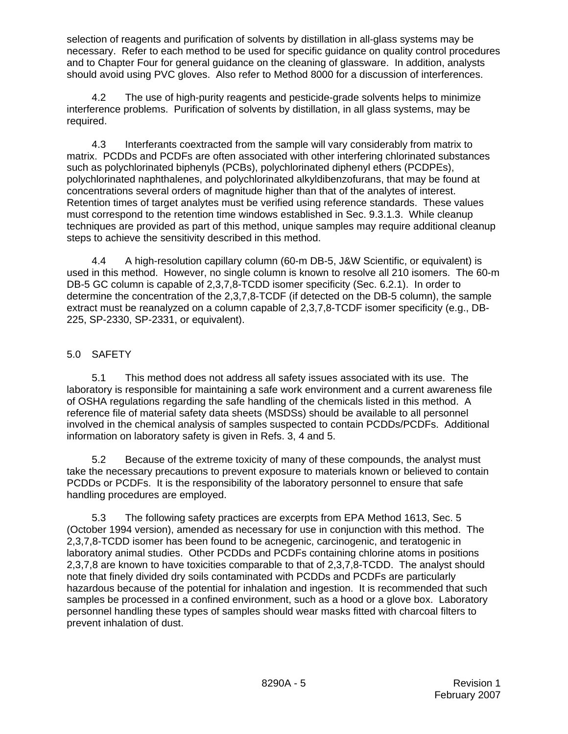selection of reagents and purification of solvents by distillation in all-glass systems may be necessary. Refer to each method to be used for specific guidance on quality control procedures and to Chapter Four for general guidance on the cleaning of glassware. In addition, analysts should avoid using PVC gloves. Also refer to Method 8000 for a discussion of interferences.

4.2 The use of high-purity reagents and pesticide-grade solvents helps to minimize interference problems. Purification of solvents by distillation, in all glass systems, may be required.

4.3 Interferants coextracted from the sample will vary considerably from matrix to matrix. PCDDs and PCDFs are often associated with other interfering chlorinated substances such as polychlorinated biphenyls (PCBs), polychlorinated diphenyl ethers (PCDPEs), polychlorinated naphthalenes, and polychlorinated alkyldibenzofurans, that may be found at concentrations several orders of magnitude higher than that of the analytes of interest. Retention times of target analytes must be verified using reference standards. These values must correspond to the retention time windows established in Sec. 9.3.1.3. While cleanup techniques are provided as part of this method, unique samples may require additional cleanup steps to achieve the sensitivity described in this method.

4.4 A high-resolution capillary column (60-m DB-5, J&W Scientific, or equivalent) is used in this method. However, no single column is known to resolve all 210 isomers. The 60-m DB-5 GC column is capable of 2,3,7,8-TCDD isomer specificity (Sec. 6.2.1). In order to determine the concentration of the 2,3,7,8-TCDF (if detected on the DB-5 column), the sample extract must be reanalyzed on a column capable of 2,3,7,8-TCDF isomer specificity (e.g., DB-225, SP-2330, SP-2331, or equivalent).

## 5.0 SAFETY

5.1 This method does not address all safety issues associated with its use. The laboratory is responsible for maintaining a safe work environment and a current awareness file of OSHA regulations regarding the safe handling of the chemicals listed in this method. A reference file of material safety data sheets (MSDSs) should be available to all personnel involved in the chemical analysis of samples suspected to contain PCDDs/PCDFs. Additional information on laboratory safety is given in Refs. 3, 4 and 5.

5.2 Because of the extreme toxicity of many of these compounds, the analyst must take the necessary precautions to prevent exposure to materials known or believed to contain PCDDs or PCDFs. It is the responsibility of the laboratory personnel to ensure that safe handling procedures are employed.

5.3 The following safety practices are excerpts from EPA Method 1613, Sec. 5 (October 1994 version), amended as necessary for use in conjunction with this method. The 2,3,7,8-TCDD isomer has been found to be acnegenic, carcinogenic, and teratogenic in laboratory animal studies. Other PCDDs and PCDFs containing chlorine atoms in positions 2,3,7,8 are known to have toxicities comparable to that of 2,3,7,8-TCDD. The analyst should note that finely divided dry soils contaminated with PCDDs and PCDFs are particularly hazardous because of the potential for inhalation and ingestion. It is recommended that such samples be processed in a confined environment, such as a hood or a glove box. Laboratory personnel handling these types of samples should wear masks fitted with charcoal filters to prevent inhalation of dust.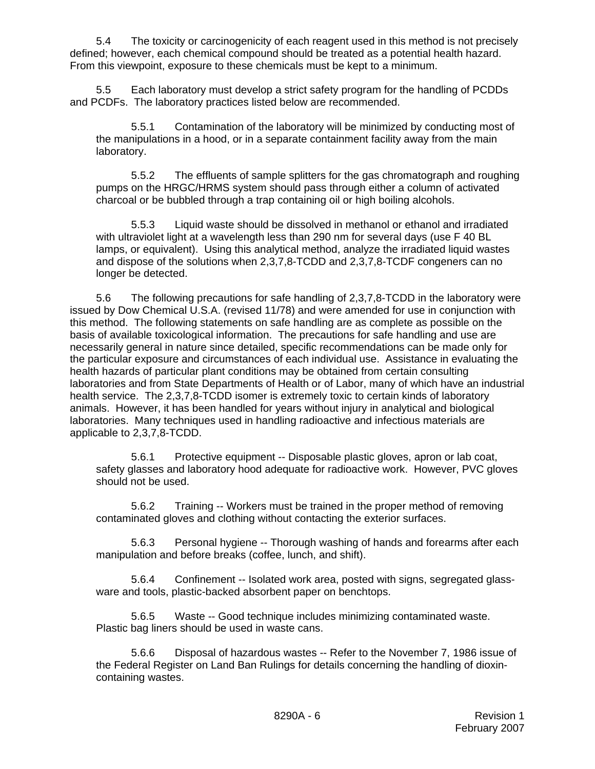5.4 The toxicity or carcinogenicity of each reagent used in this method is not precisely defined; however, each chemical compound should be treated as a potential health hazard. From this viewpoint, exposure to these chemicals must be kept to a minimum.

5.5 Each laboratory must develop a strict safety program for the handling of PCDDs and PCDFs. The laboratory practices listed below are recommended.

5.5.1 Contamination of the laboratory will be minimized by conducting most of the manipulations in a hood, or in a separate containment facility away from the main laboratory.

5.5.2 The effluents of sample splitters for the gas chromatograph and roughing pumps on the HRGC/HRMS system should pass through either a column of activated charcoal or be bubbled through a trap containing oil or high boiling alcohols.

5.5.3 Liquid waste should be dissolved in methanol or ethanol and irradiated with ultraviolet light at a wavelength less than 290 nm for several days (use F 40 BL lamps, or equivalent). Using this analytical method, analyze the irradiated liquid wastes and dispose of the solutions when 2,3,7,8-TCDD and 2,3,7,8-TCDF congeners can no longer be detected.

5.6 The following precautions for safe handling of 2,3,7,8-TCDD in the laboratory were issued by Dow Chemical U.S.A. (revised 11/78) and were amended for use in conjunction with this method. The following statements on safe handling are as complete as possible on the basis of available toxicological information. The precautions for safe handling and use are necessarily general in nature since detailed, specific recommendations can be made only for the particular exposure and circumstances of each individual use. Assistance in evaluating the health hazards of particular plant conditions may be obtained from certain consulting laboratories and from State Departments of Health or of Labor, many of which have an industrial health service. The 2,3,7,8-TCDD isomer is extremely toxic to certain kinds of laboratory animals. However, it has been handled for years without injury in analytical and biological laboratories. Many techniques used in handling radioactive and infectious materials are applicable to 2,3,7,8-TCDD.

5.6.1 Protective equipment -- Disposable plastic gloves, apron or lab coat, safety glasses and laboratory hood adequate for radioactive work. However, PVC gloves should not be used.

5.6.2 Training -- Workers must be trained in the proper method of removing contaminated gloves and clothing without contacting the exterior surfaces.

5.6.3 Personal hygiene -- Thorough washing of hands and forearms after each manipulation and before breaks (coffee, lunch, and shift).

5.6.4 Confinement -- Isolated work area, posted with signs, segregated glassware and tools, plastic-backed absorbent paper on benchtops.

5.6.5 Waste -- Good technique includes minimizing contaminated waste. Plastic bag liners should be used in waste cans.

5.6.6 Disposal of hazardous wastes -- Refer to the November 7, 1986 issue of the Federal Register on Land Ban Rulings for details concerning the handling of dioxin-containing wastes.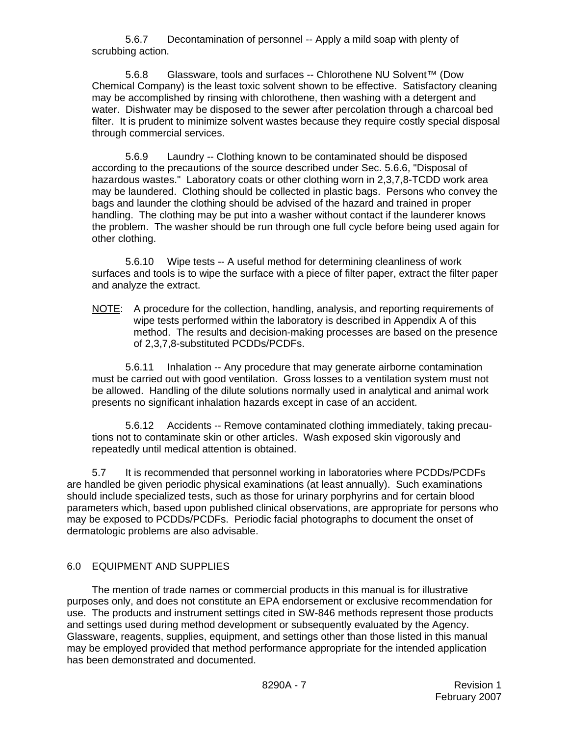5.6.7 Decontamination of personnel -- Apply a mild soap with plenty of scrubbing action.

5.6.8 Glassware, tools and surfaces -- Chlorothene NU Solvent™ (Dow Chemical Company) is the least toxic solvent shown to be effective. Satisfactory cleaning may be accomplished by rinsing with chlorothene, then washing with a detergent and water. Dishwater may be disposed to the sewer after percolation through a charcoal bed filter. It is prudent to minimize solvent wastes because they require costly special disposal through commercial services.

5.6.9 Laundry -- Clothing known to be contaminated should be disposed according to the precautions of the source described under Sec. 5.6.6, "Disposal of hazardous wastes." Laboratory coats or other clothing worn in 2,3,7,8-TCDD work area may be laundered. Clothing should be collected in plastic bags. Persons who convey the bags and launder the clothing should be advised of the hazard and trained in proper handling. The clothing may be put into a washer without contact if the launderer knows the problem. The washer should be run through one full cycle before being used again for other clothing.

5.6.10 Wipe tests -- A useful method for determining cleanliness of work surfaces and tools is to wipe the surface with a piece of filter paper, extract the filter paper and analyze the extract.

NOTE: A procedure for the collection, handling, analysis, and reporting requirements of wipe tests performed within the laboratory is described in Appendix A of this method. The results and decision-making processes are based on the presence of 2,3,7,8-substituted PCDDs/PCDFs.

5.6.11 Inhalation -- Any procedure that may generate airborne contamination must be carried out with good ventilation. Gross losses to a ventilation system must not be allowed. Handling of the dilute solutions normally used in analytical and animal work presents no significant inhalation hazards except in case of an accident.

5.6.12 Accidents -- Remove contaminated clothing immediately, taking precautions not to contaminate skin or other articles. Wash exposed skin vigorously and repeatedly until medical attention is obtained.

5.7 It is recommended that personnel working in laboratories where PCDDs/PCDFs are handled be given periodic physical examinations (at least annually). Such examinations should include specialized tests, such as those for urinary porphyrins and for certain blood parameters which, based upon published clinical observations, are appropriate for persons who may be exposed to PCDDs/PCDFs. Periodic facial photographs to document the onset of dermatologic problems are also advisable.

## 6.0 EQUIPMENT AND SUPPLIES

The mention of trade names or commercial products in this manual is for illustrative purposes only, and does not constitute an EPA endorsement or exclusive recommendation for use. The products and instrument settings cited in SW-846 methods represent those products and settings used during method development or subsequently evaluated by the Agency. Glassware, reagents, supplies, equipment, and settings other than those listed in this manual may be employed provided that method performance appropriate for the intended application has been demonstrated and documented.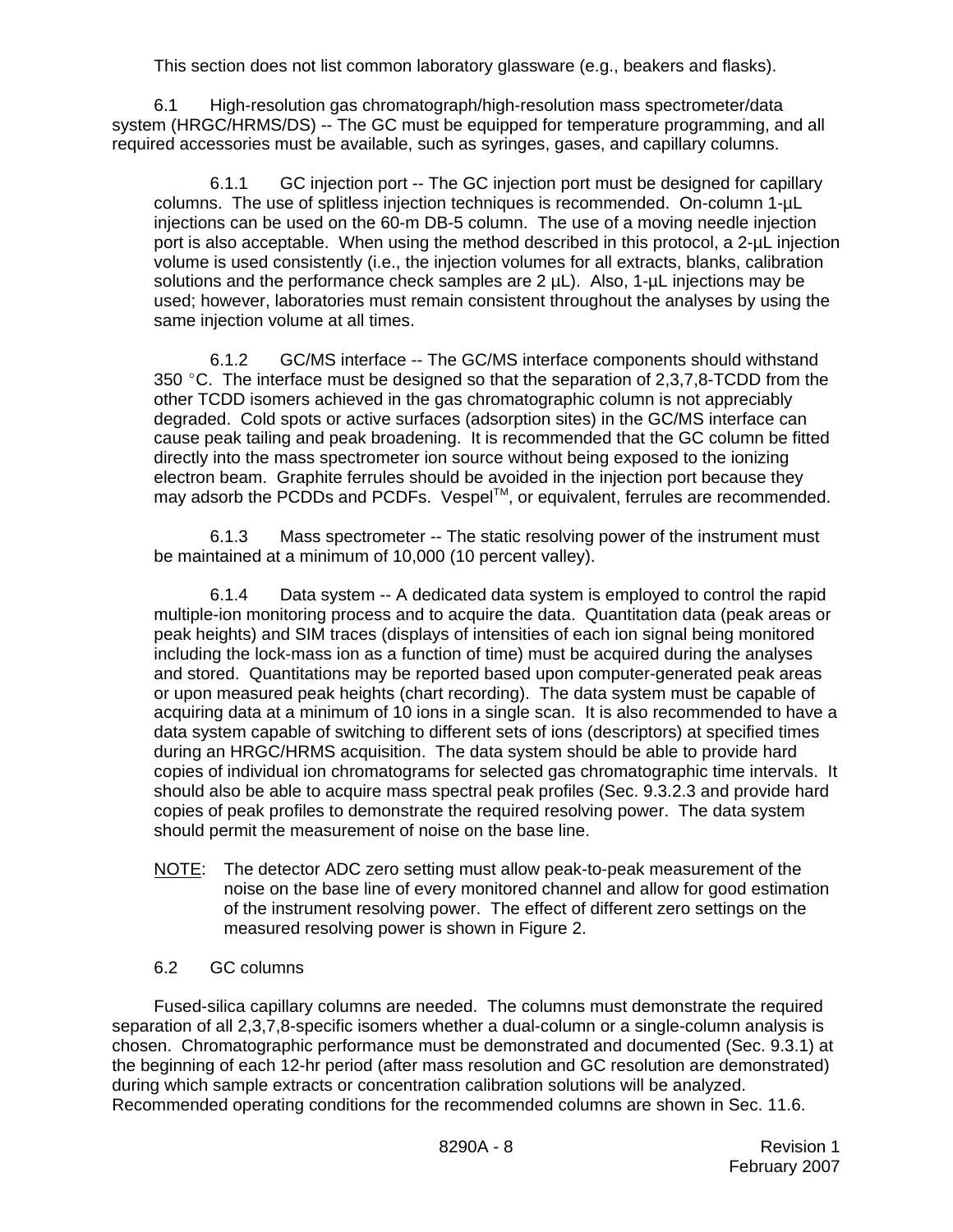This section does not list common laboratory glassware (e.g., beakers and flasks).

6.1 High-resolution gas chromatograph/high-resolution mass spectrometer/data system (HRGC/HRMS/DS) -- The GC must be equipped for temperature programming, and all required accessories must be available, such as syringes, gases, and capillary columns.

6.1.1 GC injection port -- The GC injection port must be designed for capillary columns. The use of splitless injection techniques is recommended. On-column 1-µL injections can be used on the 60-m DB-5 column. The use of a moving needle injection port is also acceptable. When using the method described in this protocol, a 2-µL injection volume is used consistently (i.e., the injection volumes for all extracts, blanks, calibration solutions and the performance check samples are 2 µL). Also, 1-µL injections may be used; however, laboratories must remain consistent throughout the analyses by using the same injection volume at all times.

6.1.2 GC/MS interface -- The GC/MS interface components should withstand 350 °C. The interface must be designed so that the separation of 2,3,7,8-TCDD from the other TCDD isomers achieved in the gas chromatographic column is not appreciably degraded. Cold spots or active surfaces (adsorption sites) in the GC/MS interface can cause peak tailing and peak broadening. It is recommended that the GC column be fitted directly into the mass spectrometer ion source without being exposed to the ionizing electron beam. Graphite ferrules should be avoided in the injection port because they may adsorb the PCDDs and PCDFs. Vespel™, or equivalent, ferrules are recommended.

6.1.3 Mass spectrometer -- The static resolving power of the instrument must be maintained at a minimum of 10,000 (10 percent valley).

6.1.4 Data system -- A dedicated data system is employed to control the rapid multiple-ion monitoring process and to acquire the data. Quantitation data (peak areas or peak heights) and SIM traces (displays of intensities of each ion signal being monitored including the lock-mass ion as a function of time) must be acquired during the analyses and stored. Quantitations may be reported based upon computer-generated peak areas or upon measured peak heights (chart recording). The data system must be capable of acquiring data at a minimum of 10 ions in a single scan. It is also recommended to have a data system capable of switching to different sets of ions (descriptors) at specified times during an HRGC/HRMS acquisition. The data system should be able to provide hard copies of individual ion chromatograms for selected gas chromatographic time intervals. It should also be able to acquire mass spectral peak profiles (Sec. 9.3.2.3 and provide hard copies of peak profiles to demonstrate the required resolving power. The data system should permit the measurement of noise on the base line.

<u>NOTE</u>: The detector ADC zero setting must allow peak-to-peak measurement of the noise on the base line of every monitored channel and allow for good estimation of the instrument resolving power. The effect of different zero settings on the measured resolving power is shown in Figure 2.

6.2 GC columns

Fused-silica capillary columns are needed. The columns must demonstrate the required separation of all 2,3,7,8-specific isomers whether a dual-column or a single-column analysis is chosen. Chromatographic performance must be demonstrated and documented (Sec. 9.3.1) at the beginning of each 12-hr period (after mass resolution and GC resolution are demonstrated) during which sample extracts or concentration calibration solutions will be analyzed. Recommended operating conditions for the recommended columns are shown in Sec. 11.6.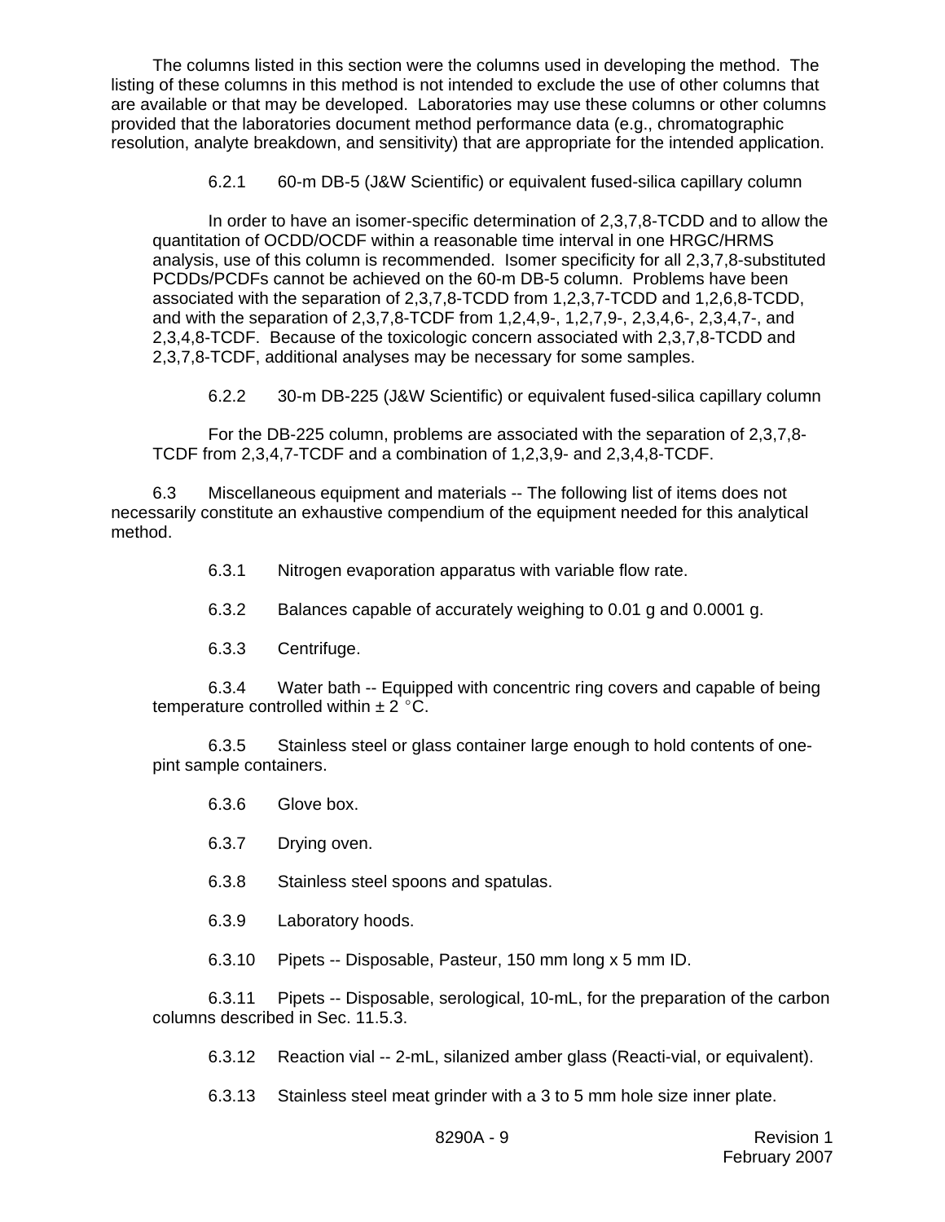The columns listed in this section were the columns used in developing the method. The listing of these columns in this method is not intended to exclude the use of other columns that are available or that may be developed. Laboratories may use these columns or other columns provided that the laboratories document method performance data (e.g., chromatographic resolution, analyte breakdown, and sensitivity) that are appropriate for the intended application.

6.2.1 60-m DB-5 (J&W Scientific) or equivalent fused-silica capillary column

In order to have an isomer-specific determination of 2,3,7,8-TCDD and to allow the quantitation of OCDD/OCDF within a reasonable time interval in one HRGC/HRMS analysis, use of this column is recommended. Isomer specificity for all 2,3,7,8-substituted PCDDs/PCDFs cannot be achieved on the 60-m DB-5 column. Problems have been associated with the separation of 2,3,7,8-TCDD from 1,2,3,7-TCDD and 1,2,6,8-TCDD, and with the separation of 2,3,7,8-TCDF from 1,2,4,9-, 1,2,7,9-, 2,3,4,6-, 2,3,4,7-, and 2,3,4,8-TCDF. Because of the toxicologic concern associated with 2,3,7,8-TCDD and 2,3,7,8-TCDF, additional analyses may be necessary for some samples.

6.2.2 30-m DB-225 (J&W Scientific) or equivalent fused-silica capillary column

For the DB-225 column, problems are associated with the separation of 2,3,7,8-TCDF from 2,3,4,7-TCDF and a combination of 1,2,3,9- and 2,3,4,8-TCDF.

6.3 Miscellaneous equipment and materials -- The following list of items does not necessarily constitute an exhaustive compendium of the equipment needed for this analytical method.

6.3.1 Nitrogen evaporation apparatus with variable flow rate.

6.3.2 Balances capable of accurately weighing to 0.01 g and 0.0001 g.

6.3.3 Centrifuge.

6.3.4 Water bath -- Equipped with concentric ring covers and capable of being temperature controlled within ± 2 °C.

6.3.5 Stainless steel or glass container large enough to hold contents of one-pint sample containers.

6.3.6 Glove box.

6.3.7 Drying oven.

6.3.8 Stainless steel spoons and spatulas.

6.3.9 Laboratory hoods.

6.3.10 Pipets -- Disposable, Pasteur, 150 mm long x 5 mm ID.

6.3.11 Pipets -- Disposable, serological, 10-mL, for the preparation of the carbon columns described in Sec. 11.5.3.

6.3.12 Reaction vial -- 2-mL, silanized amber glass (Reacti-vial, or equivalent).

6.3.13 Stainless steel meat grinder with a 3 to 5 mm hole size inner plate.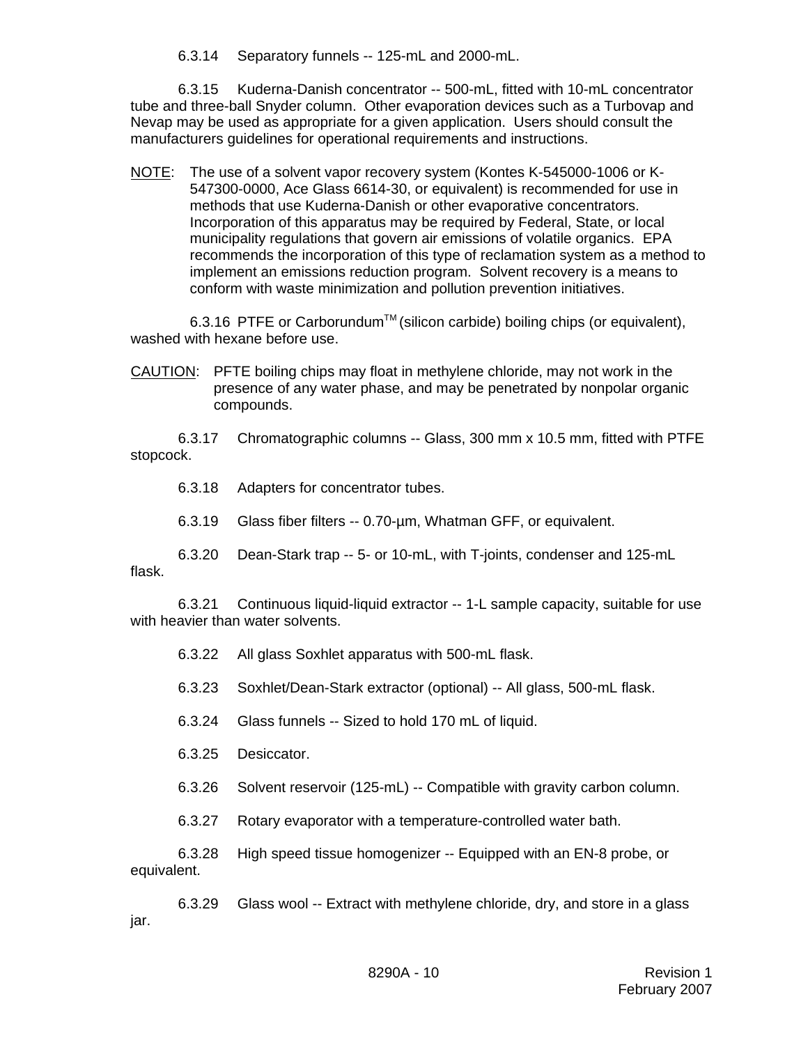6.3.14 Separatory funnels -- 125-mL and 2000-mL.

6.3.15 Kuderna-Danish concentrator -- 500-mL, fitted with 10-mL concentrator tube and three-ball Snyder column. Other evaporation devices such as a Turbovap and Nevap may be used as appropriate for a given application. Users should consult the manufacturers guidelines for operational requirements and instructions.

NOTE: The use of a solvent vapor recovery system (Kontes K-545000-1006 or K-547300-0000, Ace Glass 6614-30, or equivalent) is recommended for use in methods that use Kuderna-Danish or other evaporative concentrators. Incorporation of this apparatus may be required by Federal, State, or local municipality regulations that govern air emissions of volatile organics. EPA recommends the incorporation of this type of reclamation system as a method to implement an emissions reduction program. Solvent recovery is a means to conform with waste minimization and pollution prevention initiatives.

6.3.16 PTFE or Carborundum™ (silicon carbide) boiling chips (or equivalent), washed with hexane before use.

CAUTION: PFTE boiling chips may float in methylene chloride, may not work in the presence of any water phase, and may be penetrated by nonpolar organic compounds.

6.3.17 Chromatographic columns -- Glass, 300 mm x 10.5 mm, fitted with PTFE stopcock.

6.3.18 Adapters for concentrator tubes.

6.3.19 Glass fiber filters -- 0.70-µm, Whatman GFF, or equivalent.

6.3.20 Dean-Stark trap -- 5- or 10-mL, with T-joints, condenser and 125-mL flask.

6.3.21 Continuous liquid-liquid extractor -- 1-L sample capacity, suitable for use with heavier than water solvents.

6.3.22 All glass Soxhlet apparatus with 500-mL flask.

6.3.23 Soxhlet/Dean-Stark extractor (optional) -- All glass, 500-mL flask.

6.3.24 Glass funnels -- Sized to hold 170 mL of liquid.

6.3.25 Desiccator.

6.3.26 Solvent reservoir (125-mL) -- Compatible with gravity carbon column.

6.3.27 Rotary evaporator with a temperature-controlled water bath.

6.3.28 High speed tissue homogenizer -- Equipped with an EN-8 probe, or equivalent.

6.3.29 Glass wool -- Extract with methylene chloride, dry, and store in a glass jar.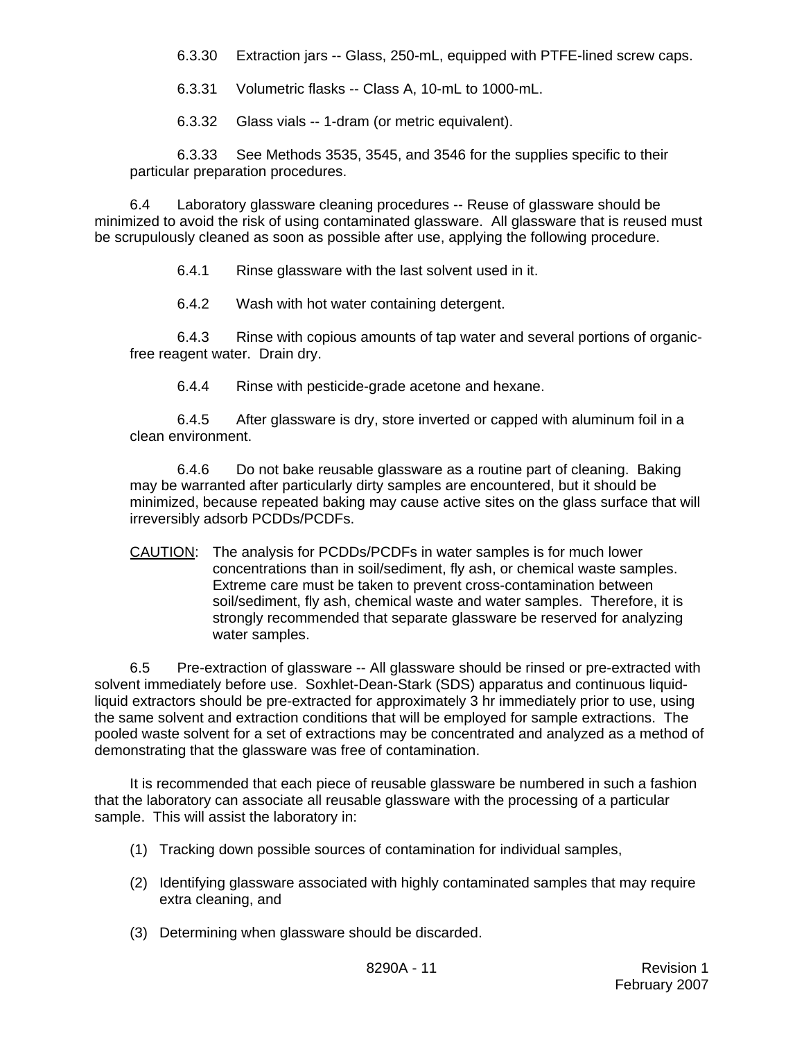6.3.30 Extraction jars -- Glass, 250-mL, equipped with PTFE-lined screw caps.

6.3.31 Volumetric flasks -- Class A, 10-mL to 1000-mL.

6.3.32 Glass vials -- 1-dram (or metric equivalent).

6.3.33 See Methods 3535, 3545, and 3546 for the supplies specific to their particular preparation procedures.

6.4 Laboratory glassware cleaning procedures -- Reuse of glassware should be minimized to avoid the risk of using contaminated glassware. All glassware that is reused must be scrupulously cleaned as soon as possible after use, applying the following procedure.

6.4.1 Rinse glassware with the last solvent used in it.

6.4.2 Wash with hot water containing detergent.

6.4.3 Rinse with copious amounts of tap water and several portions of organic-free reagent water. Drain dry.

6.4.4 Rinse with pesticide-grade acetone and hexane.

6.4.5 After glassware is dry, store inverted or capped with aluminum foil in a clean environment.

6.4.6 Do not bake reusable glassware as a routine part of cleaning. Baking may be warranted after particularly dirty samples are encountered, but it should be minimized, because repeated baking may cause active sites on the glass surface that will irreversibly adsorb PCDDs/PCDFs.

CAUTION: The analysis for PCDDs/PCDFs in water samples is for much lower concentrations than in soil/sediment, fly ash, or chemical waste samples. Extreme care must be taken to prevent cross-contamination between soil/sediment, fly ash, chemical waste and water samples. Therefore, it is strongly recommended that separate glassware be reserved for analyzing water samples.

6.5 Pre-extraction of glassware -- All glassware should be rinsed or pre-extracted with solvent immediately before use. Soxhlet-Dean-Stark (SDS) apparatus and continuous liquid-liquid extractors should be pre-extracted for approximately 3 hr immediately prior to use, using the same solvent and extraction conditions that will be employed for sample extractions. The pooled waste solvent for a set of extractions may be concentrated and analyzed as a method of demonstrating that the glassware was free of contamination.

It is recommended that each piece of reusable glassware be numbered in such a fashion that the laboratory can associate all reusable glassware with the processing of a particular sample. This will assist the laboratory in:

(1) Tracking down possible sources of contamination for individual samples,

(2) Identifying glassware associated with highly contaminated samples that may require extra cleaning, and

(3) Determining when glassware should be discarded.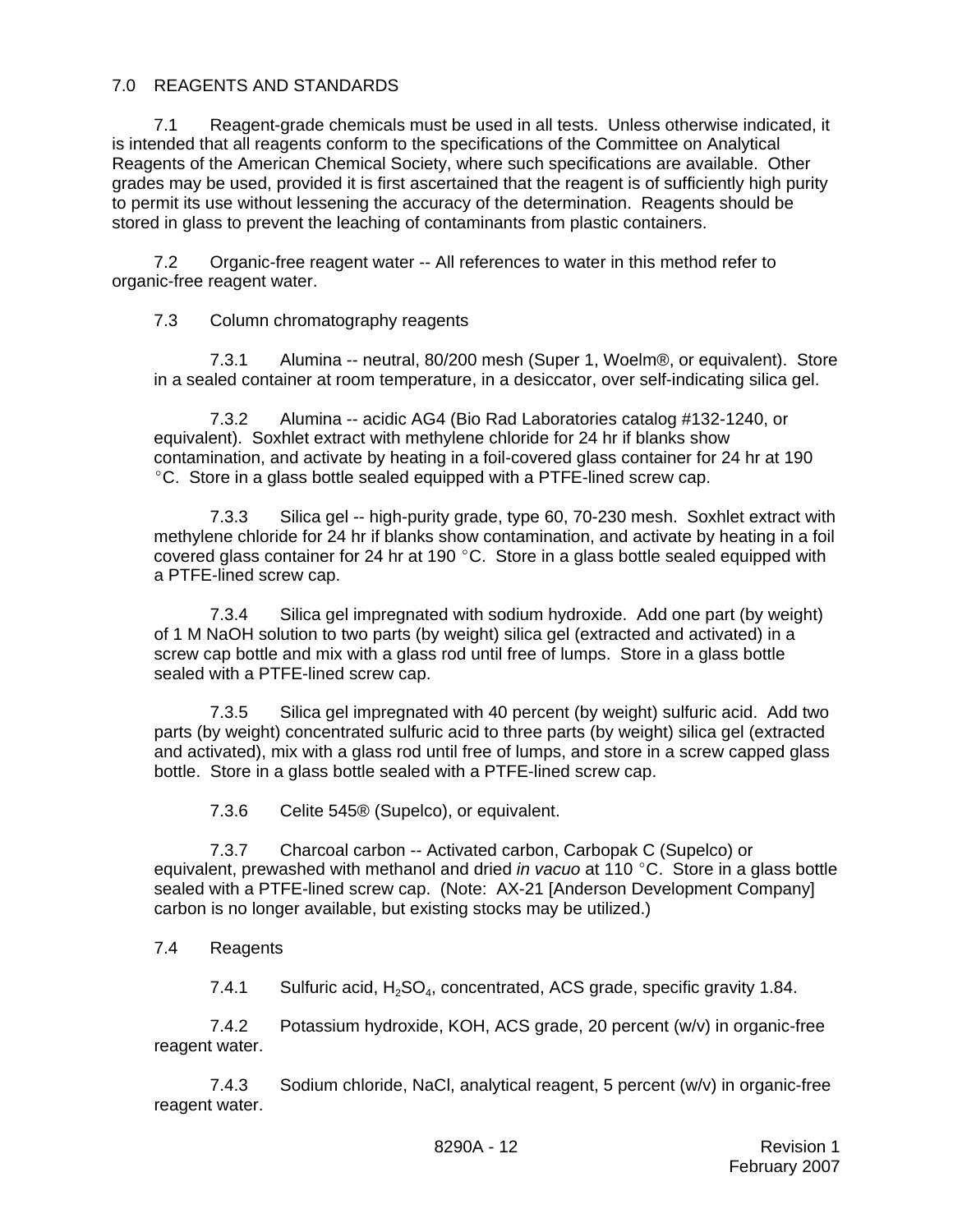## 7.0 REAGENTS AND STANDARDS

7.1 Reagent-grade chemicals must be used in all tests. Unless otherwise indicated, it is intended that all reagents conform to the specifications of the Committee on Analytical Reagents of the American Chemical Society, where such specifications are available. Other grades may be used, provided it is first ascertained that the reagent is of sufficiently high purity to permit its use without lessening the accuracy of the determination. Reagents should be stored in glass to prevent the leaching of contaminants from plastic containers.

7.2 Organic-free reagent water -- All references to water in this method refer to organic-free reagent water.

7.3 Column chromatography reagents

7.3.1 Alumina -- neutral, 80/200 mesh (Super 1, Woelm®, or equivalent). Store in a sealed container at room temperature, in a desiccator, over self-indicating silica gel.

7.3.2 Alumina -- acidic AG4 (Bio Rad Laboratories catalog #132-1240, or equivalent). Soxhlet extract with methylene chloride for 24 hr if blanks show contamination, and activate by heating in a foil-covered glass container for 24 hr at 190 °C. Store in a glass bottle sealed equipped with a PTFE-lined screw cap.

7.3.3 Silica gel -- high-purity grade, type 60, 70-230 mesh. Soxhlet extract with methylene chloride for 24 hr if blanks show contamination, and activate by heating in a foil covered glass container for 24 hr at 190 °C. Store in a glass bottle sealed equipped with a PTFE-lined screw cap.

7.3.4 Silica gel impregnated with sodium hydroxide. Add one part (by weight) of 1 M NaOH solution to two parts (by weight) silica gel (extracted and activated) in a screw cap bottle and mix with a glass rod until free of lumps. Store in a glass bottle sealed with a PTFE-lined screw cap.

7.3.5 Silica gel impregnated with 40 percent (by weight) sulfuric acid. Add two parts (by weight) concentrated sulfuric acid to three parts (by weight) silica gel (extracted and activated), mix with a glass rod until free of lumps, and store in a screw capped glass bottle. Store in a glass bottle sealed with a PTFE-lined screw cap.

7.3.6 Celite 545® (Supelco), or equivalent.

7.3.7 Charcoal carbon -- Activated carbon, Carbopak C (Supelco) or equivalent, prewashed with methanol and dried *in vacuo* at 110 °C. Store in a glass bottle sealed with a PTFE-lined screw cap. (Note: AX-21 [Anderson Development Company] carbon is no longer available, but existing stocks may be utilized.)

7.4 Reagents

7.4.1 Sulfuric acid, $H_2SO_4$, concentrated, ACS grade, specific gravity 1.84.

7.4.2 Potassium hydroxide, KOH, ACS grade, 20 percent (w/v) in organic-free reagent water.

7.4.3 Sodium chloride, NaCl, analytical reagent, 5 percent (w/v) in organic-free reagent water.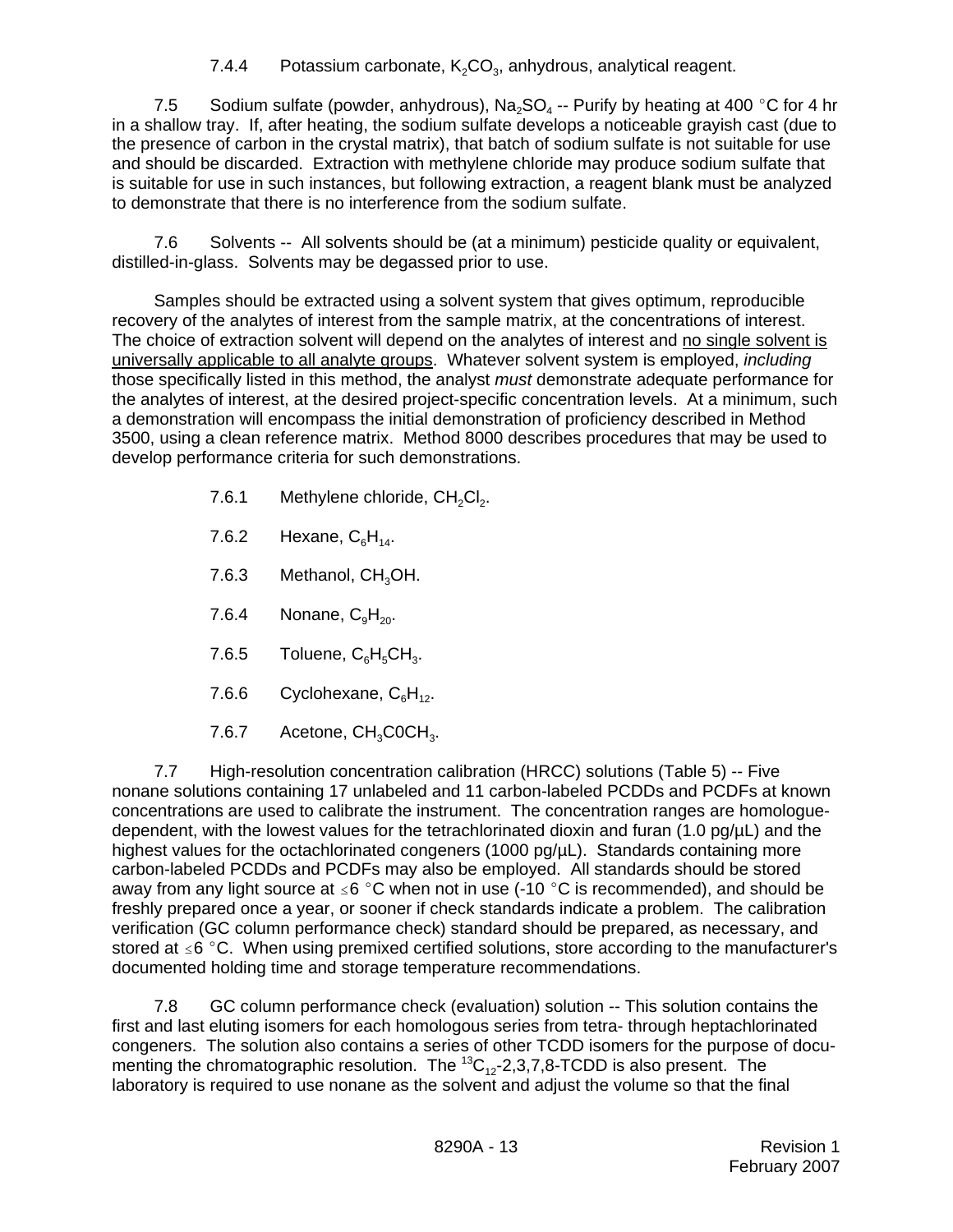7.4.4 Potassium carbonate, $K_2CO_3$, anhydrous, analytical reagent.

7.5 Sodium sulfate (powder, anhydrous), $Na_2SO_4$ -- Purify by heating at 400 °C for 4 hr in a shallow tray. If, after heating, the sodium sulfate develops a noticeable grayish cast (due to the presence of carbon in the crystal matrix), that batch of sodium sulfate is not suitable for use and should be discarded. Extraction with methylene chloride may produce sodium sulfate that is suitable for use in such instances, but following extraction, a reagent blank must be analyzed to demonstrate that there is no interference from the sodium sulfate.

7.6 Solvents -- All solvents should be (at a minimum) pesticide quality or equivalent, distilled-in-glass. Solvents may be degassed prior to use.

Samples should be extracted using a solvent system that gives optimum, reproducible recovery of the analytes of interest from the sample matrix, at the concentrations of interest. The choice of extraction solvent will depend on the analytes of interest and no single solvent is universally applicable to all analyte groups. Whatever solvent system is employed, *including* those specifically listed in this method, the analyst *must* demonstrate adequate performance for the analytes of interest, at the desired project-specific concentration levels. At a minimum, such a demonstration will encompass the initial demonstration of proficiency described in Method 3500, using a clean reference matrix. Method 8000 describes procedures that may be used to develop performance criteria for such demonstrations.

7.6.1 Methylene chloride, $CH_2Cl_2$.

7.6.2 Hexane, $C_6H_{14}$.

7.6.3 Methanol, $CH_3OH$.

7.6.4 Nonane, $C_9H_{20}$.

7.6.5 Toluene, $C_6H_5CH_3$.

7.6.6 Cyclohexane, $C_6H_{12}$.

7.6.7 Acetone, $CH_3C0CH_3$.

7.7 High-resolution concentration calibration (HRCC) solutions (Table 5) -- Five nonane solutions containing 17 unlabeled and 11 carbon-labeled PCDDs and PCDFs at known concentrations are used to calibrate the instrument. The concentration ranges are homologue-dependent, with the lowest values for the tetrachlorinated dioxin and furan (1.0 pg/µL) and the highest values for the octachlorinated congeners (1000 pg/µL). Standards containing more carbon-labeled PCDDs and PCDFs may also be employed. All standards should be stored away from any light source at ≤6 °C when not in use (-10 °C is recommended), and should be freshly prepared once a year, or sooner if check standards indicate a problem. The calibration verification (GC column performance check) standard should be prepared, as necessary, and stored at ≤6 °C. When using premixed certified solutions, store according to the manufacturer's documented holding time and storage temperature recommendations.

7.8 GC column performance check (evaluation) solution -- This solution contains the first and last eluting isomers for each homologous series from tetra- through heptachlorinated congeners. The solution also contains a series of other TCDD isomers for the purpose of documenting the chromatographic resolution. The $^{13}C_{12}$-2,3,7,8-TCDD is also present. The laboratory is required to use nonane as the solvent and adjust the volume so that the final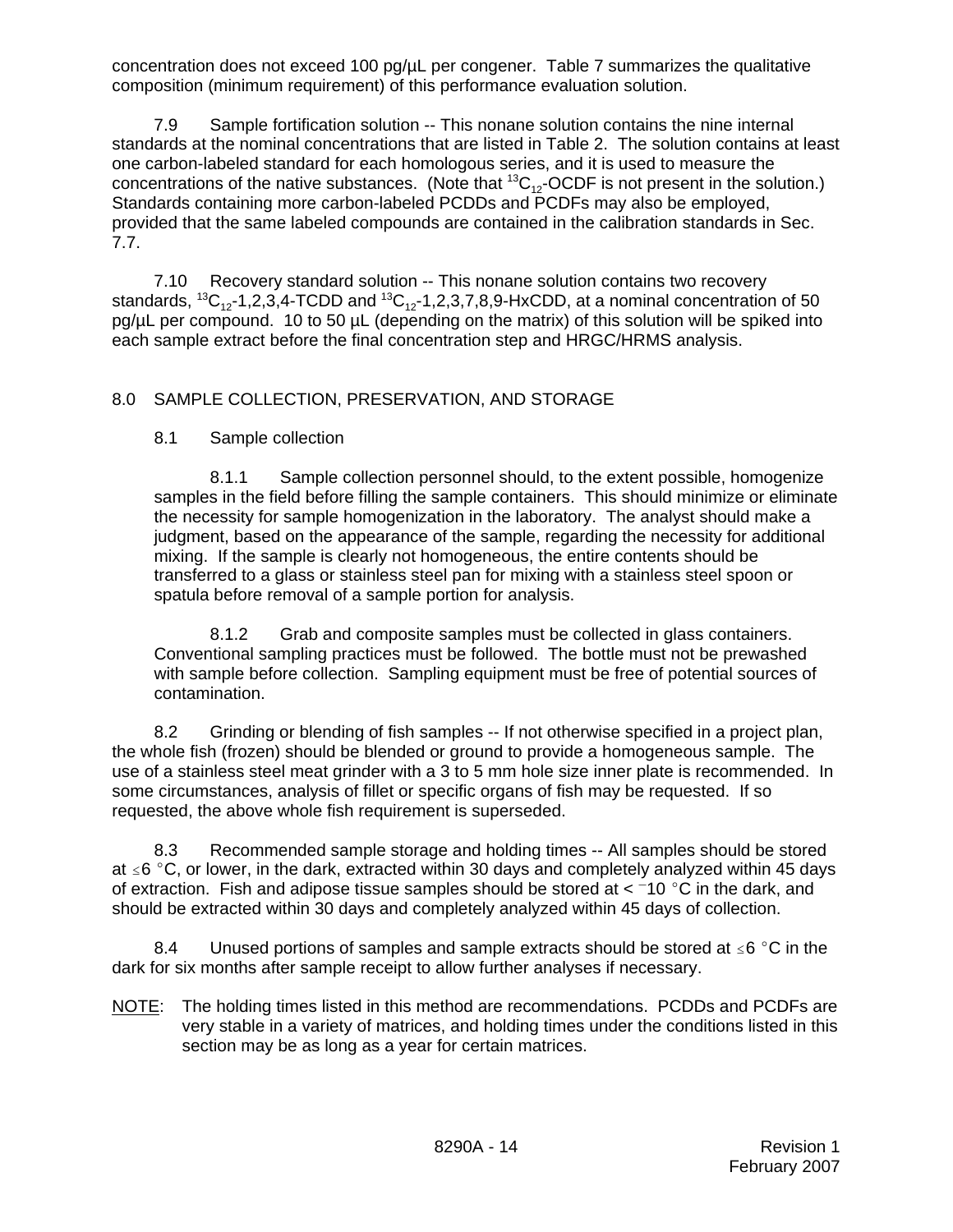concentration does not exceed 100 pg/µL per congener. Table 7 summarizes the qualitative composition (minimum requirement) of this performance evaluation solution.

7.9 Sample fortification solution -- This nonane solution contains the nine internal standards at the nominal concentrations that are listed in Table 2. The solution contains at least one carbon-labeled standard for each homologous series, and it is used to measure the concentrations of the native substances. (Note that $^{13}C_{12}$-OCDF is not present in the solution.) Standards containing more carbon-labeled PCDDs and PCDFs may also be employed, provided that the same labeled compounds are contained in the calibration standards in Sec. 7.7.

7.10 Recovery standard solution -- This nonane solution contains two recovery standards, $^{13}C_{12}$-1,2,3,4-TCDD and $^{13}C_{12}$-1,2,3,7,8,9-HxCDD, at a nominal concentration of 50 pg/µL per compound. 10 to 50 µL (depending on the matrix) of this solution will be spiked into each sample extract before the final concentration step and HRGC/HRMS analysis.

## 8.0 SAMPLE COLLECTION, PRESERVATION, AND STORAGE

### 8.1 Sample collection

8.1.1 Sample collection personnel should, to the extent possible, homogenize samples in the field before filling the sample containers. This should minimize or eliminate the necessity for sample homogenization in the laboratory. The analyst should make a judgment, based on the appearance of the sample, regarding the necessity for additional mixing. If the sample is clearly not homogeneous, the entire contents should be transferred to a glass or stainless steel pan for mixing with a stainless steel spoon or spatula before removal of a sample portion for analysis.

8.1.2 Grab and composite samples must be collected in glass containers. Conventional sampling practices must be followed. The bottle must not be prewashed with sample before collection. Sampling equipment must be free of potential sources of contamination.

8.2 Grinding or blending of fish samples -- If not otherwise specified in a project plan, the whole fish (frozen) should be blended or ground to provide a homogeneous sample. The use of a stainless steel meat grinder with a 3 to 5 mm hole size inner plate is recommended. In some circumstances, analysis of fillet or specific organs of fish may be requested. If so requested, the above whole fish requirement is superseded.

8.3 Recommended sample storage and holding times -- All samples should be stored at ≤6 °C, or lower, in the dark, extracted within 30 days and completely analyzed within 45 days of extraction. Fish and adipose tissue samples should be stored at < −10 °C in the dark, and should be extracted within 30 days and completely analyzed within 45 days of collection.

8.4 Unused portions of samples and sample extracts should be stored at ≤6 °C in the dark for six months after sample receipt to allow further analyses if necessary.

<u>NOTE</u>: The holding times listed in this method are recommendations. PCDDs and PCDFs are very stable in a variety of matrices, and holding times under the conditions listed in this section may be as long as a year for certain matrices.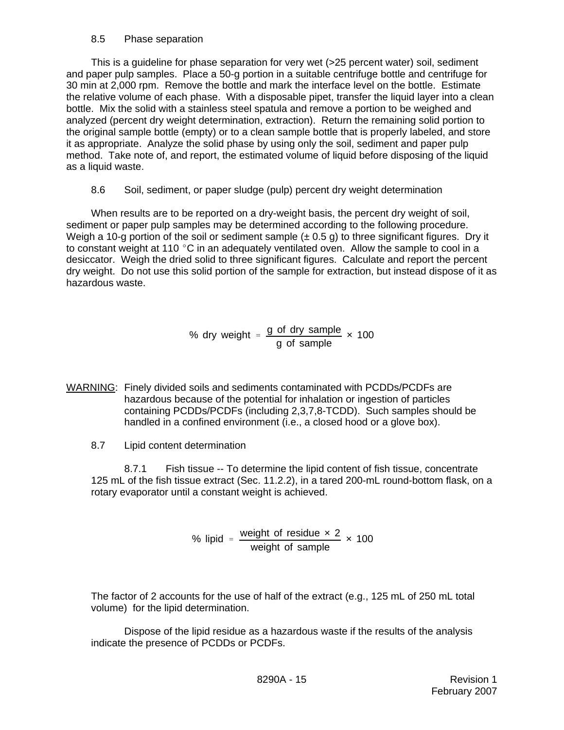## 8.5 Phase separation

This is a guideline for phase separation for very wet (>25 percent water) soil, sediment and paper pulp samples. Place a 50-g portion in a suitable centrifuge bottle and centrifuge for 30 min at 2,000 rpm. Remove the bottle and mark the interface level on the bottle. Estimate the relative volume of each phase. With a disposable pipet, transfer the liquid layer into a clean bottle. Mix the solid with a stainless steel spatula and remove a portion to be weighed and analyzed (percent dry weight determination, extraction). Return the remaining solid portion to the original sample bottle (empty) or to a clean sample bottle that is properly labeled, and store it as appropriate. Analyze the solid phase by using only the soil, sediment and paper pulp method. Take note of, and report, the estimated volume of liquid before disposing of the liquid as a liquid waste.

## 8.6 Soil, sediment, or paper sludge (pulp) percent dry weight determination

When results are to be reported on a dry-weight basis, the percent dry weight of soil, sediment or paper pulp samples may be determined according to the following procedure. Weigh a 10-g portion of the soil or sediment sample (± 0.5 g) to three significant figures. Dry it to constant weight at 110 °C in an adequately ventilated oven. Allow the sample to cool in a desiccator. Weigh the dried solid to three significant figures. Calculate and report the percent dry weight. Do not use this solid portion of the sample for extraction, but instead dispose of it as hazardous waste.

$$\%\ \text{dry weight} = \frac{\text{g of dry sample}}{\text{g of sample}} \times 100$$

<u>WARNING</u>: Finely divided soils and sediments contaminated with PCDDs/PCDFs are hazardous because of the potential for inhalation or ingestion of particles containing PCDDs/PCDFs (including 2,3,7,8-TCDD). Such samples should be handled in a confined environment (i.e., a closed hood or a glove box).

## 8.7 Lipid content determination

8.7.1 Fish tissue -- To determine the lipid content of fish tissue, concentrate 125 mL of the fish tissue extract (Sec. 11.2.2), in a tared 200-mL round-bottom flask, on a rotary evaporator until a constant weight is achieved.

$$\%\ \text{lipid} = \frac{\text{weight of residue} \times 2}{\text{weight of sample}} \times 100$$

The factor of 2 accounts for the use of half of the extract (e.g., 125 mL of 250 mL total volume) for the lipid determination.

Dispose of the lipid residue as a hazardous waste if the results of the analysis indicate the presence of PCDDs or PCDFs.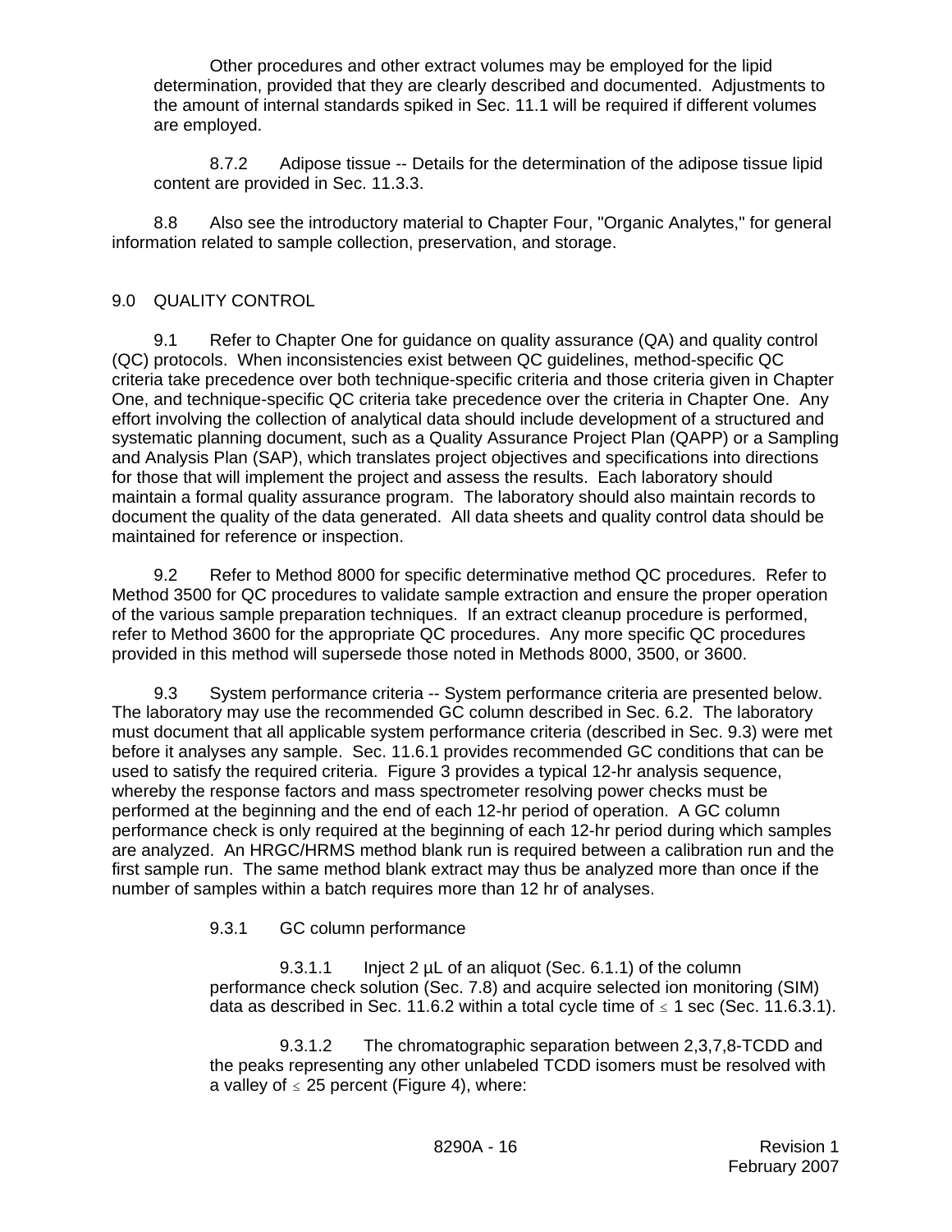Other procedures and other extract volumes may be employed for the lipid determination, provided that they are clearly described and documented. Adjustments to the amount of internal standards spiked in Sec. 11.1 will be required if different volumes are employed.

8.7.2 Adipose tissue -- Details for the determination of the adipose tissue lipid content are provided in Sec. 11.3.3.

8.8 Also see the introductory material to Chapter Four, "Organic Analytes," for general information related to sample collection, preservation, and storage.

## 9.0 QUALITY CONTROL

9.1 Refer to Chapter One for guidance on quality assurance (QA) and quality control (QC) protocols. When inconsistencies exist between QC guidelines, method-specific QC criteria take precedence over both technique-specific criteria and those criteria given in Chapter One, and technique-specific QC criteria take precedence over the criteria in Chapter One. Any effort involving the collection of analytical data should include development of a structured and systematic planning document, such as a Quality Assurance Project Plan (QAPP) or a Sampling and Analysis Plan (SAP), which translates project objectives and specifications into directions for those that will implement the project and assess the results. Each laboratory should maintain a formal quality assurance program. The laboratory should also maintain records to document the quality of the data generated. All data sheets and quality control data should be maintained for reference or inspection.

9.2 Refer to Method 8000 for specific determinative method QC procedures. Refer to Method 3500 for QC procedures to validate sample extraction and ensure the proper operation of the various sample preparation techniques. If an extract cleanup procedure is performed, refer to Method 3600 for the appropriate QC procedures. Any more specific QC procedures provided in this method will supersede those noted in Methods 8000, 3500, or 3600.

9.3 System performance criteria -- System performance criteria are presented below. The laboratory may use the recommended GC column described in Sec. 6.2. The laboratory must document that all applicable system performance criteria (described in Sec. 9.3) were met before it analyses any sample. Sec. 11.6.1 provides recommended GC conditions that can be used to satisfy the required criteria. Figure 3 provides a typical 12-hr analysis sequence, whereby the response factors and mass spectrometer resolving power checks must be performed at the beginning and the end of each 12-hr period of operation. A GC column performance check is only required at the beginning of each 12-hr period during which samples are analyzed. An HRGC/HRMS method blank run is required between a calibration run and the first sample run. The same method blank extract may thus be analyzed more than once if the number of samples within a batch requires more than 12 hr of analyses.

9.3.1 GC column performance

9.3.1.1 Inject 2 µL of an aliquot (Sec. 6.1.1) of the column performance check solution (Sec. 7.8) and acquire selected ion monitoring (SIM) data as described in Sec. 11.6.2 within a total cycle time of ≤ 1 sec (Sec. 11.6.3.1).

9.3.1.2 The chromatographic separation between 2,3,7,8-TCDD and the peaks representing any other unlabeled TCDD isomers must be resolved with a valley of ≤ 25 percent (Figure 4), where: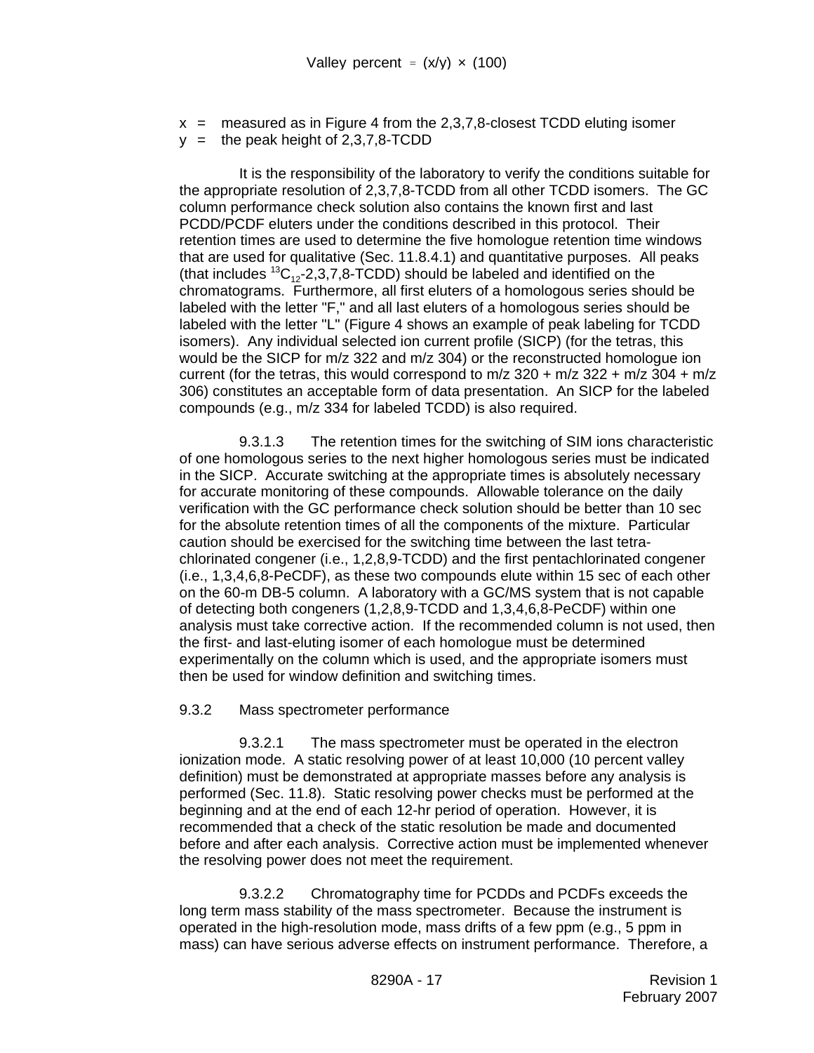$$\text{Valley percent} = (x/y) \times (100)$$

$x$ = measured as in Figure 4 from the 2,3,7,8-closest TCDD eluting isomer
$y$ = the peak height of 2,3,7,8-TCDD

It is the responsibility of the laboratory to verify the conditions suitable for the appropriate resolution of 2,3,7,8-TCDD from all other TCDD isomers. The GC column performance check solution also contains the known first and last PCDD/PCDF eluters under the conditions described in this protocol. Their retention times are used to determine the five homologue retention time windows that are used for qualitative (Sec. 11.8.4.1) and quantitative purposes. All peaks (that includes $^{13}C_{12}$-2,3,7,8-TCDD) should be labeled and identified on the chromatograms. Furthermore, all first eluters of a homologous series should be labeled with the letter "F," and all last eluters of a homologous series should be labeled with the letter "L" (Figure 4 shows an example of peak labeling for TCDD isomers). Any individual selected ion current profile (SICP) (for the tetras, this would be the SICP for m/z 322 and m/z 304) or the reconstructed homologue ion current (for the tetras, this would correspond to m/z 320 + m/z 322 + m/z 304 + m/z 306) constitutes an acceptable form of data presentation. An SICP for the labeled compounds (e.g., m/z 334 for labeled TCDD) is also required.

9.3.1.3 The retention times for the switching of SIM ions characteristic of one homologous series to the next higher homologous series must be indicated in the SICP. Accurate switching at the appropriate times is absolutely necessary for accurate monitoring of these compounds. Allowable tolerance on the daily verification with the GC performance check solution should be better than 10 sec for the absolute retention times of all the components of the mixture. Particular caution should be exercised for the switching time between the last tetra-chlorinated congener (i.e., 1,2,8,9-TCDD) and the first pentachlorinated congener (i.e., 1,3,4,6,8-PeCDF), as these two compounds elute within 15 sec of each other on the 60-m DB-5 column. A laboratory with a GC/MS system that is not capable of detecting both congeners (1,2,8,9-TCDD and 1,3,4,6,8-PeCDF) within one analysis must take corrective action. If the recommended column is not used, then the first- and last-eluting isomer of each homologue must be determined experimentally on the column which is used, and the appropriate isomers must then be used for window definition and switching times.

9.3.2 Mass spectrometer performance

9.3.2.1 The mass spectrometer must be operated in the electron ionization mode. A static resolving power of at least 10,000 (10 percent valley definition) must be demonstrated at appropriate masses before any analysis is performed (Sec. 11.8). Static resolving power checks must be performed at the beginning and at the end of each 12-hr period of operation. However, it is recommended that a check of the static resolution be made and documented before and after each analysis. Corrective action must be implemented whenever the resolving power does not meet the requirement.

9.3.2.2 Chromatography time for PCDDs and PCDFs exceeds the long term mass stability of the mass spectrometer. Because the instrument is operated in the high-resolution mode, mass drifts of a few ppm (e.g., 5 ppm in mass) can have serious adverse effects on instrument performance. Therefore, a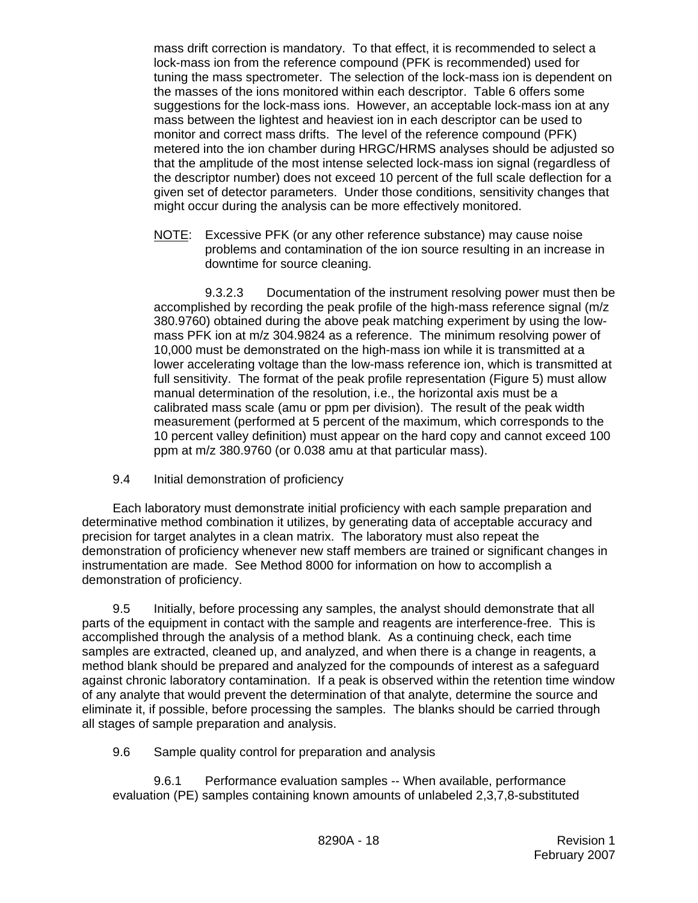mass drift correction is mandatory. To that effect, it is recommended to select a lock-mass ion from the reference compound (PFK is recommended) used for tuning the mass spectrometer. The selection of the lock-mass ion is dependent on the masses of the ions monitored within each descriptor. Table 6 offers some suggestions for the lock-mass ions. However, an acceptable lock-mass ion at any mass between the lightest and heaviest ion in each descriptor can be used to monitor and correct mass drifts. The level of the reference compound (PFK) metered into the ion chamber during HRGC/HRMS analyses should be adjusted so that the amplitude of the most intense selected lock-mass ion signal (regardless of the descriptor number) does not exceed 10 percent of the full scale deflection for a given set of detector parameters. Under those conditions, sensitivity changes that might occur during the analysis can be more effectively monitored.

NOTE: Excessive PFK (or any other reference substance) may cause noise problems and contamination of the ion source resulting in an increase in downtime for source cleaning.

9.3.2.3 Documentation of the instrument resolving power must then be accomplished by recording the peak profile of the high-mass reference signal (m/z 380.9760) obtained during the above peak matching experiment by using the low-mass PFK ion at m/z 304.9824 as a reference. The minimum resolving power of 10,000 must be demonstrated on the high-mass ion while it is transmitted at a lower accelerating voltage than the low-mass reference ion, which is transmitted at full sensitivity. The format of the peak profile representation (Figure 5) must allow manual determination of the resolution, i.e., the horizontal axis must be a calibrated mass scale (amu or ppm per division). The result of the peak width measurement (performed at 5 percent of the maximum, which corresponds to the 10 percent valley definition) must appear on the hard copy and cannot exceed 100 ppm at m/z 380.9760 (or 0.038 amu at that particular mass).

9.4 Initial demonstration of proficiency

Each laboratory must demonstrate initial proficiency with each sample preparation and determinative method combination it utilizes, by generating data of acceptable accuracy and precision for target analytes in a clean matrix. The laboratory must also repeat the demonstration of proficiency whenever new staff members are trained or significant changes in instrumentation are made. See Method 8000 for information on how to accomplish a demonstration of proficiency.

9.5 Initially, before processing any samples, the analyst should demonstrate that all parts of the equipment in contact with the sample and reagents are interference-free. This is accomplished through the analysis of a method blank. As a continuing check, each time samples are extracted, cleaned up, and analyzed, and when there is a change in reagents, a method blank should be prepared and analyzed for the compounds of interest as a safeguard against chronic laboratory contamination. If a peak is observed within the retention time window of any analyte that would prevent the determination of that analyte, determine the source and eliminate it, if possible, before processing the samples. The blanks should be carried through all stages of sample preparation and analysis.

9.6 Sample quality control for preparation and analysis

9.6.1 Performance evaluation samples -- When available, performance evaluation (PE) samples containing known amounts of unlabeled 2,3,7,8-substituted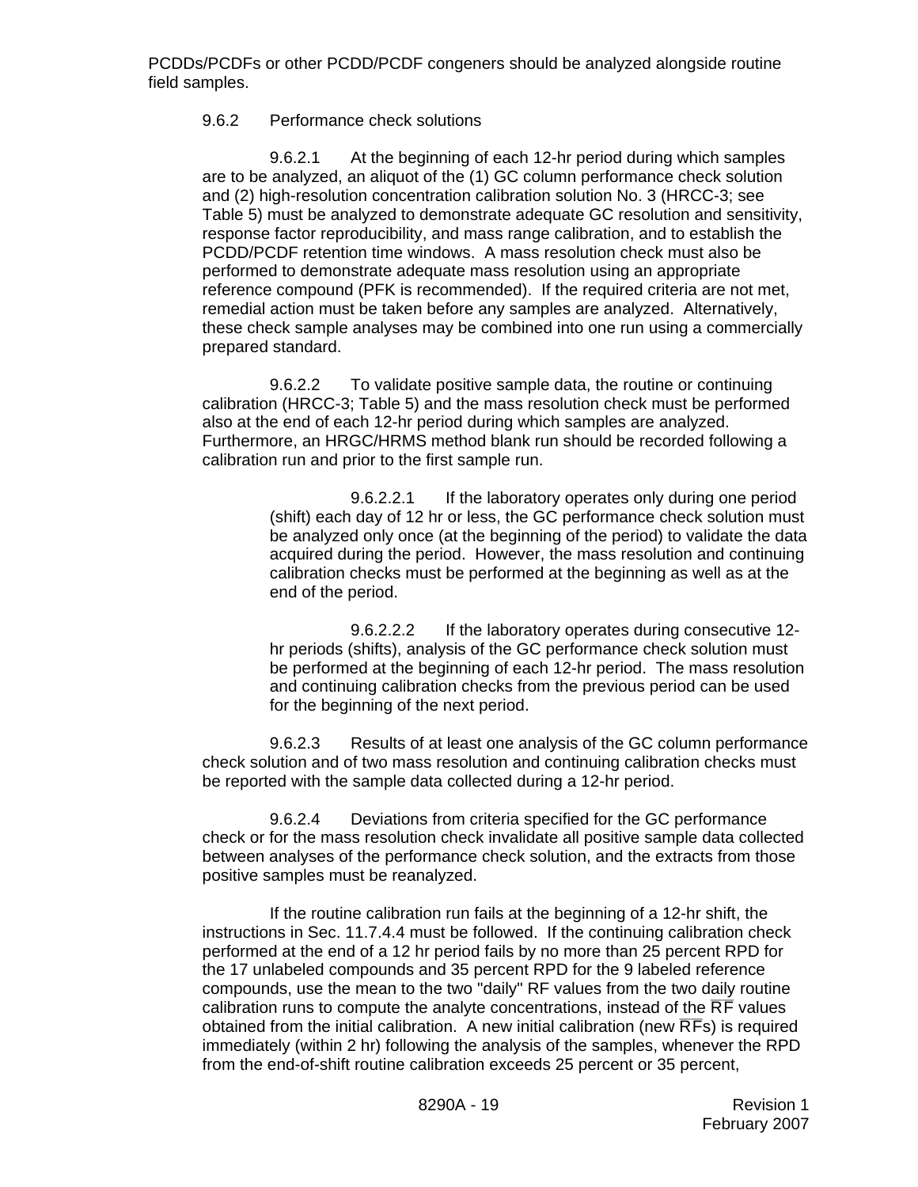PCDDs/PCDFs or other PCDD/PCDF congeners should be analyzed alongside routine field samples.

9.6.2 Performance check solutions

9.6.2.1 At the beginning of each 12-hr period during which samples are to be analyzed, an aliquot of the (1) GC column performance check solution and (2) high-resolution concentration calibration solution No. 3 (HRCC-3; see Table 5) must be analyzed to demonstrate adequate GC resolution and sensitivity, response factor reproducibility, and mass range calibration, and to establish the PCDD/PCDF retention time windows. A mass resolution check must also be performed to demonstrate adequate mass resolution using an appropriate reference compound (PFK is recommended). If the required criteria are not met, remedial action must be taken before any samples are analyzed. Alternatively, these check sample analyses may be combined into one run using a commercially prepared standard.

9.6.2.2 To validate positive sample data, the routine or continuing calibration (HRCC-3; Table 5) and the mass resolution check must be performed also at the end of each 12-hr period during which samples are analyzed. Furthermore, an HRGC/HRMS method blank run should be recorded following a calibration run and prior to the first sample run.

9.6.2.2.1 If the laboratory operates only during one period (shift) each day of 12 hr or less, the GC performance check solution must be analyzed only once (at the beginning of the period) to validate the data acquired during the period. However, the mass resolution and continuing calibration checks must be performed at the beginning as well as at the end of the period.

9.6.2.2.2 If the laboratory operates during consecutive 12-hr periods (shifts), analysis of the GC performance check solution must be performed at the beginning of each 12-hr period. The mass resolution and continuing calibration checks from the previous period can be used for the beginning of the next period.

9.6.2.3 Results of at least one analysis of the GC column performance check solution and of two mass resolution and continuing calibration checks must be reported with the sample data collected during a 12-hr period.

9.6.2.4 Deviations from criteria specified for the GC performance check or for the mass resolution check invalidate all positive sample data collected between analyses of the performance check solution, and the extracts from those positive samples must be reanalyzed.

If the routine calibration run fails at the beginning of a 12-hr shift, the instructions in Sec. 11.7.4.4 must be followed. If the continuing calibration check performed at the end of a 12 hr period fails by no more than 25 percent RPD for the 17 unlabeled compounds and 35 percent RPD for the 9 labeled reference compounds, use the mean to the two "daily" RF values from the two daily routine calibration runs to compute the analyte concentrations, instead of the $\overline{RF}$ values obtained from the initial calibration. A new initial calibration (new $\overline{RF}$s) is required immediately (within 2 hr) following the analysis of the samples, whenever the RPD from the end-of-shift routine calibration exceeds 25 percent or 35 percent,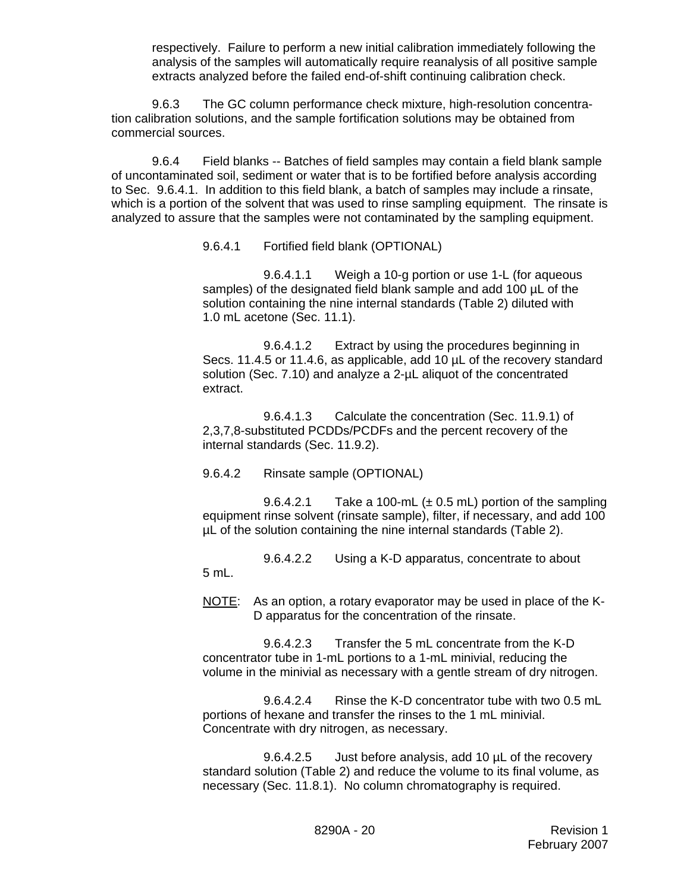respectively. Failure to perform a new initial calibration immediately following the analysis of the samples will automatically require reanalysis of all positive sample extracts analyzed before the failed end-of-shift continuing calibration check.

9.6.3 The GC column performance check mixture, high-resolution concentration calibration solutions, and the sample fortification solutions may be obtained from commercial sources.

9.6.4 Field blanks -- Batches of field samples may contain a field blank sample of uncontaminated soil, sediment or water that is to be fortified before analysis according to Sec. 9.6.4.1. In addition to this field blank, a batch of samples may include a rinsate, which is a portion of the solvent that was used to rinse sampling equipment. The rinsate is analyzed to assure that the samples were not contaminated by the sampling equipment.

9.6.4.1 Fortified field blank (OPTIONAL)

9.6.4.1.1 Weigh a 10-g portion or use 1-L (for aqueous samples) of the designated field blank sample and add 100 µL of the solution containing the nine internal standards (Table 2) diluted with 1.0 mL acetone (Sec. 11.1).

9.6.4.1.2 Extract by using the procedures beginning in Secs. 11.4.5 or 11.4.6, as applicable, add 10 µL of the recovery standard solution (Sec. 7.10) and analyze a 2-µL aliquot of the concentrated extract.

9.6.4.1.3 Calculate the concentration (Sec. 11.9.1) of 2,3,7,8-substituted PCDDs/PCDFs and the percent recovery of the internal standards (Sec. 11.9.2).

9.6.4.2 Rinsate sample (OPTIONAL)

9.6.4.2.1 Take a 100-mL (± 0.5 mL) portion of the sampling equipment rinse solvent (rinsate sample), filter, if necessary, and add 100 µL of the solution containing the nine internal standards (Table 2).

9.6.4.2.2 Using a K-D apparatus, concentrate to about 5 mL.

NOTE: As an option, a rotary evaporator may be used in place of the K-D apparatus for the concentration of the rinsate.

9.6.4.2.3 Transfer the 5 mL concentrate from the K-D concentrator tube in 1-mL portions to a 1-mL minivial, reducing the volume in the minivial as necessary with a gentle stream of dry nitrogen.

9.6.4.2.4 Rinse the K-D concentrator tube with two 0.5 mL portions of hexane and transfer the rinses to the 1 mL minivial. Concentrate with dry nitrogen, as necessary.

9.6.4.2.5 Just before analysis, add 10 µL of the recovery standard solution (Table 2) and reduce the volume to its final volume, as necessary (Sec. 11.8.1). No column chromatography is required.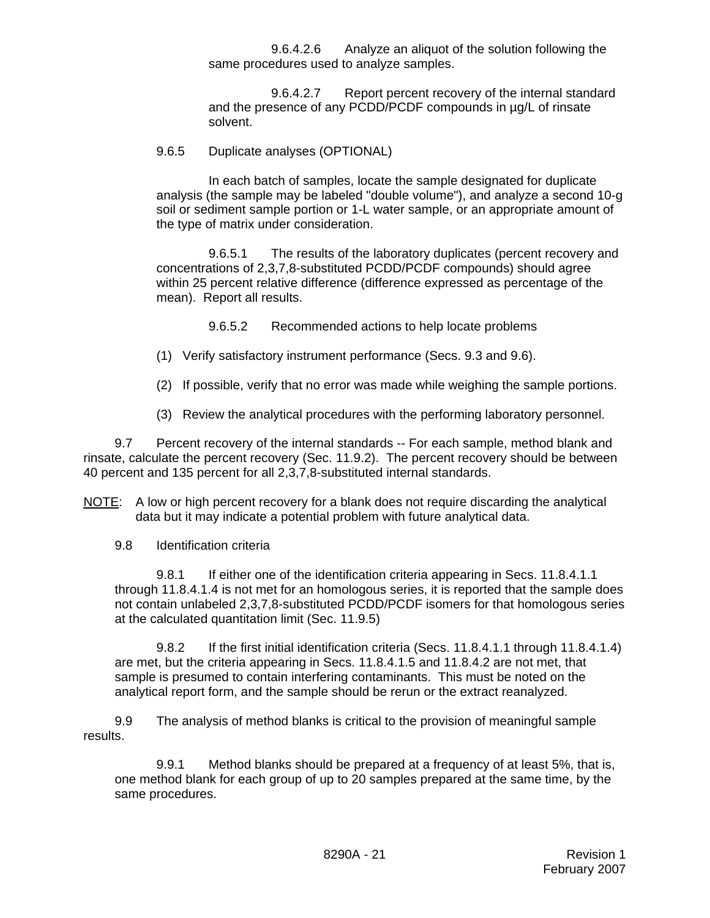9.6.4.2.6 Analyze an aliquot of the solution following the same procedures used to analyze samples.

9.6.4.2.7 Report percent recovery of the internal standard and the presence of any PCDD/PCDF compounds in µg/L of rinsate solvent.

9.6.5 Duplicate analyses (OPTIONAL)

In each batch of samples, locate the sample designated for duplicate analysis (the sample may be labeled "double volume"), and analyze a second 10-g soil or sediment sample portion or 1-L water sample, or an appropriate amount of the type of matrix under consideration.

9.6.5.1 The results of the laboratory duplicates (percent recovery and concentrations of 2,3,7,8-substituted PCDD/PCDF compounds) should agree within 25 percent relative difference (difference expressed as percentage of the mean). Report all results.

9.6.5.2 Recommended actions to help locate problems

(1) Verify satisfactory instrument performance (Secs. 9.3 and 9.6).

(2) If possible, verify that no error was made while weighing the sample portions.

(3) Review the analytical procedures with the performing laboratory personnel.

9.7 Percent recovery of the internal standards -- For each sample, method blank and rinsate, calculate the percent recovery (Sec. 11.9.2). The percent recovery should be between 40 percent and 135 percent for all 2,3,7,8-substituted internal standards.

NOTE: A low or high percent recovery for a blank does not require discarding the analytical data but it may indicate a potential problem with future analytical data.

9.8 Identification criteria

9.8.1 If either one of the identification criteria appearing in Secs. 11.8.4.1.1 through 11.8.4.1.4 is not met for an homologous series, it is reported that the sample does not contain unlabeled 2,3,7,8-substituted PCDD/PCDF isomers for that homologous series at the calculated quantitation limit (Sec. 11.9.5)

9.8.2 If the first initial identification criteria (Secs. 11.8.4.1.1 through 11.8.4.1.4) are met, but the criteria appearing in Secs. 11.8.4.1.5 and 11.8.4.2 are not met, that sample is presumed to contain interfering contaminants. This must be noted on the analytical report form, and the sample should be rerun or the extract reanalyzed.

9.9 The analysis of method blanks is critical to the provision of meaningful sample results.

9.9.1 Method blanks should be prepared at a frequency of at least 5%, that is, one method blank for each group of up to 20 samples prepared at the same time, by the same procedures.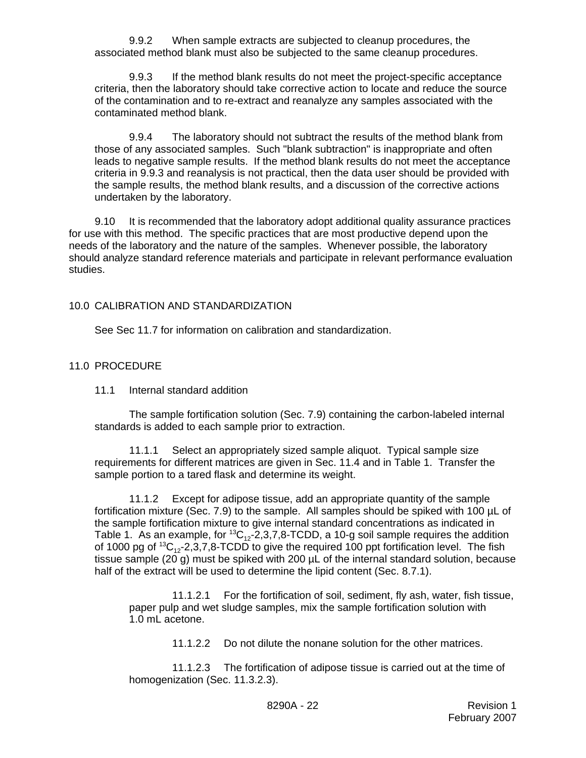9.9.2 When sample extracts are subjected to cleanup procedures, the associated method blank must also be subjected to the same cleanup procedures.

9.9.3 If the method blank results do not meet the project-specific acceptance criteria, then the laboratory should take corrective action to locate and reduce the source of the contamination and to re-extract and reanalyze any samples associated with the contaminated method blank.

9.9.4 The laboratory should not subtract the results of the method blank from those of any associated samples. Such "blank subtraction" is inappropriate and often leads to negative sample results. If the method blank results do not meet the acceptance criteria in 9.9.3 and reanalysis is not practical, then the data user should be provided with the sample results, the method blank results, and a discussion of the corrective actions undertaken by the laboratory.

9.10 It is recommended that the laboratory adopt additional quality assurance practices for use with this method. The specific practices that are most productive depend upon the needs of the laboratory and the nature of the samples. Whenever possible, the laboratory should analyze standard reference materials and participate in relevant performance evaluation studies.

## 10.0 CALIBRATION AND STANDARDIZATION

See Sec 11.7 for information on calibration and standardization.

## 11.0 PROCEDURE

### 11.1 Internal standard addition

The sample fortification solution (Sec. 7.9) containing the carbon-labeled internal standards is added to each sample prior to extraction.

11.1.1 Select an appropriately sized sample aliquot. Typical sample size requirements for different matrices are given in Sec. 11.4 and in Table 1. Transfer the sample portion to a tared flask and determine its weight.

11.1.2 Except for adipose tissue, add an appropriate quantity of the sample fortification mixture (Sec. 7.9) to the sample. All samples should be spiked with 100 µL of the sample fortification mixture to give internal standard concentrations as indicated in Table 1. As an example, for $^{13}C_{12}$-2,3,7,8-TCDD, a 10-g soil sample requires the addition of 1000 pg of $^{13}C_{12}$-2,3,7,8-TCDD to give the required 100 ppt fortification level. The fish tissue sample (20 g) must be spiked with 200 µL of the internal standard solution, because half of the extract will be used to determine the lipid content (Sec. 8.7.1).

11.1.2.1 For the fortification of soil, sediment, fly ash, water, fish tissue, paper pulp and wet sludge samples, mix the sample fortification solution with 1.0 mL acetone.

11.1.2.2 Do not dilute the nonane solution for the other matrices.

11.1.2.3 The fortification of adipose tissue is carried out at the time of homogenization (Sec. 11.3.2.3).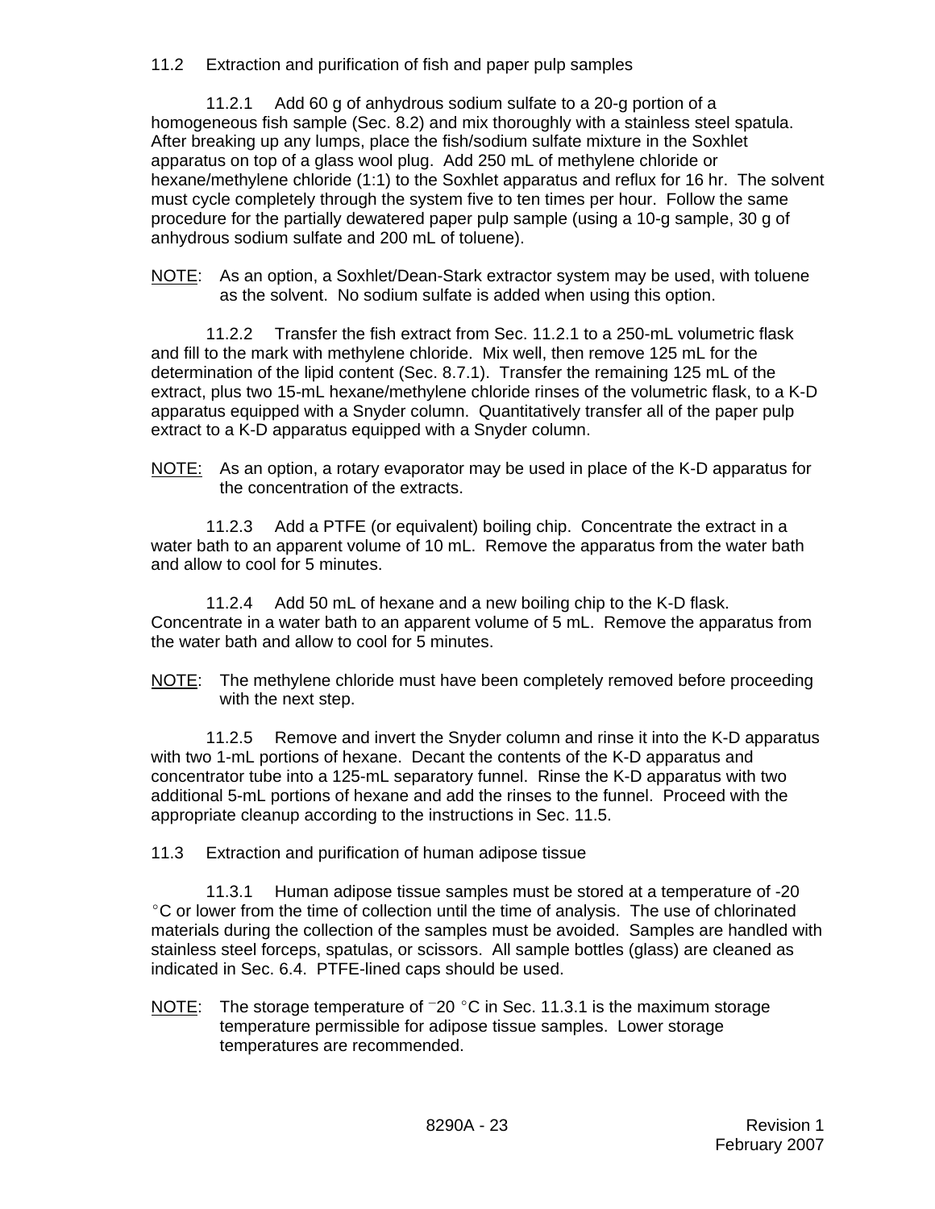11.2 Extraction and purification of fish and paper pulp samples

11.2.1 Add 60 g of anhydrous sodium sulfate to a 20-g portion of a homogeneous fish sample (Sec. 8.2) and mix thoroughly with a stainless steel spatula. After breaking up any lumps, place the fish/sodium sulfate mixture in the Soxhlet apparatus on top of a glass wool plug. Add 250 mL of methylene chloride or hexane/methylene chloride (1:1) to the Soxhlet apparatus and reflux for 16 hr. The solvent must cycle completely through the system five to ten times per hour. Follow the same procedure for the partially dewatered paper pulp sample (using a 10-g sample, 30 g of anhydrous sodium sulfate and 200 mL of toluene).

NOTE: As an option, a Soxhlet/Dean-Stark extractor system may be used, with toluene as the solvent. No sodium sulfate is added when using this option.

11.2.2 Transfer the fish extract from Sec. 11.2.1 to a 250-mL volumetric flask and fill to the mark with methylene chloride. Mix well, then remove 125 mL for the determination of the lipid content (Sec. 8.7.1). Transfer the remaining 125 mL of the extract, plus two 15-mL hexane/methylene chloride rinses of the volumetric flask, to a K-D apparatus equipped with a Snyder column. Quantitatively transfer all of the paper pulp extract to a K-D apparatus equipped with a Snyder column.

NOTE: As an option, a rotary evaporator may be used in place of the K-D apparatus for the concentration of the extracts.

11.2.3 Add a PTFE (or equivalent) boiling chip. Concentrate the extract in a water bath to an apparent volume of 10 mL. Remove the apparatus from the water bath and allow to cool for 5 minutes.

11.2.4 Add 50 mL of hexane and a new boiling chip to the K-D flask. Concentrate in a water bath to an apparent volume of 5 mL. Remove the apparatus from the water bath and allow to cool for 5 minutes.

NOTE: The methylene chloride must have been completely removed before proceeding with the next step.

11.2.5 Remove and invert the Snyder column and rinse it into the K-D apparatus with two 1-mL portions of hexane. Decant the contents of the K-D apparatus and concentrator tube into a 125-mL separatory funnel. Rinse the K-D apparatus with two additional 5-mL portions of hexane and add the rinses to the funnel. Proceed with the appropriate cleanup according to the instructions in Sec. 11.5.

11.3 Extraction and purification of human adipose tissue

11.3.1 Human adipose tissue samples must be stored at a temperature of -20 °C or lower from the time of collection until the time of analysis. The use of chlorinated materials during the collection of the samples must be avoided. Samples are handled with stainless steel forceps, spatulas, or scissors. All sample bottles (glass) are cleaned as indicated in Sec. 6.4. PTFE-lined caps should be used.

NOTE: The storage temperature of −20 °C in Sec. 11.3.1 is the maximum storage temperature permissible for adipose tissue samples. Lower storage temperatures are recommended.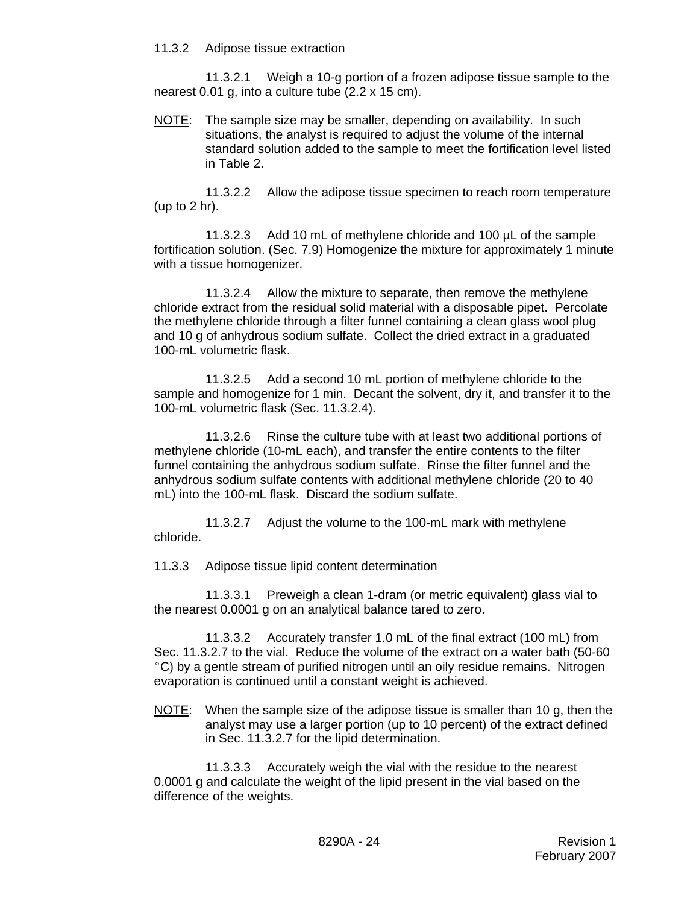11.3.2 Adipose tissue extraction

11.3.2.1 Weigh a 10-g portion of a frozen adipose tissue sample to the nearest 0.01 g, into a culture tube (2.2 x 15 cm).

<u>NOTE</u>: The sample size may be smaller, depending on availability. In such situations, the analyst is required to adjust the volume of the internal standard solution added to the sample to meet the fortification level listed in Table 2.

11.3.2.2 Allow the adipose tissue specimen to reach room temperature (up to 2 hr).

11.3.2.3 Add 10 mL of methylene chloride and 100 µL of the sample fortification solution. (Sec. 7.9) Homogenize the mixture for approximately 1 minute with a tissue homogenizer.

11.3.2.4 Allow the mixture to separate, then remove the methylene chloride extract from the residual solid material with a disposable pipet. Percolate the methylene chloride through a filter funnel containing a clean glass wool plug and 10 g of anhydrous sodium sulfate. Collect the dried extract in a graduated 100-mL volumetric flask.

11.3.2.5 Add a second 10 mL portion of methylene chloride to the sample and homogenize for 1 min. Decant the solvent, dry it, and transfer it to the 100-mL volumetric flask (Sec. 11.3.2.4).

11.3.2.6 Rinse the culture tube with at least two additional portions of methylene chloride (10-mL each), and transfer the entire contents to the filter funnel containing the anhydrous sodium sulfate. Rinse the filter funnel and the anhydrous sodium sulfate contents with additional methylene chloride (20 to 40 mL) into the 100-mL flask. Discard the sodium sulfate.

11.3.2.7 Adjust the volume to the 100-mL mark with methylene chloride.

11.3.3 Adipose tissue lipid content determination

11.3.3.1 Preweigh a clean 1-dram (or metric equivalent) glass vial to the nearest 0.0001 g on an analytical balance tared to zero.

11.3.3.2 Accurately transfer 1.0 mL of the final extract (100 mL) from Sec. 11.3.2.7 to the vial. Reduce the volume of the extract on a water bath (50-60 °C) by a gentle stream of purified nitrogen until an oily residue remains. Nitrogen evaporation is continued until a constant weight is achieved.

<u>NOTE</u>: When the sample size of the adipose tissue is smaller than 10 g, then the analyst may use a larger portion (up to 10 percent) of the extract defined in Sec. 11.3.2.7 for the lipid determination.

11.3.3.3 Accurately weigh the vial with the residue to the nearest 0.0001 g and calculate the weight of the lipid present in the vial based on the difference of the weights.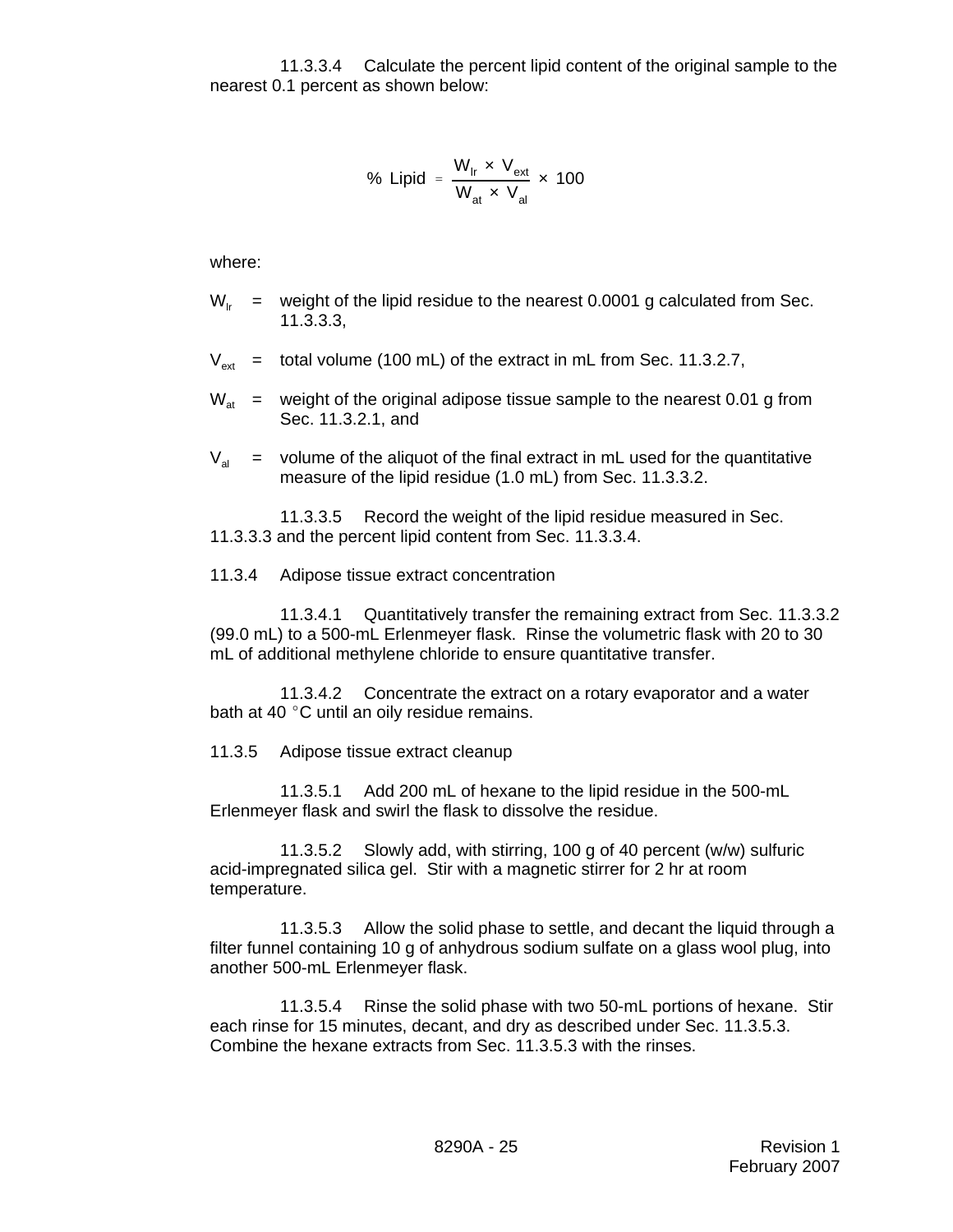11.3.3.4 Calculate the percent lipid content of the original sample to the nearest 0.1 percent as shown below:

$$\%\ \text{Lipid} = \frac{W_{lr} \times V_{ext}}{W_{at} \times V_{al}} \times 100$$

where:

$W_{lr}$ = weight of the lipid residue to the nearest 0.0001 g calculated from Sec. 11.3.3.3,

$V_{ext}$ = total volume (100 mL) of the extract in mL from Sec. 11.3.2.7,

$W_{at}$ = weight of the original adipose tissue sample to the nearest 0.01 g from Sec. 11.3.2.1, and

$V_{al}$ = volume of the aliquot of the final extract in mL used for the quantitative measure of the lipid residue (1.0 mL) from Sec. 11.3.3.2.

11.3.3.5 Record the weight of the lipid residue measured in Sec. 11.3.3.3 and the percent lipid content from Sec. 11.3.3.4.

11.3.4 Adipose tissue extract concentration

11.3.4.1 Quantitatively transfer the remaining extract from Sec. 11.3.3.2 (99.0 mL) to a 500-mL Erlenmeyer flask. Rinse the volumetric flask with 20 to 30 mL of additional methylene chloride to ensure quantitative transfer.

11.3.4.2 Concentrate the extract on a rotary evaporator and a water bath at 40 °C until an oily residue remains.

11.3.5 Adipose tissue extract cleanup

11.3.5.1 Add 200 mL of hexane to the lipid residue in the 500-mL Erlenmeyer flask and swirl the flask to dissolve the residue.

11.3.5.2 Slowly add, with stirring, 100 g of 40 percent (w/w) sulfuric acid-impregnated silica gel. Stir with a magnetic stirrer for 2 hr at room temperature.

11.3.5.3 Allow the solid phase to settle, and decant the liquid through a filter funnel containing 10 g of anhydrous sodium sulfate on a glass wool plug, into another 500-mL Erlenmeyer flask.

11.3.5.4 Rinse the solid phase with two 50-mL portions of hexane. Stir each rinse for 15 minutes, decant, and dry as described under Sec. 11.3.5.3. Combine the hexane extracts from Sec. 11.3.5.3 with the rinses.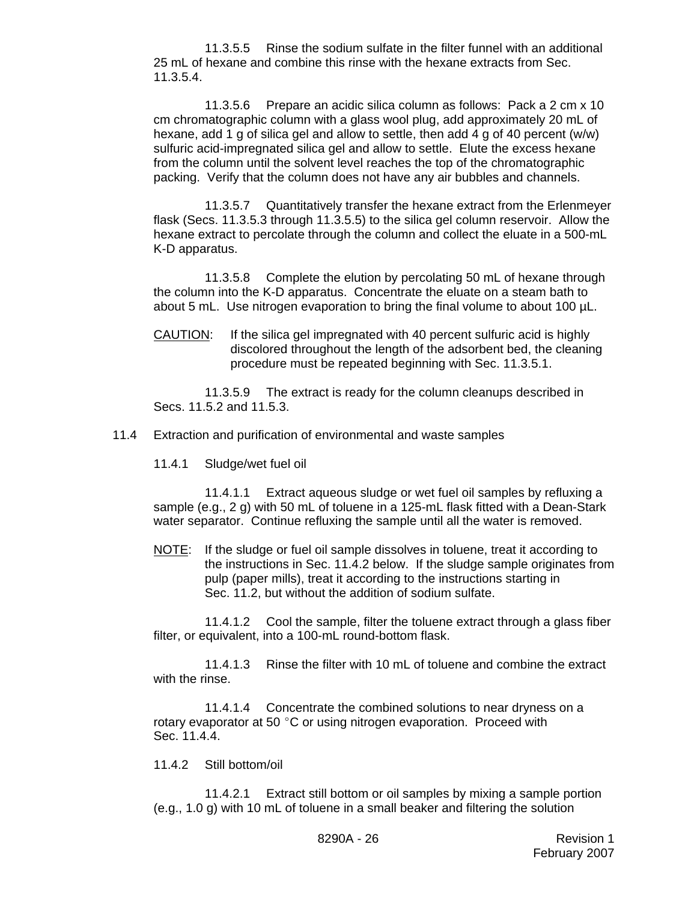11.3.5.5 Rinse the sodium sulfate in the filter funnel with an additional 25 mL of hexane and combine this rinse with the hexane extracts from Sec. 11.3.5.4.

11.3.5.6 Prepare an acidic silica column as follows: Pack a 2 cm x 10 cm chromatographic column with a glass wool plug, add approximately 20 mL of hexane, add 1 g of silica gel and allow to settle, then add 4 g of 40 percent (w/w) sulfuric acid-impregnated silica gel and allow to settle. Elute the excess hexane from the column until the solvent level reaches the top of the chromatographic packing. Verify that the column does not have any air bubbles and channels.

11.3.5.7 Quantitatively transfer the hexane extract from the Erlenmeyer flask (Secs. 11.3.5.3 through 11.3.5.5) to the silica gel column reservoir. Allow the hexane extract to percolate through the column and collect the eluate in a 500-mL K-D apparatus.

11.3.5.8 Complete the elution by percolating 50 mL of hexane through the column into the K-D apparatus. Concentrate the eluate on a steam bath to about 5 mL. Use nitrogen evaporation to bring the final volume to about 100 µL.

CAUTION: If the silica gel impregnated with 40 percent sulfuric acid is highly discolored throughout the length of the adsorbent bed, the cleaning procedure must be repeated beginning with Sec. 11.3.5.1.

11.3.5.9 The extract is ready for the column cleanups described in Secs. 11.5.2 and 11.5.3.

11.4 Extraction and purification of environmental and waste samples

11.4.1 Sludge/wet fuel oil

11.4.1.1 Extract aqueous sludge or wet fuel oil samples by refluxing a sample (e.g., 2 g) with 50 mL of toluene in a 125-mL flask fitted with a Dean-Stark water separator. Continue refluxing the sample until all the water is removed.

NOTE: If the sludge or fuel oil sample dissolves in toluene, treat it according to the instructions in Sec. 11.4.2 below. If the sludge sample originates from pulp (paper mills), treat it according to the instructions starting in Sec. 11.2, but without the addition of sodium sulfate.

11.4.1.2 Cool the sample, filter the toluene extract through a glass fiber filter, or equivalent, into a 100-mL round-bottom flask.

11.4.1.3 Rinse the filter with 10 mL of toluene and combine the extract with the rinse.

11.4.1.4 Concentrate the combined solutions to near dryness on a rotary evaporator at 50 °C or using nitrogen evaporation. Proceed with Sec. 11.4.4.

11.4.2 Still bottom/oil

11.4.2.1 Extract still bottom or oil samples by mixing a sample portion (e.g., 1.0 g) with 10 mL of toluene in a small beaker and filtering the solution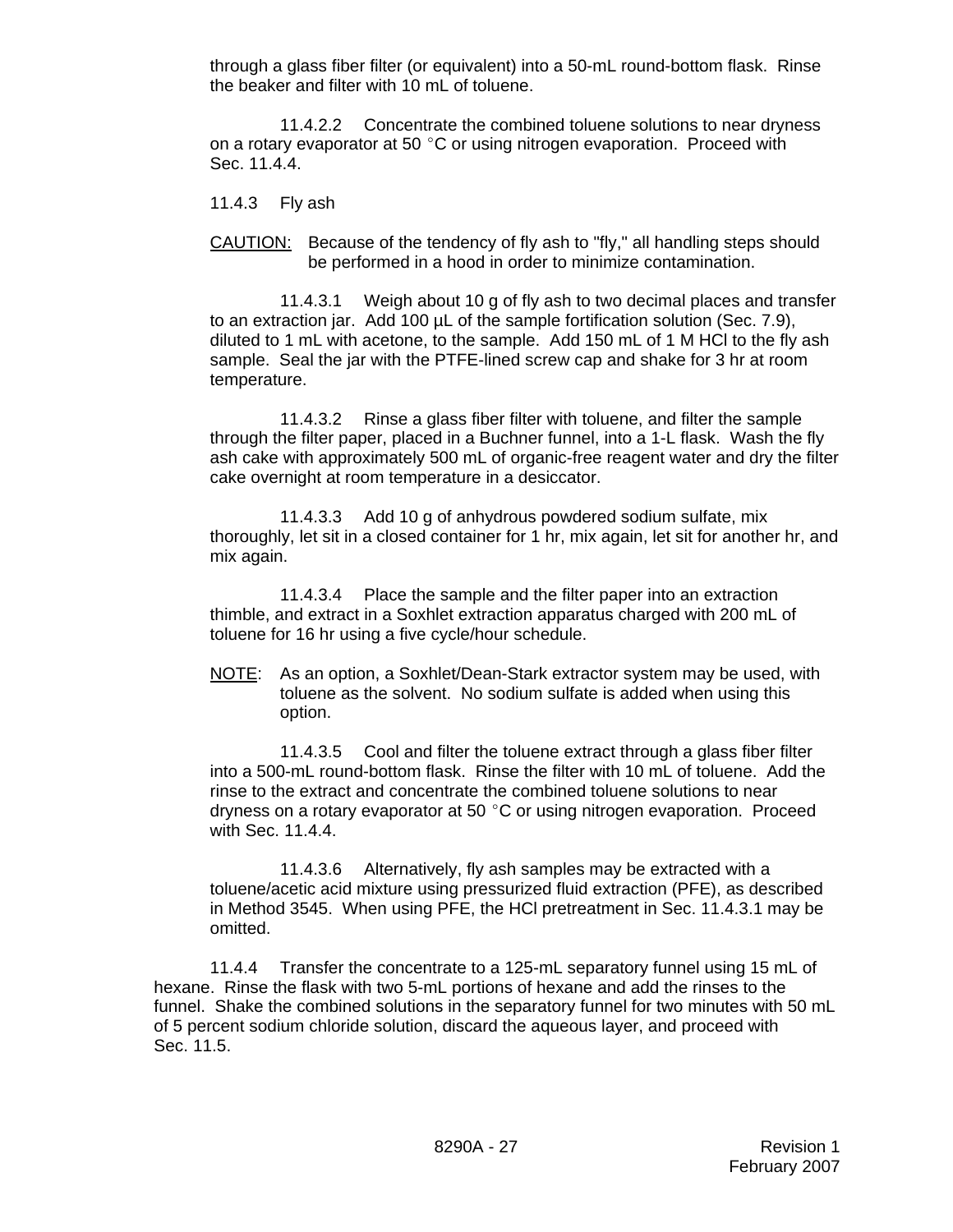through a glass fiber filter (or equivalent) into a 50-mL round-bottom flask. Rinse the beaker and filter with 10 mL of toluene.

11.4.2.2 Concentrate the combined toluene solutions to near dryness on a rotary evaporator at 50 °C or using nitrogen evaporation. Proceed with Sec. 11.4.4.

11.4.3 Fly ash

CAUTION: Because of the tendency of fly ash to "fly," all handling steps should be performed in a hood in order to minimize contamination.

11.4.3.1 Weigh about 10 g of fly ash to two decimal places and transfer to an extraction jar. Add 100 µL of the sample fortification solution (Sec. 7.9), diluted to 1 mL with acetone, to the sample. Add 150 mL of 1 M HCl to the fly ash sample. Seal the jar with the PTFE-lined screw cap and shake for 3 hr at room temperature.

11.4.3.2 Rinse a glass fiber filter with toluene, and filter the sample through the filter paper, placed in a Buchner funnel, into a 1-L flask. Wash the fly ash cake with approximately 500 mL of organic-free reagent water and dry the filter cake overnight at room temperature in a desiccator.

11.4.3.3 Add 10 g of anhydrous powdered sodium sulfate, mix thoroughly, let sit in a closed container for 1 hr, mix again, let sit for another hr, and mix again.

11.4.3.4 Place the sample and the filter paper into an extraction thimble, and extract in a Soxhlet extraction apparatus charged with 200 mL of toluene for 16 hr using a five cycle/hour schedule.

NOTE: As an option, a Soxhlet/Dean-Stark extractor system may be used, with toluene as the solvent. No sodium sulfate is added when using this option.

11.4.3.5 Cool and filter the toluene extract through a glass fiber filter into a 500-mL round-bottom flask. Rinse the filter with 10 mL of toluene. Add the rinse to the extract and concentrate the combined toluene solutions to near dryness on a rotary evaporator at 50 °C or using nitrogen evaporation. Proceed with Sec. 11.4.4.

11.4.3.6 Alternatively, fly ash samples may be extracted with a toluene/acetic acid mixture using pressurized fluid extraction (PFE), as described in Method 3545. When using PFE, the HCl pretreatment in Sec. 11.4.3.1 may be omitted.

11.4.4 Transfer the concentrate to a 125-mL separatory funnel using 15 mL of hexane. Rinse the flask with two 5-mL portions of hexane and add the rinses to the funnel. Shake the combined solutions in the separatory funnel for two minutes with 50 mL of 5 percent sodium chloride solution, discard the aqueous layer, and proceed with Sec. 11.5.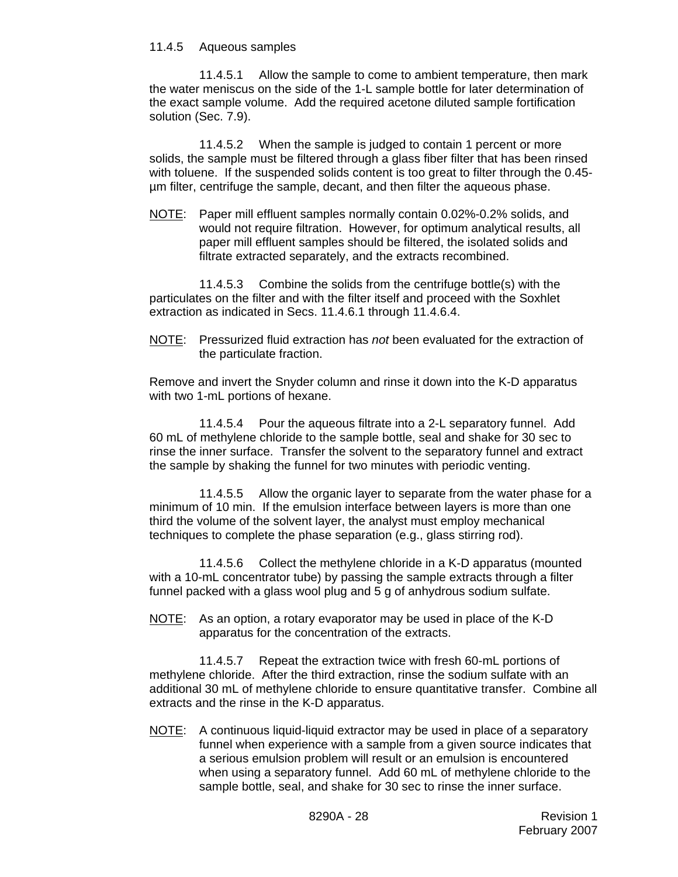11.4.5 Aqueous samples

11.4.5.1 Allow the sample to come to ambient temperature, then mark the water meniscus on the side of the 1-L sample bottle for later determination of the exact sample volume. Add the required acetone diluted sample fortification solution (Sec. 7.9).

11.4.5.2 When the sample is judged to contain 1 percent or more solids, the sample must be filtered through a glass fiber filter that has been rinsed with toluene. If the suspended solids content is too great to filter through the 0.45-µm filter, centrifuge the sample, decant, and then filter the aqueous phase.

NOTE: Paper mill effluent samples normally contain 0.02%-0.2% solids, and would not require filtration. However, for optimum analytical results, all paper mill effluent samples should be filtered, the isolated solids and filtrate extracted separately, and the extracts recombined.

11.4.5.3 Combine the solids from the centrifuge bottle(s) with the particulates on the filter and with the filter itself and proceed with the Soxhlet extraction as indicated in Secs. 11.4.6.1 through 11.4.6.4.

NOTE: Pressurized fluid extraction has *not* been evaluated for the extraction of the particulate fraction.

Remove and invert the Snyder column and rinse it down into the K-D apparatus with two 1-mL portions of hexane.

11.4.5.4 Pour the aqueous filtrate into a 2-L separatory funnel. Add 60 mL of methylene chloride to the sample bottle, seal and shake for 30 sec to rinse the inner surface. Transfer the solvent to the separatory funnel and extract the sample by shaking the funnel for two minutes with periodic venting.

11.4.5.5 Allow the organic layer to separate from the water phase for a minimum of 10 min. If the emulsion interface between layers is more than one third the volume of the solvent layer, the analyst must employ mechanical techniques to complete the phase separation (e.g., glass stirring rod).

11.4.5.6 Collect the methylene chloride in a K-D apparatus (mounted with a 10-mL concentrator tube) by passing the sample extracts through a filter funnel packed with a glass wool plug and 5 g of anhydrous sodium sulfate.

NOTE: As an option, a rotary evaporator may be used in place of the K-D apparatus for the concentration of the extracts.

11.4.5.7 Repeat the extraction twice with fresh 60-mL portions of methylene chloride. After the third extraction, rinse the sodium sulfate with an additional 30 mL of methylene chloride to ensure quantitative transfer. Combine all extracts and the rinse in the K-D apparatus.

NOTE: A continuous liquid-liquid extractor may be used in place of a separatory funnel when experience with a sample from a given source indicates that a serious emulsion problem will result or an emulsion is encountered when using a separatory funnel. Add 60 mL of methylene chloride to the sample bottle, seal, and shake for 30 sec to rinse the inner surface.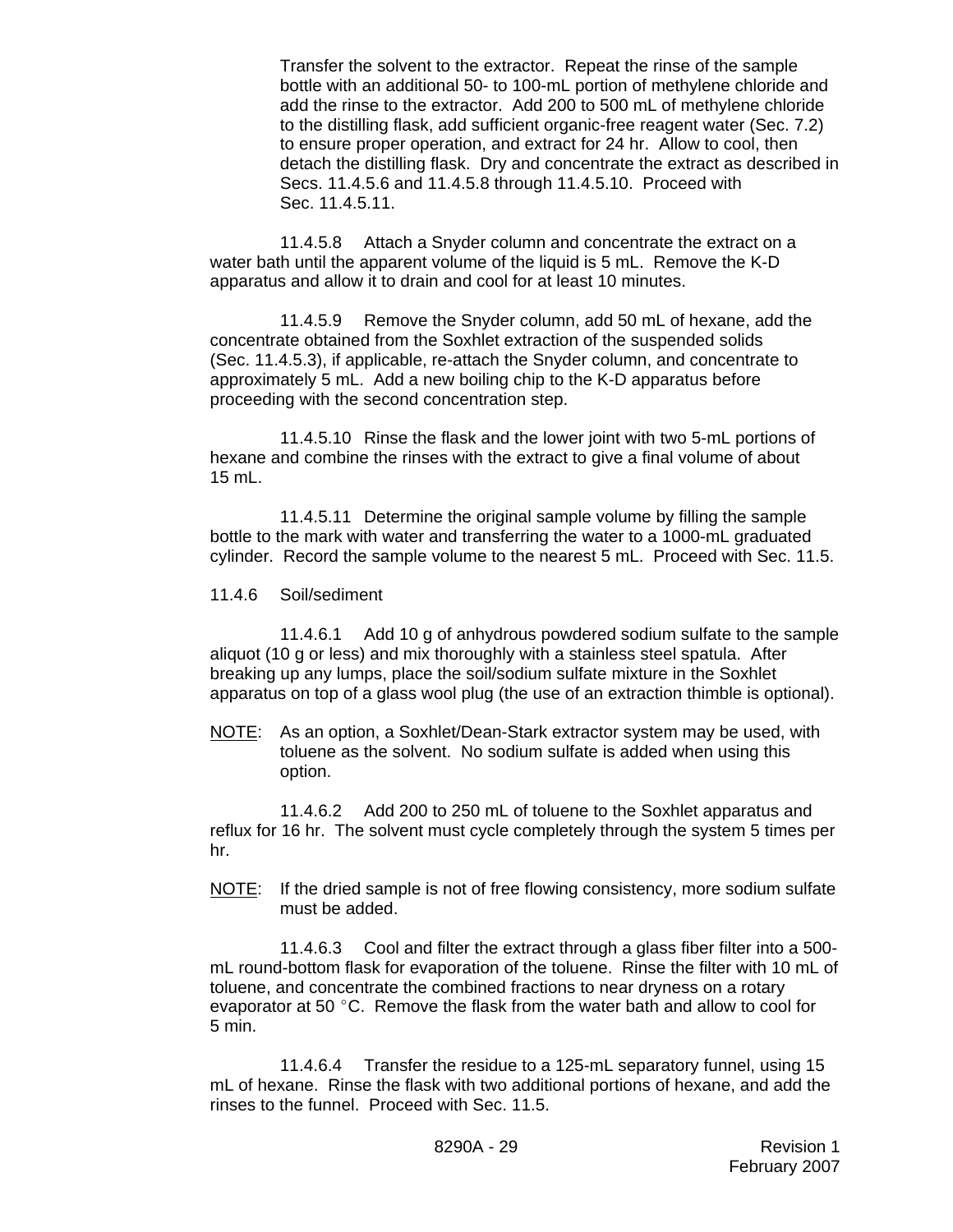Transfer the solvent to the extractor. Repeat the rinse of the sample bottle with an additional 50- to 100-mL portion of methylene chloride and add the rinse to the extractor. Add 200 to 500 mL of methylene chloride to the distilling flask, add sufficient organic-free reagent water (Sec. 7.2) to ensure proper operation, and extract for 24 hr. Allow to cool, then detach the distilling flask. Dry and concentrate the extract as described in Secs. 11.4.5.6 and 11.4.5.8 through 11.4.5.10. Proceed with Sec. 11.4.5.11.

11.4.5.8 Attach a Snyder column and concentrate the extract on a water bath until the apparent volume of the liquid is 5 mL. Remove the K-D apparatus and allow it to drain and cool for at least 10 minutes.

11.4.5.9 Remove the Snyder column, add 50 mL of hexane, add the concentrate obtained from the Soxhlet extraction of the suspended solids (Sec. 11.4.5.3), if applicable, re-attach the Snyder column, and concentrate to approximately 5 mL. Add a new boiling chip to the K-D apparatus before proceeding with the second concentration step.

11.4.5.10 Rinse the flask and the lower joint with two 5-mL portions of hexane and combine the rinses with the extract to give a final volume of about 15 mL.

11.4.5.11 Determine the original sample volume by filling the sample bottle to the mark with water and transferring the water to a 1000-mL graduated cylinder. Record the sample volume to the nearest 5 mL. Proceed with Sec. 11.5.

11.4.6 Soil/sediment

11.4.6.1 Add 10 g of anhydrous powdered sodium sulfate to the sample aliquot (10 g or less) and mix thoroughly with a stainless steel spatula. After breaking up any lumps, place the soil/sodium sulfate mixture in the Soxhlet apparatus on top of a glass wool plug (the use of an extraction thimble is optional).

NOTE: As an option, a Soxhlet/Dean-Stark extractor system may be used, with toluene as the solvent. No sodium sulfate is added when using this option.

11.4.6.2 Add 200 to 250 mL of toluene to the Soxhlet apparatus and reflux for 16 hr. The solvent must cycle completely through the system 5 times per hr.

NOTE: If the dried sample is not of free flowing consistency, more sodium sulfate must be added.

11.4.6.3 Cool and filter the extract through a glass fiber filter into a 500-mL round-bottom flask for evaporation of the toluene. Rinse the filter with 10 mL of toluene, and concentrate the combined fractions to near dryness on a rotary evaporator at 50 °C. Remove the flask from the water bath and allow to cool for 5 min.

11.4.6.4 Transfer the residue to a 125-mL separatory funnel, using 15 mL of hexane. Rinse the flask with two additional portions of hexane, and add the rinses to the funnel. Proceed with Sec. 11.5.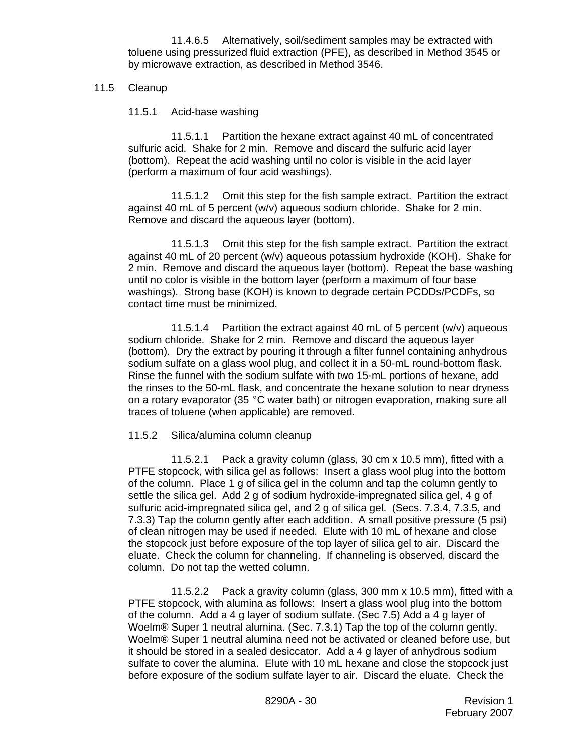11.4.6.5 Alternatively, soil/sediment samples may be extracted with toluene using pressurized fluid extraction (PFE), as described in Method 3545 or by microwave extraction, as described in Method 3546.

## 11.5 Cleanup

### 11.5.1 Acid-base washing

11.5.1.1 Partition the hexane extract against 40 mL of concentrated sulfuric acid. Shake for 2 min. Remove and discard the sulfuric acid layer (bottom). Repeat the acid washing until no color is visible in the acid layer (perform a maximum of four acid washings).

11.5.1.2 Omit this step for the fish sample extract. Partition the extract against 40 mL of 5 percent (w/v) aqueous sodium chloride. Shake for 2 min. Remove and discard the aqueous layer (bottom).

11.5.1.3 Omit this step for the fish sample extract. Partition the extract against 40 mL of 20 percent (w/v) aqueous potassium hydroxide (KOH). Shake for 2 min. Remove and discard the aqueous layer (bottom). Repeat the base washing until no color is visible in the bottom layer (perform a maximum of four base washings). Strong base (KOH) is known to degrade certain PCDDs/PCDFs, so contact time must be minimized.

11.5.1.4 Partition the extract against 40 mL of 5 percent (w/v) aqueous sodium chloride. Shake for 2 min. Remove and discard the aqueous layer (bottom). Dry the extract by pouring it through a filter funnel containing anhydrous sodium sulfate on a glass wool plug, and collect it in a 50-mL round-bottom flask. Rinse the funnel with the sodium sulfate with two 15-mL portions of hexane, add the rinses to the 50-mL flask, and concentrate the hexane solution to near dryness on a rotary evaporator (35 °C water bath) or nitrogen evaporation, making sure all traces of toluene (when applicable) are removed.

### 11.5.2 Silica/alumina column cleanup

11.5.2.1 Pack a gravity column (glass, 30 cm x 10.5 mm), fitted with a PTFE stopcock, with silica gel as follows: Insert a glass wool plug into the bottom of the column. Place 1 g of silica gel in the column and tap the column gently to settle the silica gel. Add 2 g of sodium hydroxide-impregnated silica gel, 4 g of sulfuric acid-impregnated silica gel, and 2 g of silica gel. (Secs. 7.3.4, 7.3.5, and 7.3.3) Tap the column gently after each addition. A small positive pressure (5 psi) of clean nitrogen may be used if needed. Elute with 10 mL of hexane and close the stopcock just before exposure of the top layer of silica gel to air. Discard the eluate. Check the column for channeling. If channeling is observed, discard the column. Do not tap the wetted column.

11.5.2.2 Pack a gravity column (glass, 300 mm x 10.5 mm), fitted with a PTFE stopcock, with alumina as follows: Insert a glass wool plug into the bottom of the column. Add a 4 g layer of sodium sulfate. (Sec 7.5) Add a 4 g layer of Woelm® Super 1 neutral alumina. (Sec. 7.3.1) Tap the top of the column gently. Woelm® Super 1 neutral alumina need not be activated or cleaned before use, but it should be stored in a sealed desiccator. Add a 4 g layer of anhydrous sodium sulfate to cover the alumina. Elute with 10 mL hexane and close the stopcock just before exposure of the sodium sulfate layer to air. Discard the eluate. Check the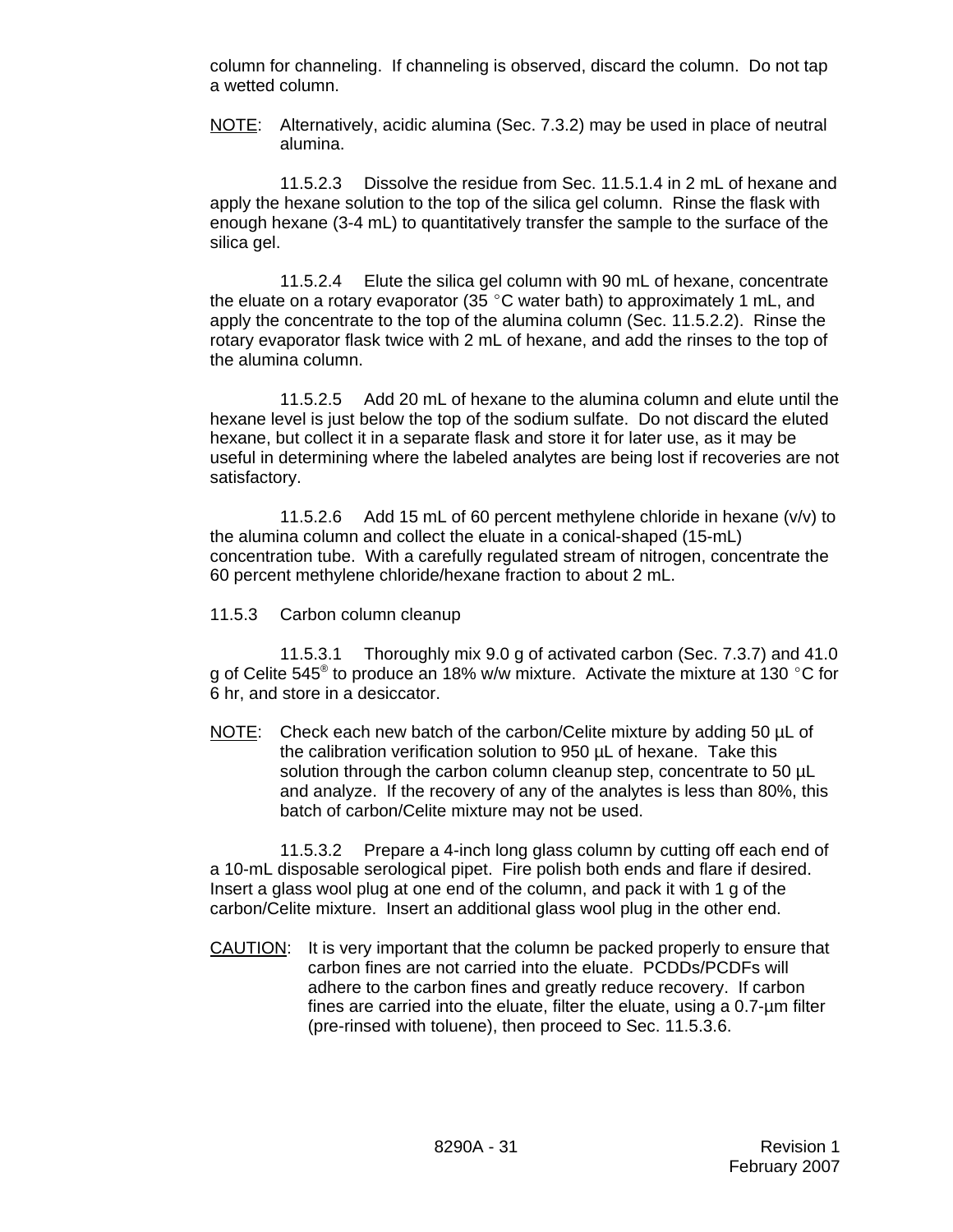column for channeling. If channeling is observed, discard the column. Do not tap a wetted column.

NOTE: Alternatively, acidic alumina (Sec. 7.3.2) may be used in place of neutral alumina.

11.5.2.3 Dissolve the residue from Sec. 11.5.1.4 in 2 mL of hexane and apply the hexane solution to the top of the silica gel column. Rinse the flask with enough hexane (3-4 mL) to quantitatively transfer the sample to the surface of the silica gel.

11.5.2.4 Elute the silica gel column with 90 mL of hexane, concentrate the eluate on a rotary evaporator (35 °C water bath) to approximately 1 mL, and apply the concentrate to the top of the alumina column (Sec. 11.5.2.2). Rinse the rotary evaporator flask twice with 2 mL of hexane, and add the rinses to the top of the alumina column.

11.5.2.5 Add 20 mL of hexane to the alumina column and elute until the hexane level is just below the top of the sodium sulfate. Do not discard the eluted hexane, but collect it in a separate flask and store it for later use, as it may be useful in determining where the labeled analytes are being lost if recoveries are not satisfactory.

11.5.2.6 Add 15 mL of 60 percent methylene chloride in hexane (v/v) to the alumina column and collect the eluate in a conical-shaped (15-mL) concentration tube. With a carefully regulated stream of nitrogen, concentrate the 60 percent methylene chloride/hexane fraction to about 2 mL.

11.5.3 Carbon column cleanup

11.5.3.1 Thoroughly mix 9.0 g of activated carbon (Sec. 7.3.7) and 41.0 g of Celite 545® to produce an 18% w/w mixture. Activate the mixture at 130 °C for 6 hr, and store in a desiccator.

NOTE: Check each new batch of the carbon/Celite mixture by adding 50 µL of the calibration verification solution to 950 µL of hexane. Take this solution through the carbon column cleanup step, concentrate to 50 µL and analyze. If the recovery of any of the analytes is less than 80%, this batch of carbon/Celite mixture may not be used.

11.5.3.2 Prepare a 4-inch long glass column by cutting off each end of a 10-mL disposable serological pipet. Fire polish both ends and flare if desired. Insert a glass wool plug at one end of the column, and pack it with 1 g of the carbon/Celite mixture. Insert an additional glass wool plug in the other end.

CAUTION: It is very important that the column be packed properly to ensure that carbon fines are not carried into the eluate. PCDDs/PCDFs will adhere to the carbon fines and greatly reduce recovery. If carbon fines are carried into the eluate, filter the eluate, using a 0.7-µm filter (pre-rinsed with toluene), then proceed to Sec. 11.5.3.6.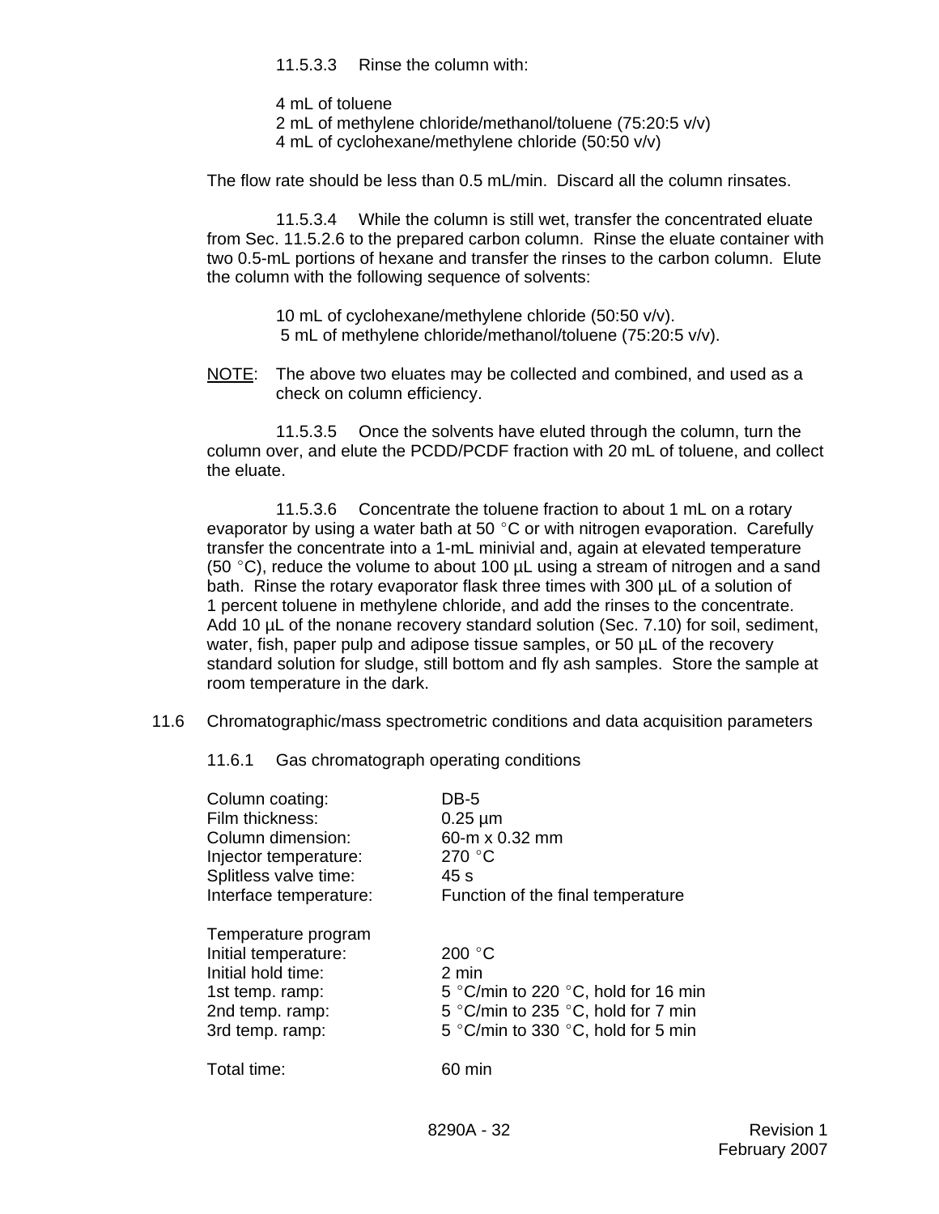11.5.3.3 Rinse the column with:

4 mL of toluene
2 mL of methylene chloride/methanol/toluene (75:20:5 v/v)
4 mL of cyclohexane/methylene chloride (50:50 v/v)

The flow rate should be less than 0.5 mL/min. Discard all the column rinsates.

11.5.3.4 While the column is still wet, transfer the concentrated eluate from Sec. 11.5.2.6 to the prepared carbon column. Rinse the eluate container with two 0.5-mL portions of hexane and transfer the rinses to the carbon column. Elute the column with the following sequence of solvents:

10 mL of cyclohexane/methylene chloride (50:50 v/v).
5 mL of methylene chloride/methanol/toluene (75:20:5 v/v).

NOTE: The above two eluates may be collected and combined, and used as a check on column efficiency.

11.5.3.5 Once the solvents have eluted through the column, turn the column over, and elute the PCDD/PCDF fraction with 20 mL of toluene, and collect the eluate.

11.5.3.6 Concentrate the toluene fraction to about 1 mL on a rotary evaporator by using a water bath at 50 °C or with nitrogen evaporation. Carefully transfer the concentrate into a 1-mL minivial and, again at elevated temperature (50 °C), reduce the volume to about 100 µL using a stream of nitrogen and a sand bath. Rinse the rotary evaporator flask three times with 300 µL of a solution of 1 percent toluene in methylene chloride, and add the rinses to the concentrate. Add 10 µL of the nonane recovery standard solution (Sec. 7.10) for soil, sediment, water, fish, paper pulp and adipose tissue samples, or 50 µL of the recovery standard solution for sludge, still bottom and fly ash samples. Store the sample at room temperature in the dark.

11.6 Chromatographic/mass spectrometric conditions and data acquisition parameters

11.6.1 Gas chromatograph operating conditions

| | |
|---|---|
| Column coating: | DB-5 |
| Film thickness: | 0.25 µm |
| Column dimension: | 60-m x 0.32 mm |
| Injector temperature: | 270 °C |
| Splitless valve time: | 45 s |
| Interface temperature: | Function of the final temperature |

| Temperature program | |
|---|---|
| Initial temperature: | 200 °C |
| Initial hold time: | 2 min |
| 1st temp. ramp: | 5 °C/min to 220 °C, hold for 16 min |
| 2nd temp. ramp: | 5 °C/min to 235 °C, hold for 7 min |
| 3rd temp. ramp: | 5 °C/min to 330 °C, hold for 5 min |
| | |
| Total time: | 60 min |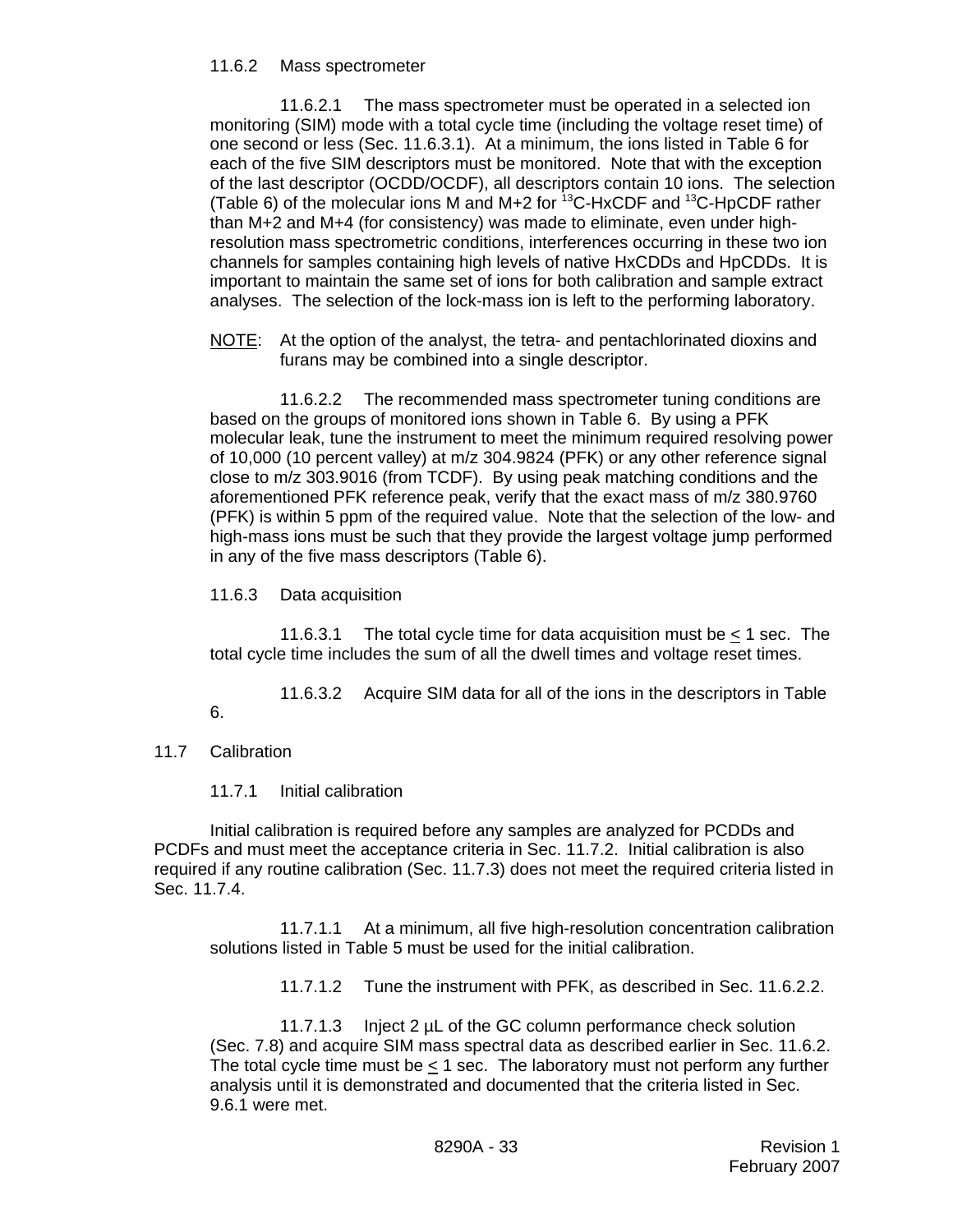11.6.2 Mass spectrometer

11.6.2.1 The mass spectrometer must be operated in a selected ion monitoring (SIM) mode with a total cycle time (including the voltage reset time) of one second or less (Sec. 11.6.3.1). At a minimum, the ions listed in Table 6 for each of the five SIM descriptors must be monitored. Note that with the exception of the last descriptor (OCDD/OCDF), all descriptors contain 10 ions. The selection (Table 6) of the molecular ions M and M+2 for $^{13}$C-HxCDF and $^{13}$C-HpCDF rather than M+2 and M+4 (for consistency) was made to eliminate, even under high-resolution mass spectrometric conditions, interferences occurring in these two ion channels for samples containing high levels of native HxCDDs and HpCDDs. It is important to maintain the same set of ions for both calibration and sample extract analyses. The selection of the lock-mass ion is left to the performing laboratory.

NOTE: At the option of the analyst, the tetra- and pentachlorinated dioxins and furans may be combined into a single descriptor.

11.6.2.2 The recommended mass spectrometer tuning conditions are based on the groups of monitored ions shown in Table 6. By using a PFK molecular leak, tune the instrument to meet the minimum required resolving power of 10,000 (10 percent valley) at m/z 304.9824 (PFK) or any other reference signal close to m/z 303.9016 (from TCDF). By using peak matching conditions and the aforementioned PFK reference peak, verify that the exact mass of m/z 380.9760 (PFK) is within 5 ppm of the required value. Note that the selection of the low- and high-mass ions must be such that they provide the largest voltage jump performed in any of the five mass descriptors (Table 6).

11.6.3 Data acquisition

11.6.3.1 The total cycle time for data acquisition must be $\leq$ 1 sec. The total cycle time includes the sum of all the dwell times and voltage reset times.

11.6.3.2 Acquire SIM data for all of the ions in the descriptors in Table 6.

11.7 Calibration

11.7.1 Initial calibration

Initial calibration is required before any samples are analyzed for PCDDs and PCDFs and must meet the acceptance criteria in Sec. 11.7.2. Initial calibration is also required if any routine calibration (Sec. 11.7.3) does not meet the required criteria listed in Sec. 11.7.4.

11.7.1.1 At a minimum, all five high-resolution concentration calibration solutions listed in Table 5 must be used for the initial calibration.

11.7.1.2 Tune the instrument with PFK, as described in Sec. 11.6.2.2.

11.7.1.3 Inject 2 µL of the GC column performance check solution (Sec. 7.8) and acquire SIM mass spectral data as described earlier in Sec. 11.6.2. The total cycle time must be $\leq$ 1 sec. The laboratory must not perform any further analysis until it is demonstrated and documented that the criteria listed in Sec. 9.6.1 were met.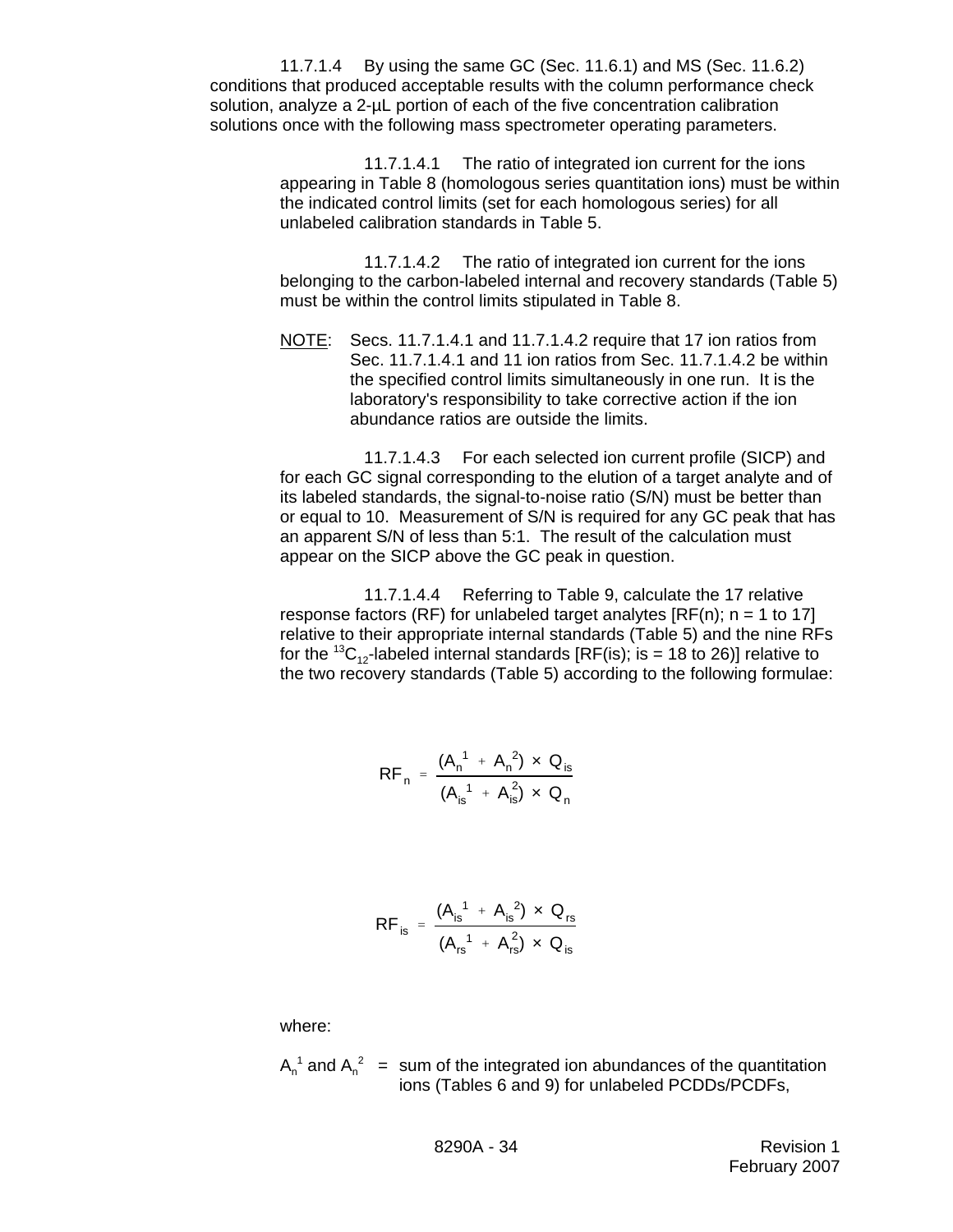11.7.1.4 By using the same GC (Sec. 11.6.1) and MS (Sec. 11.6.2) conditions that produced acceptable results with the column performance check solution, analyze a 2-µL portion of each of the five concentration calibration solutions once with the following mass spectrometer operating parameters.

11.7.1.4.1 The ratio of integrated ion current for the ions appearing in Table 8 (homologous series quantitation ions) must be within the indicated control limits (set for each homologous series) for all unlabeled calibration standards in Table 5.

11.7.1.4.2 The ratio of integrated ion current for the ions belonging to the carbon-labeled internal and recovery standards (Table 5) must be within the control limits stipulated in Table 8.

NOTE: Secs. 11.7.1.4.1 and 11.7.1.4.2 require that 17 ion ratios from Sec. 11.7.1.4.1 and 11 ion ratios from Sec. 11.7.1.4.2 be within the specified control limits simultaneously in one run. It is the laboratory's responsibility to take corrective action if the ion abundance ratios are outside the limits.

11.7.1.4.3 For each selected ion current profile (SICP) and for each GC signal corresponding to the elution of a target analyte and of its labeled standards, the signal-to-noise ratio (S/N) must be better than or equal to 10. Measurement of S/N is required for any GC peak that has an apparent S/N of less than 5:1. The result of the calculation must appear on the SICP above the GC peak in question.

11.7.1.4.4 Referring to Table 9, calculate the 17 relative response factors (RF) for unlabeled target analytes [RF(n); n = 1 to 17] relative to their appropriate internal standards (Table 5) and the nine RFs for the $^{13}C_{12}$-labeled internal standards [RF(is); is = 18 to 26)] relative to the two recovery standards (Table 5) according to the following formulae:

$$RF_n = \frac{(A_n^1 + A_n^2) \times Q_{is}}{(A_{is}^1 + A_{is}^2) \times Q_n}$$

$$RF_{is} = \frac{(A_{is}^1 + A_{is}^2) \times Q_{rs}}{(A_{rs}^1 + A_{rs}^2) \times Q_{is}}$$

where:

$A_n^1$ and $A_n^2$ = sum of the integrated ion abundances of the quantitation ions (Tables 6 and 9) for unlabeled PCDDs/PCDFs,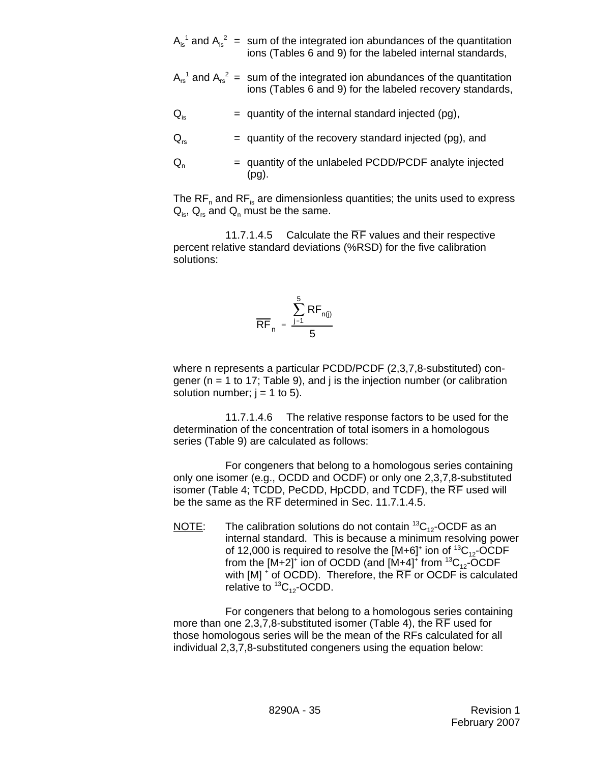$A_{is}^1$ and $A_{is}^2$ = sum of the integrated ion abundances of the quantitation ions (Tables 6 and 9) for the labeled internal standards,

$A_{rs}^1$ and $A_{rs}^2$ = sum of the integrated ion abundances of the quantitation ions (Tables 6 and 9) for the labeled recovery standards,

$Q_{is}$ = quantity of the internal standard injected (pg),

$Q_{rs}$ = quantity of the recovery standard injected (pg), and

$Q_n$ = quantity of the unlabeled PCDD/PCDF analyte injected (pg).

The $RF_n$ and $RF_{is}$ are dimensionless quantities; the units used to express $Q_{is}$, $Q_{rs}$ and $Q_n$ must be the same.

11.7.1.4.5 Calculate the $\overline{RF}$ values and their respective percent relative standard deviations (%RSD) for the five calibration solutions:

$$\overline{RF}_n = \frac{\sum_{j=1}^{5} RF_{n(j)}}{5}$$

where n represents a particular PCDD/PCDF (2,3,7,8-substituted) congener (n = 1 to 17; Table 9), and j is the injection number (or calibration solution number; j = 1 to 5).

11.7.1.4.6 The relative response factors to be used for the determination of the concentration of total isomers in a homologous series (Table 9) are calculated as follows:

For congeners that belong to a homologous series containing only one isomer (e.g., OCDD and OCDF) or only one 2,3,7,8-substituted isomer (Table 4; TCDD, PeCDD, HpCDD, and TCDF), the $\overline{RF}$ used will be the same as the $\overline{RF}$ determined in Sec. 11.7.1.4.5.

NOTE: The calibration solutions do not contain $^{13}C_{12}$-OCDF as an internal standard. This is because a minimum resolving power of 12,000 is required to resolve the $[M+6]^+$ ion of $^{13}C_{12}$-OCDF from the $[M+2]^+$ ion of OCDD (and $[M+4]^+$ from $^{13}C_{12}$-OCDF with $[M]^+$ of OCDD). Therefore, the $\overline{RF}$ or OCDF is calculated relative to $^{13}C_{12}$-OCDD.

For congeners that belong to a homologous series containing more than one 2,3,7,8-substituted isomer (Table 4), the $\overline{RF}$ used for those homologous series will be the mean of the RFs calculated for all individual 2,3,7,8-substituted congeners using the equation below: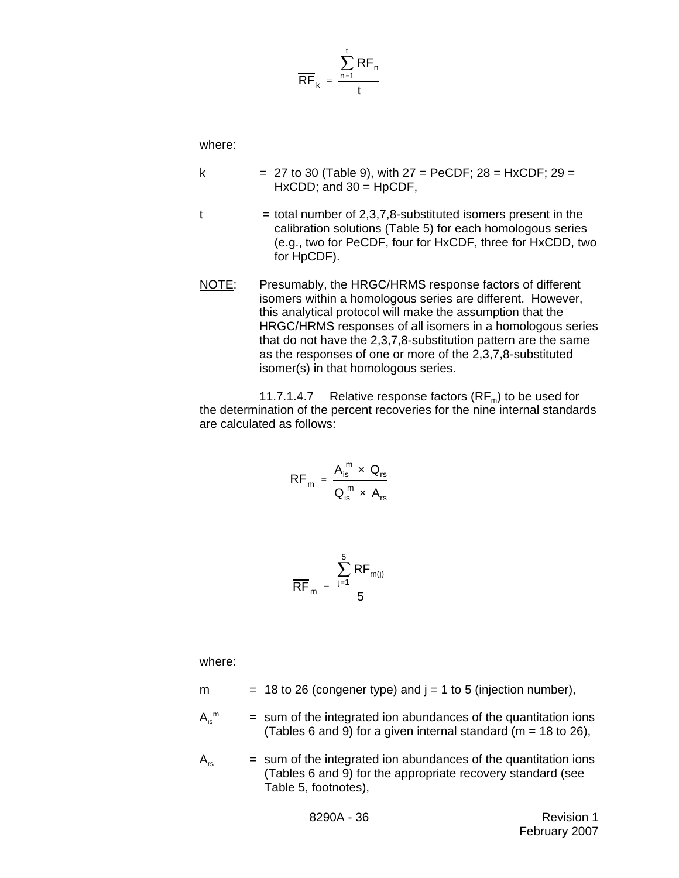$$\overline{RF}_k = \frac{\sum_{n=1}^{t} RF_n}{t}$$

where:

k = 27 to 30 (Table 9), with 27 = PeCDF; 28 = HxCDF; 29 = HxCDD; and 30 = HpCDF,

t = total number of 2,3,7,8-substituted isomers present in the calibration solutions (Table 5) for each homologous series (e.g., two for PeCDF, four for HxCDF, three for HxCDD, two for HpCDF).

NOTE: Presumably, the HRGC/HRMS response factors of different isomers within a homologous series are different. However, this analytical protocol will make the assumption that the HRGC/HRMS responses of all isomers in a homologous series that do not have the 2,3,7,8-substitution pattern are the same as the responses of one or more of the 2,3,7,8-substituted isomer(s) in that homologous series.

11.7.1.4.7 Relative response factors ($RF_m$) to be used for the determination of the percent recoveries for the nine internal standards are calculated as follows:

$$RF_m = \frac{A_{is}^m \times Q_{rs}}{Q_{is}^m \times A_{rs}}$$

$$\overline{RF}_m = \frac{\sum_{j=1}^{5} RF_{m(j)}}{5}$$

where:

m = 18 to 26 (congener type) and j = 1 to 5 (injection number),

$A_{is}^m$ = sum of the integrated ion abundances of the quantitation ions (Tables 6 and 9) for a given internal standard (m = 18 to 26),

$A_{rs}$ = sum of the integrated ion abundances of the quantitation ions (Tables 6 and 9) for the appropriate recovery standard (see Table 5, footnotes),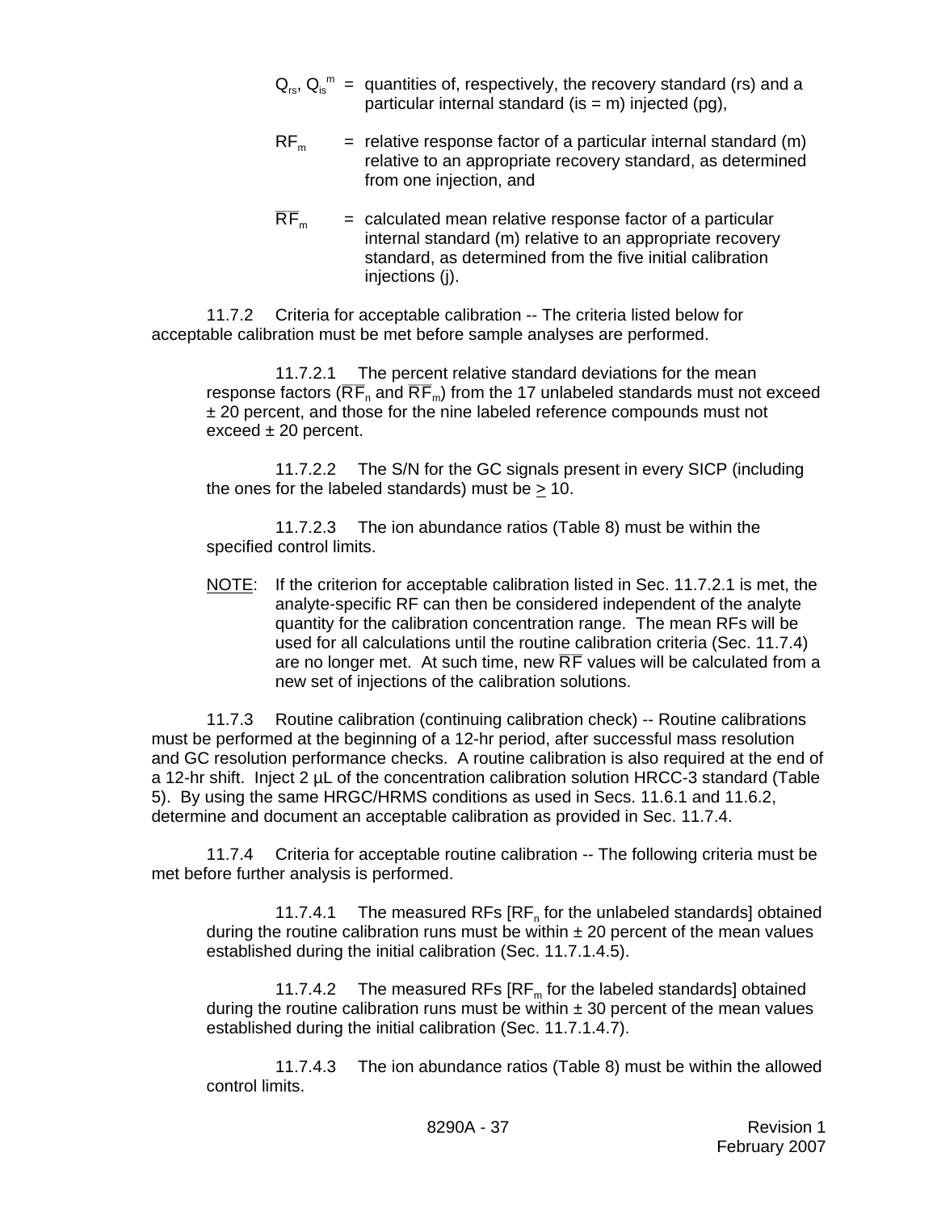$Q_{rs}$, $Q_{is}^{m}$ = quantities of, respectively, the recovery standard (rs) and a particular internal standard (is = m) injected (pg),

$RF_m$ = relative response factor of a particular internal standard (m) relative to an appropriate recovery standard, as determined from one injection, and

$\overline{RF}_m$ = calculated mean relative response factor of a particular internal standard (m) relative to an appropriate recovery standard, as determined from the five initial calibration injections (j).

11.7.2 Criteria for acceptable calibration -- The criteria listed below for acceptable calibration must be met before sample analyses are performed.

11.7.2.1 The percent relative standard deviations for the mean response factors ($\overline{RF}_n$ and $\overline{RF}_m$) from the 17 unlabeled standards must not exceed ± 20 percent, and those for the nine labeled reference compounds must not exceed ± 20 percent.

11.7.2.2 The S/N for the GC signals present in every SICP (including the ones for the labeled standards) must be $\geq$ 10.

11.7.2.3 The ion abundance ratios (Table 8) must be within the specified control limits.

NOTE: If the criterion for acceptable calibration listed in Sec. 11.7.2.1 is met, the analyte-specific RF can then be considered independent of the analyte quantity for the calibration concentration range. The mean RFs will be used for all calculations until the routine calibration criteria (Sec. 11.7.4) are no longer met. At such time, new $\overline{RF}$ values will be calculated from a new set of injections of the calibration solutions.

11.7.3 Routine calibration (continuing calibration check) -- Routine calibrations must be performed at the beginning of a 12-hr period, after successful mass resolution and GC resolution performance checks. A routine calibration is also required at the end of a 12-hr shift. Inject 2 µL of the concentration calibration solution HRCC-3 standard (Table 5). By using the same HRGC/HRMS conditions as used in Secs. 11.6.1 and 11.6.2, determine and document an acceptable calibration as provided in Sec. 11.7.4.

11.7.4 Criteria for acceptable routine calibration -- The following criteria must be met before further analysis is performed.

11.7.4.1 The measured RFs [$RF_n$ for the unlabeled standards] obtained during the routine calibration runs must be within ± 20 percent of the mean values established during the initial calibration (Sec. 11.7.1.4.5).

11.7.4.2 The measured RFs [$RF_m$ for the labeled standards] obtained during the routine calibration runs must be within ± 30 percent of the mean values established during the initial calibration (Sec. 11.7.1.4.7).

11.7.4.3 The ion abundance ratios (Table 8) must be within the allowed control limits.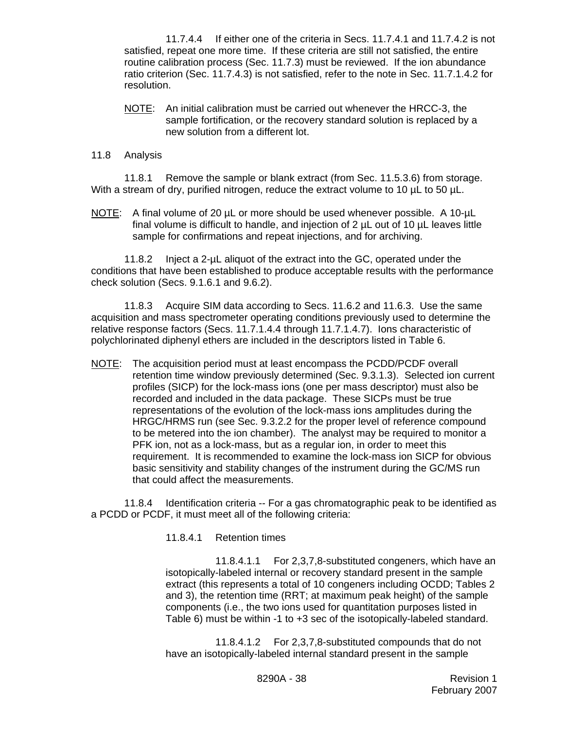11.7.4.4 If either one of the criteria in Secs. 11.7.4.1 and 11.7.4.2 is not satisfied, repeat one more time. If these criteria are still not satisfied, the entire routine calibration process (Sec. 11.7.3) must be reviewed. If the ion abundance ratio criterion (Sec. 11.7.4.3) is not satisfied, refer to the note in Sec. 11.7.1.4.2 for resolution.

NOTE: An initial calibration must be carried out whenever the HRCC-3, the sample fortification, or the recovery standard solution is replaced by a new solution from a different lot.

11.8 Analysis

11.8.1 Remove the sample or blank extract (from Sec. 11.5.3.6) from storage. With a stream of dry, purified nitrogen, reduce the extract volume to 10 µL to 50 µL.

NOTE: A final volume of 20 µL or more should be used whenever possible. A 10-µL final volume is difficult to handle, and injection of 2 µL out of 10 µL leaves little sample for confirmations and repeat injections, and for archiving.

11.8.2 Inject a 2-µL aliquot of the extract into the GC, operated under the conditions that have been established to produce acceptable results with the performance check solution (Secs. 9.1.6.1 and 9.6.2).

11.8.3 Acquire SIM data according to Secs. 11.6.2 and 11.6.3. Use the same acquisition and mass spectrometer operating conditions previously used to determine the relative response factors (Secs. 11.7.1.4.4 through 11.7.1.4.7). Ions characteristic of polychlorinated diphenyl ethers are included in the descriptors listed in Table 6.

NOTE: The acquisition period must at least encompass the PCDD/PCDF overall retention time window previously determined (Sec. 9.3.1.3). Selected ion current profiles (SICP) for the lock-mass ions (one per mass descriptor) must also be recorded and included in the data package. These SICPs must be true representations of the evolution of the lock-mass ions amplitudes during the HRGC/HRMS run (see Sec. 9.3.2.2 for the proper level of reference compound to be metered into the ion chamber). The analyst may be required to monitor a PFK ion, not as a lock-mass, but as a regular ion, in order to meet this requirement. It is recommended to examine the lock-mass ion SICP for obvious basic sensitivity and stability changes of the instrument during the GC/MS run that could affect the measurements.

11.8.4 Identification criteria -- For a gas chromatographic peak to be identified as a PCDD or PCDF, it must meet all of the following criteria:

11.8.4.1 Retention times

11.8.4.1.1 For 2,3,7,8-substituted congeners, which have an isotopically-labeled internal or recovery standard present in the sample extract (this represents a total of 10 congeners including OCDD; Tables 2 and 3), the retention time (RRT; at maximum peak height) of the sample components (i.e., the two ions used for quantitation purposes listed in Table 6) must be within -1 to +3 sec of the isotopically-labeled standard.

11.8.4.1.2 For 2,3,7,8-substituted compounds that do not have an isotopically-labeled internal standard present in the sample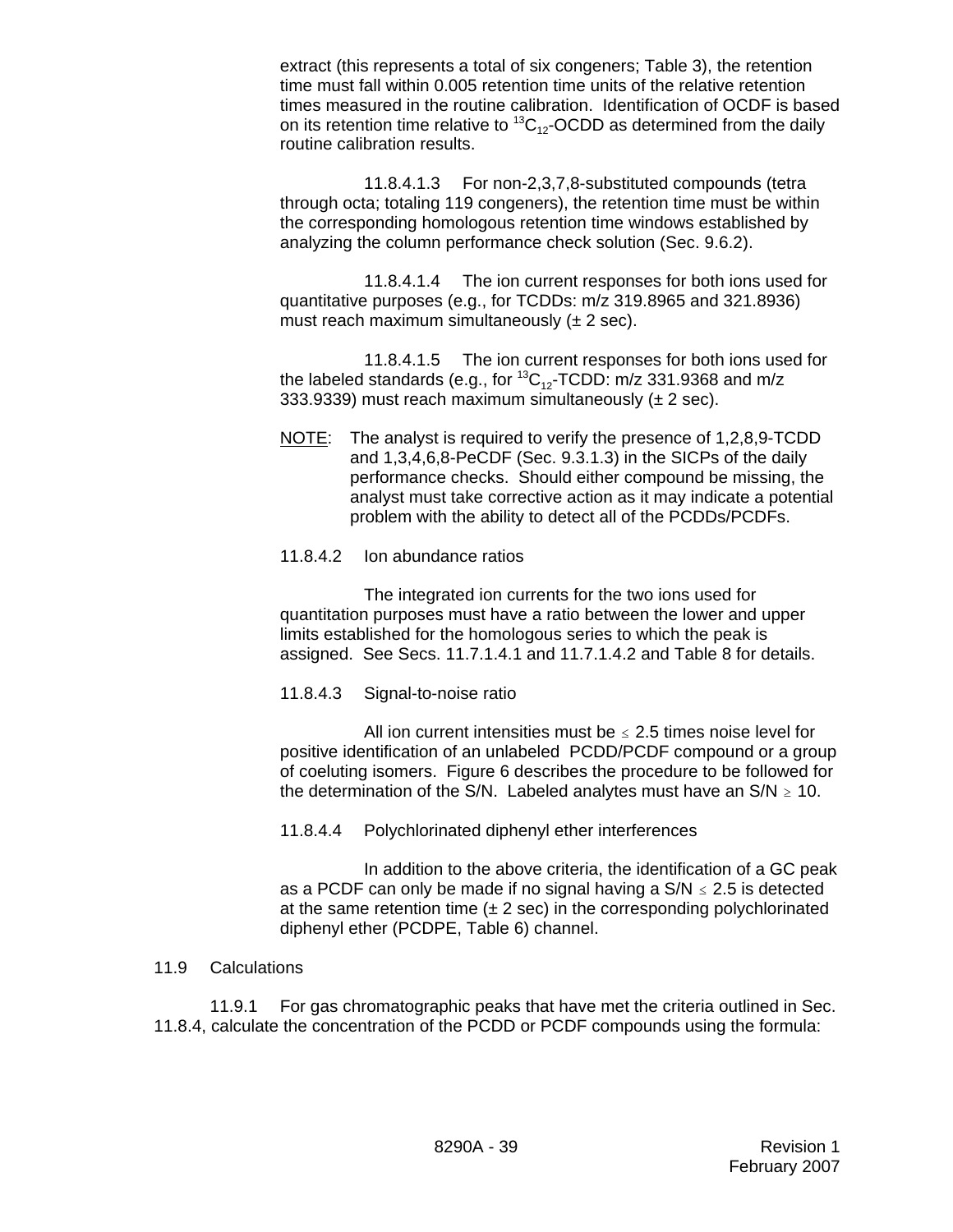extract (this represents a total of six congeners; Table 3), the retention time must fall within 0.005 retention time units of the relative retention times measured in the routine calibration. Identification of OCDF is based on its retention time relative to $^{13}C_{12}$-OCDD as determined from the daily routine calibration results.

11.8.4.1.3 For non-2,3,7,8-substituted compounds (tetra through octa; totaling 119 congeners), the retention time must be within the corresponding homologous retention time windows established by analyzing the column performance check solution (Sec. 9.6.2).

11.8.4.1.4 The ion current responses for both ions used for quantitative purposes (e.g., for TCDDs: m/z 319.8965 and 321.8936) must reach maximum simultaneously (± 2 sec).

11.8.4.1.5 The ion current responses for both ions used for the labeled standards (e.g., for $^{13}C_{12}$-TCDD: m/z 331.9368 and m/z 333.9339) must reach maximum simultaneously (± 2 sec).

NOTE: The analyst is required to verify the presence of 1,2,8,9-TCDD and 1,3,4,6,8-PeCDF (Sec. 9.3.1.3) in the SICPs of the daily performance checks. Should either compound be missing, the analyst must take corrective action as it may indicate a potential problem with the ability to detect all of the PCDDs/PCDFs.

11.8.4.2 Ion abundance ratios

The integrated ion currents for the two ions used for quantitation purposes must have a ratio between the lower and upper limits established for the homologous series to which the peak is assigned. See Secs. 11.7.1.4.1 and 11.7.1.4.2 and Table 8 for details.

11.8.4.3 Signal-to-noise ratio

All ion current intensities must be $\leq$ 2.5 times noise level for positive identification of an unlabeled PCDD/PCDF compound or a group of coeluting isomers. Figure 6 describes the procedure to be followed for the determination of the S/N. Labeled analytes must have an S/N $\geq$ 10.

11.8.4.4 Polychlorinated diphenyl ether interferences

In addition to the above criteria, the identification of a GC peak as a PCDF can only be made if no signal having a S/N $\leq$ 2.5 is detected at the same retention time (± 2 sec) in the corresponding polychlorinated diphenyl ether (PCDPE, Table 6) channel.

11.9 Calculations

11.9.1 For gas chromatographic peaks that have met the criteria outlined in Sec. 11.8.4, calculate the concentration of the PCDD or PCDF compounds using the formula: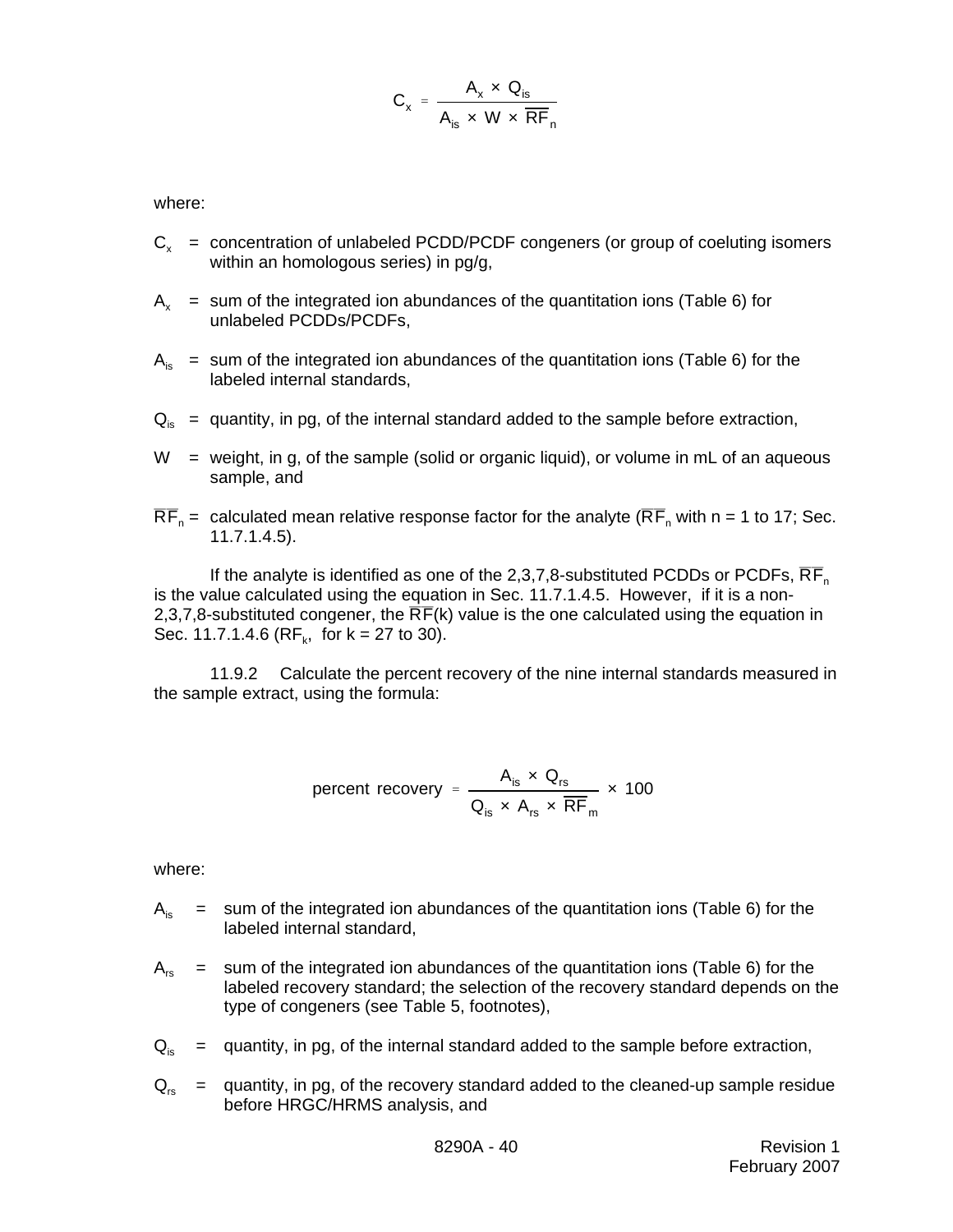$$C_x = \frac{A_x \times Q_{is}}{A_{is} \times W \times \overline{RF}_n}$$

where:

$C_x$ = concentration of unlabeled PCDD/PCDF congeners (or group of coeluting isomers within an homologous series) in pg/g,

$A_x$ = sum of the integrated ion abundances of the quantitation ions (Table 6) for unlabeled PCDDs/PCDFs,

$A_{is}$ = sum of the integrated ion abundances of the quantitation ions (Table 6) for the labeled internal standards,

$Q_{is}$ = quantity, in pg, of the internal standard added to the sample before extraction,

W = weight, in g, of the sample (solid or organic liquid), or volume in mL of an aqueous sample, and

$\overline{RF}_n$ = calculated mean relative response factor for the analyte ($\overline{RF}_n$ with n = 1 to 17; Sec. 11.7.1.4.5).

If the analyte is identified as one of the 2,3,7,8-substituted PCDDs or PCDFs, $\overline{RF}_n$ is the value calculated using the equation in Sec. 11.7.1.4.5. However, if it is a non-2,3,7,8-substituted congener, the $\overline{RF}(k)$ value is the one calculated using the equation in Sec. 11.7.1.4.6 ($RF_k$, for k = 27 to 30).

11.9.2 Calculate the percent recovery of the nine internal standards measured in the sample extract, using the formula:

$$\text{percent recovery} = \frac{A_{is} \times Q_{rs}}{Q_{is} \times A_{rs} \times \overline{RF}_m} \times 100$$

where:

$A_{is}$ = sum of the integrated ion abundances of the quantitation ions (Table 6) for the labeled internal standard,

$A_{rs}$ = sum of the integrated ion abundances of the quantitation ions (Table 6) for the labeled recovery standard; the selection of the recovery standard depends on the type of congeners (see Table 5, footnotes),

$Q_{is}$ = quantity, in pg, of the internal standard added to the sample before extraction,

$Q_{rs}$ = quantity, in pg, of the recovery standard added to the cleaned-up sample residue before HRGC/HRMS analysis, and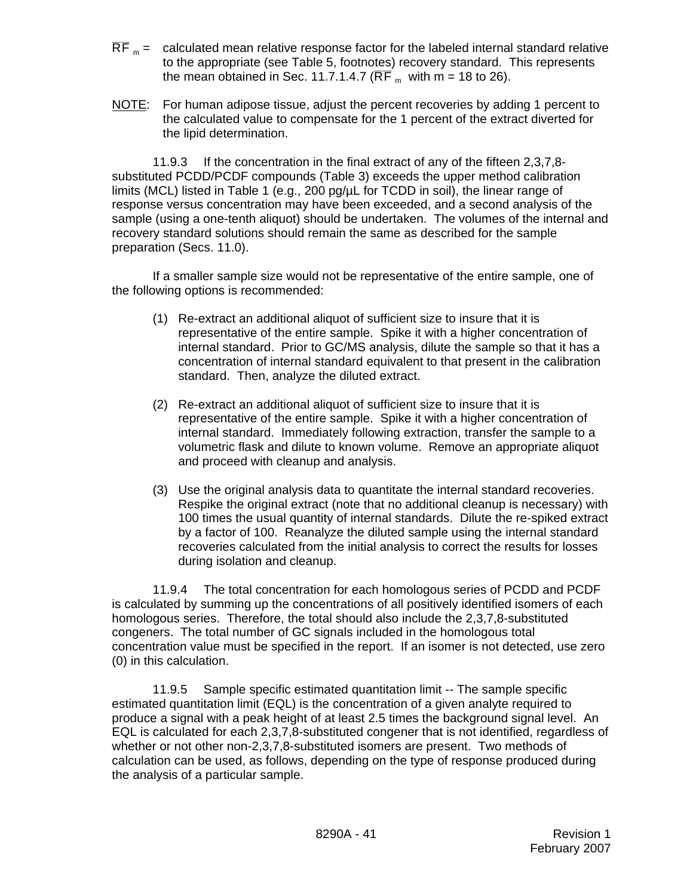$\overline{RF}_m$ = calculated mean relative response factor for the labeled internal standard relative to the appropriate (see Table 5, footnotes) recovery standard. This represents the mean obtained in Sec. 11.7.1.4.7 ($\overline{RF}_m$ with m = 18 to 26).

NOTE: For human adipose tissue, adjust the percent recoveries by adding 1 percent to the calculated value to compensate for the 1 percent of the extract diverted for the lipid determination.

11.9.3 If the concentration in the final extract of any of the fifteen 2,3,7,8-substituted PCDD/PCDF compounds (Table 3) exceeds the upper method calibration limits (MCL) listed in Table 1 (e.g., 200 pg/µL for TCDD in soil), the linear range of response versus concentration may have been exceeded, and a second analysis of the sample (using a one-tenth aliquot) should be undertaken. The volumes of the internal and recovery standard solutions should remain the same as described for the sample preparation (Secs. 11.0).

If a smaller sample size would not be representative of the entire sample, one of the following options is recommended:

(1) Re-extract an additional aliquot of sufficient size to insure that it is representative of the entire sample. Spike it with a higher concentration of internal standard. Prior to GC/MS analysis, dilute the sample so that it has a concentration of internal standard equivalent to that present in the calibration standard. Then, analyze the diluted extract.

(2) Re-extract an additional aliquot of sufficient size to insure that it is representative of the entire sample. Spike it with a higher concentration of internal standard. Immediately following extraction, transfer the sample to a volumetric flask and dilute to known volume. Remove an appropriate aliquot and proceed with cleanup and analysis.

(3) Use the original analysis data to quantitate the internal standard recoveries. Respike the original extract (note that no additional cleanup is necessary) with 100 times the usual quantity of internal standards. Dilute the re-spiked extract by a factor of 100. Reanalyze the diluted sample using the internal standard recoveries calculated from the initial analysis to correct the results for losses during isolation and cleanup.

11.9.4 The total concentration for each homologous series of PCDD and PCDF is calculated by summing up the concentrations of all positively identified isomers of each homologous series. Therefore, the total should also include the 2,3,7,8-substituted congeners. The total number of GC signals included in the homologous total concentration value must be specified in the report. If an isomer is not detected, use zero (0) in this calculation.

11.9.5 Sample specific estimated quantitation limit -- The sample specific estimated quantitation limit (EQL) is the concentration of a given analyte required to produce a signal with a peak height of at least 2.5 times the background signal level. An EQL is calculated for each 2,3,7,8-substituted congener that is not identified, regardless of whether or not other non-2,3,7,8-substituted isomers are present. Two methods of calculation can be used, as follows, depending on the type of response produced during the analysis of a particular sample.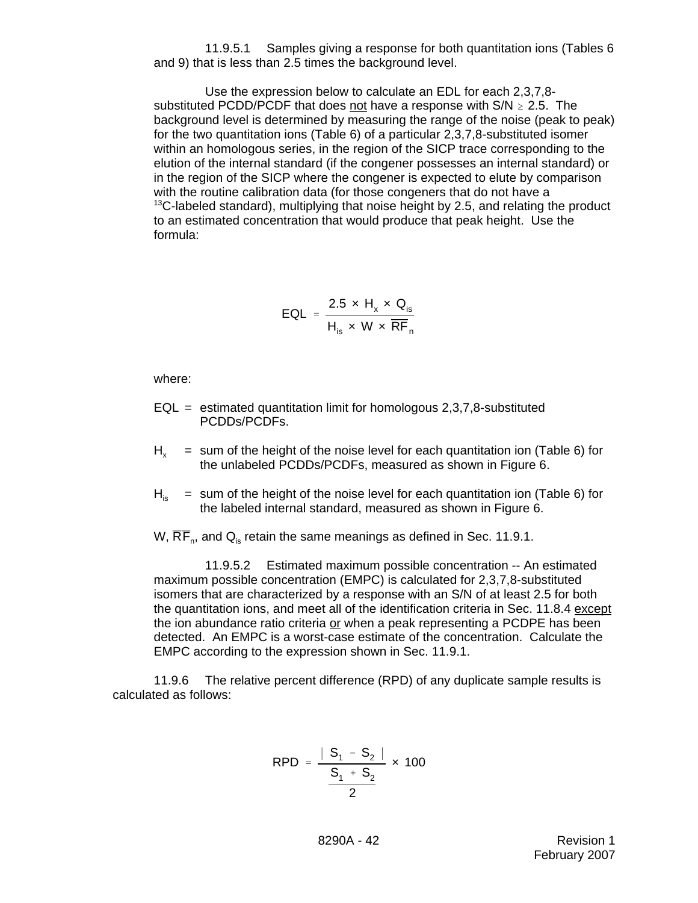11.9.5.1 Samples giving a response for both quantitation ions (Tables 6 and 9) that is less than 2.5 times the background level.

Use the expression below to calculate an EDL for each 2,3,7,8-substituted PCDD/PCDF that does <u>not</u> have a response with S/N $\geq$ 2.5. The background level is determined by measuring the range of the noise (peak to peak) for the two quantitation ions (Table 6) of a particular 2,3,7,8-substituted isomer within an homologous series, in the region of the SICP trace corresponding to the elution of the internal standard (if the congener possesses an internal standard) or in the region of the SICP where the congener is expected to elute by comparison with the routine calibration data (for those congeners that do not have a $^{13}$C-labeled standard), multiplying that noise height by 2.5, and relating the product to an estimated concentration that would produce that peak height. Use the formula:

$$EQL = \frac{2.5 \times H_x \times Q_{is}}{H_{is} \times W \times \overline{RF}_n}$$

where:

EQL = estimated quantitation limit for homologous 2,3,7,8-substituted PCDDs/PCDFs.

$H_x$ = sum of the height of the noise level for each quantitation ion (Table 6) for the unlabeled PCDDs/PCDFs, measured as shown in Figure 6.

$H_{is}$ = sum of the height of the noise level for each quantitation ion (Table 6) for the labeled internal standard, measured as shown in Figure 6.

W, $\overline{RF}_n$, and $Q_{is}$ retain the same meanings as defined in Sec. 11.9.1.

11.9.5.2 Estimated maximum possible concentration -- An estimated maximum possible concentration (EMPC) is calculated for 2,3,7,8-substituted isomers that are characterized by a response with an S/N of at least 2.5 for both the quantitation ions, and meet all of the identification criteria in Sec. 11.8.4 <u>except</u> the ion abundance ratio criteria <u>or</u> when a peak representing a PCDPE has been detected. An EMPC is a worst-case estimate of the concentration. Calculate the EMPC according to the expression shown in Sec. 11.9.1.

11.9.6 The relative percent difference (RPD) of any duplicate sample results is calculated as follows:

$$RPD = \frac{|S_1 - S_2|}{\frac{S_1 + S_2}{2}} \times 100$$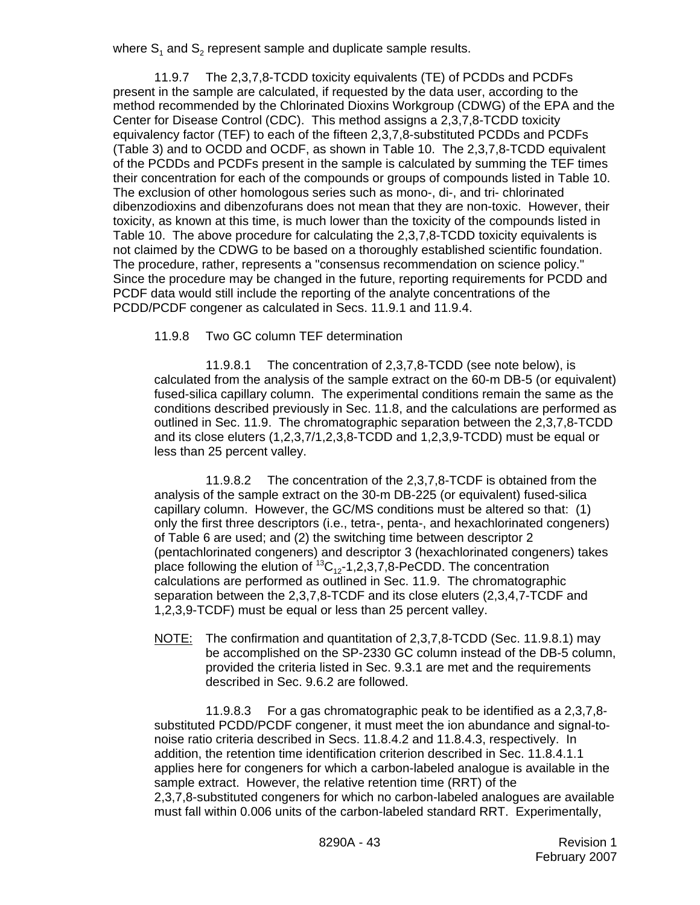where $S_1$ and $S_2$ represent sample and duplicate sample results.

11.9.7 The 2,3,7,8-TCDD toxicity equivalents (TE) of PCDDs and PCDFs present in the sample are calculated, if requested by the data user, according to the method recommended by the Chlorinated Dioxins Workgroup (CDWG) of the EPA and the Center for Disease Control (CDC). This method assigns a 2,3,7,8-TCDD toxicity equivalency factor (TEF) to each of the fifteen 2,3,7,8-substituted PCDDs and PCDFs (Table 3) and to OCDD and OCDF, as shown in Table 10. The 2,3,7,8-TCDD equivalent of the PCDDs and PCDFs present in the sample is calculated by summing the TEF times their concentration for each of the compounds or groups of compounds listed in Table 10. The exclusion of other homologous series such as mono-, di-, and tri- chlorinated dibenzodioxins and dibenzofurans does not mean that they are non-toxic. However, their toxicity, as known at this time, is much lower than the toxicity of the compounds listed in Table 10. The above procedure for calculating the 2,3,7,8-TCDD toxicity equivalents is not claimed by the CDWG to be based on a thoroughly established scientific foundation. The procedure, rather, represents a "consensus recommendation on science policy." Since the procedure may be changed in the future, reporting requirements for PCDD and PCDF data would still include the reporting of the analyte concentrations of the PCDD/PCDF congener as calculated in Secs. 11.9.1 and 11.9.4.

11.9.8 Two GC column TEF determination

11.9.8.1 The concentration of 2,3,7,8-TCDD (see note below), is calculated from the analysis of the sample extract on the 60-m DB-5 (or equivalent) fused-silica capillary column. The experimental conditions remain the same as the conditions described previously in Sec. 11.8, and the calculations are performed as outlined in Sec. 11.9. The chromatographic separation between the 2,3,7,8-TCDD and its close eluters (1,2,3,7/1,2,3,8-TCDD and 1,2,3,9-TCDD) must be equal or less than 25 percent valley.

11.9.8.2 The concentration of the 2,3,7,8-TCDF is obtained from the analysis of the sample extract on the 30-m DB-225 (or equivalent) fused-silica capillary column. However, the GC/MS conditions must be altered so that: (1) only the first three descriptors (i.e., tetra-, penta-, and hexachlorinated congeners) of Table 6 are used; and (2) the switching time between descriptor 2 (pentachlorinated congeners) and descriptor 3 (hexachlorinated congeners) takes place following the elution of $^{13}C_{12}$-1,2,3,7,8-PeCDD. The concentration calculations are performed as outlined in Sec. 11.9. The chromatographic separation between the 2,3,7,8-TCDF and its close eluters (2,3,4,7-TCDF and 1,2,3,9-TCDF) must be equal or less than 25 percent valley.

NOTE: The confirmation and quantitation of 2,3,7,8-TCDD (Sec. 11.9.8.1) may be accomplished on the SP-2330 GC column instead of the DB-5 column, provided the criteria listed in Sec. 9.3.1 are met and the requirements described in Sec. 9.6.2 are followed.

11.9.8.3 For a gas chromatographic peak to be identified as a 2,3,7,8-substituted PCDD/PCDF congener, it must meet the ion abundance and signal-to-noise ratio criteria described in Secs. 11.8.4.2 and 11.8.4.3, respectively. In addition, the retention time identification criterion described in Sec. 11.8.4.1.1 applies here for congeners for which a carbon-labeled analogue is available in the sample extract. However, the relative retention time (RRT) of the 2,3,7,8-substituted congeners for which no carbon-labeled analogues are available must fall within 0.006 units of the carbon-labeled standard RRT. Experimentally,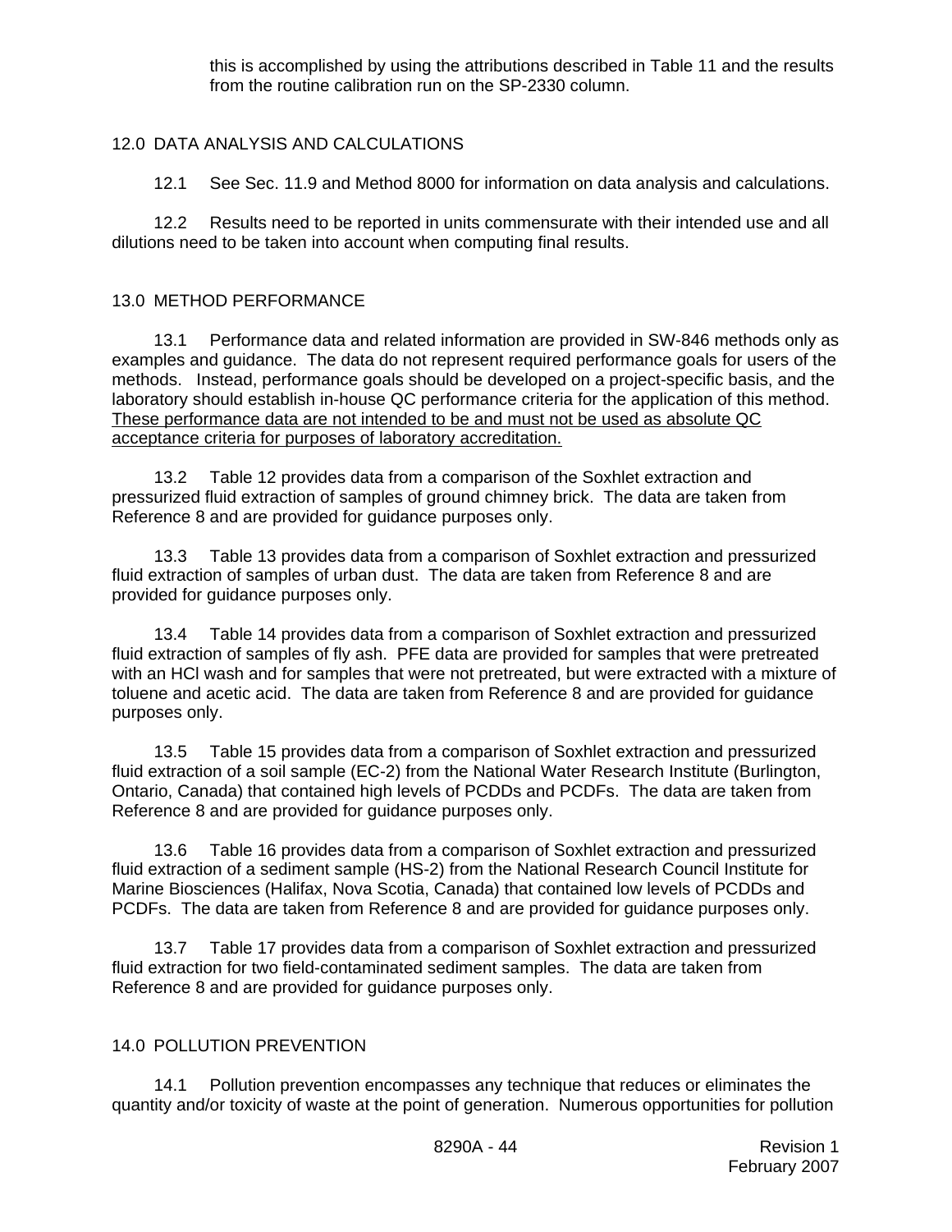this is accomplished by using the attributions described in Table 11 and the results from the routine calibration run on the SP-2330 column.

## 12.0 DATA ANALYSIS AND CALCULATIONS

12.1 See Sec. 11.9 and Method 8000 for information on data analysis and calculations.

12.2 Results need to be reported in units commensurate with their intended use and all dilutions need to be taken into account when computing final results.

## 13.0 METHOD PERFORMANCE

13.1 Performance data and related information are provided in SW-846 methods only as examples and guidance. The data do not represent required performance goals for users of the methods. Instead, performance goals should be developed on a project-specific basis, and the laboratory should establish in-house QC performance criteria for the application of this method. <u>These performance data are not intended to be and must not be used as absolute QC acceptance criteria for purposes of laboratory accreditation.</u>

13.2 Table 12 provides data from a comparison of the Soxhlet extraction and pressurized fluid extraction of samples of ground chimney brick. The data are taken from Reference 8 and are provided for guidance purposes only.

13.3 Table 13 provides data from a comparison of Soxhlet extraction and pressurized fluid extraction of samples of urban dust. The data are taken from Reference 8 and are provided for guidance purposes only.

13.4 Table 14 provides data from a comparison of Soxhlet extraction and pressurized fluid extraction of samples of fly ash. PFE data are provided for samples that were pretreated with an HCl wash and for samples that were not pretreated, but were extracted with a mixture of toluene and acetic acid. The data are taken from Reference 8 and are provided for guidance purposes only.

13.5 Table 15 provides data from a comparison of Soxhlet extraction and pressurized fluid extraction of a soil sample (EC-2) from the National Water Research Institute (Burlington, Ontario, Canada) that contained high levels of PCDDs and PCDFs. The data are taken from Reference 8 and are provided for guidance purposes only.

13.6 Table 16 provides data from a comparison of Soxhlet extraction and pressurized fluid extraction of a sediment sample (HS-2) from the National Research Council Institute for Marine Biosciences (Halifax, Nova Scotia, Canada) that contained low levels of PCDDs and PCDFs. The data are taken from Reference 8 and are provided for guidance purposes only.

13.7 Table 17 provides data from a comparison of Soxhlet extraction and pressurized fluid extraction for two field-contaminated sediment samples. The data are taken from Reference 8 and are provided for guidance purposes only.

## 14.0 POLLUTION PREVENTION

14.1 Pollution prevention encompasses any technique that reduces or eliminates the quantity and/or toxicity of waste at the point of generation. Numerous opportunities for pollution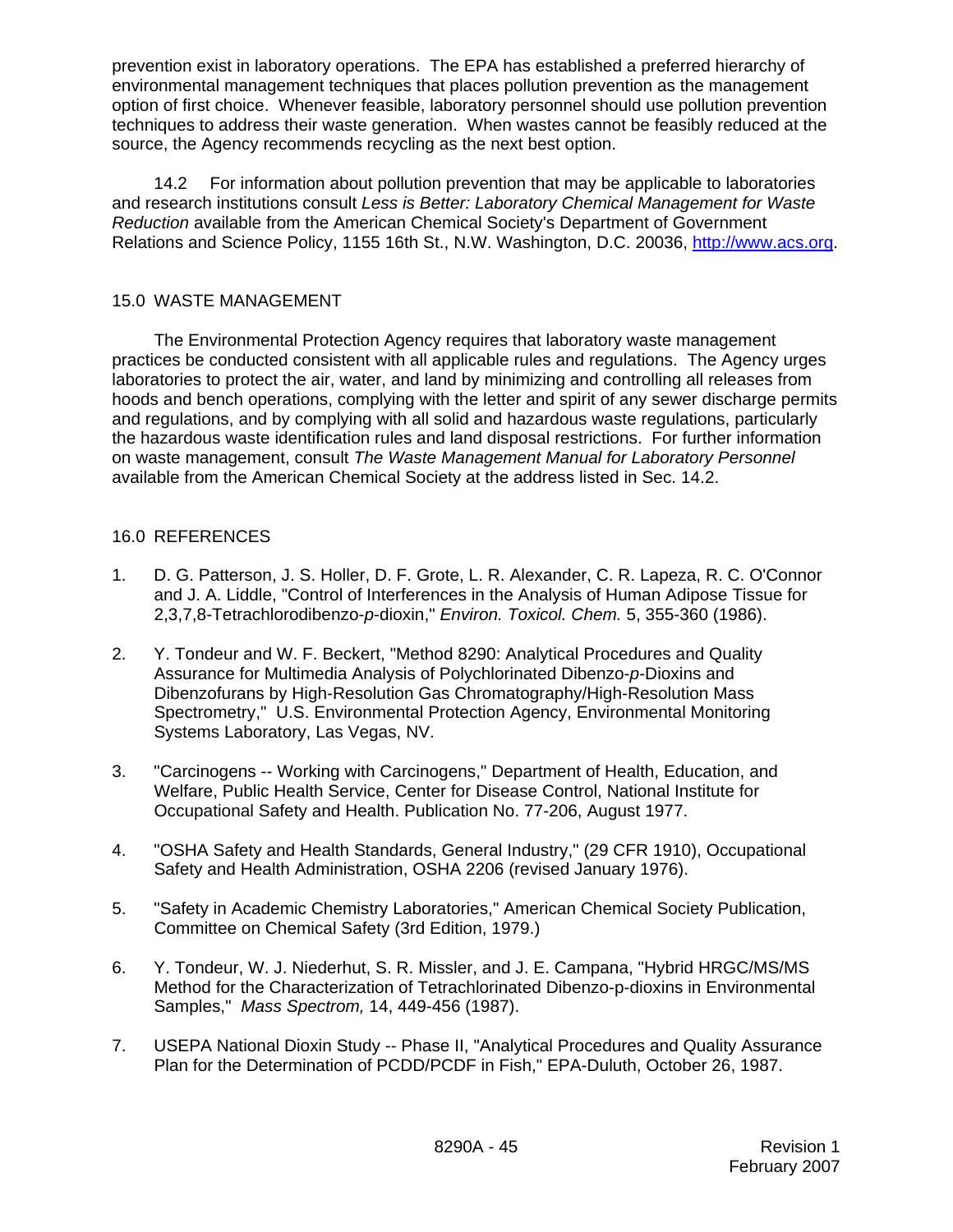prevention exist in laboratory operations. The EPA has established a preferred hierarchy of environmental management techniques that places pollution prevention as the management option of first choice. Whenever feasible, laboratory personnel should use pollution prevention techniques to address their waste generation. When wastes cannot be feasibly reduced at the source, the Agency recommends recycling as the next best option.

14.2 For information about pollution prevention that may be applicable to laboratories and research institutions consult *Less is Better: Laboratory Chemical Management for Waste Reduction* available from the American Chemical Society's Department of Government Relations and Science Policy, 1155 16th St., N.W. Washington, D.C. 20036, http://www.acs.org.

## 15.0 WASTE MANAGEMENT

The Environmental Protection Agency requires that laboratory waste management practices be conducted consistent with all applicable rules and regulations. The Agency urges laboratories to protect the air, water, and land by minimizing and controlling all releases from hoods and bench operations, complying with the letter and spirit of any sewer discharge permits and regulations, and by complying with all solid and hazardous waste regulations, particularly the hazardous waste identification rules and land disposal restrictions. For further information on waste management, consult *The Waste Management Manual for Laboratory Personnel* available from the American Chemical Society at the address listed in Sec. 14.2.

## 16.0 REFERENCES

1. D. G. Patterson, J. S. Holler, D. F. Grote, L. R. Alexander, C. R. Lapeza, R. C. O'Connor and J. A. Liddle, "Control of Interferences in the Analysis of Human Adipose Tissue for 2,3,7,8-Tetrachlorodibenzo-*p*-dioxin," *Environ. Toxicol. Chem.* 5, 355-360 (1986).

2. Y. Tondeur and W. F. Beckert, "Method 8290: Analytical Procedures and Quality Assurance for Multimedia Analysis of Polychlorinated Dibenzo-*p*-Dioxins and Dibenzofurans by High-Resolution Gas Chromatography/High-Resolution Mass Spectrometry," U.S. Environmental Protection Agency, Environmental Monitoring Systems Laboratory, Las Vegas, NV.

3. "Carcinogens -- Working with Carcinogens," Department of Health, Education, and Welfare, Public Health Service, Center for Disease Control, National Institute for Occupational Safety and Health. Publication No. 77-206, August 1977.

4. "OSHA Safety and Health Standards, General Industry," (29 CFR 1910), Occupational Safety and Health Administration, OSHA 2206 (revised January 1976).

5. "Safety in Academic Chemistry Laboratories," American Chemical Society Publication, Committee on Chemical Safety (3rd Edition, 1979.)

6. Y. Tondeur, W. J. Niederhut, S. R. Missler, and J. E. Campana, "Hybrid HRGC/MS/MS Method for the Characterization of Tetrachlorinated Dibenzo-p-dioxins in Environmental Samples," *Mass Spectrom,* 14, 449-456 (1987).

7. USEPA National Dioxin Study -- Phase II, "Analytical Procedures and Quality Assurance Plan for the Determination of PCDD/PCDF in Fish," EPA-Duluth, October 26, 1987.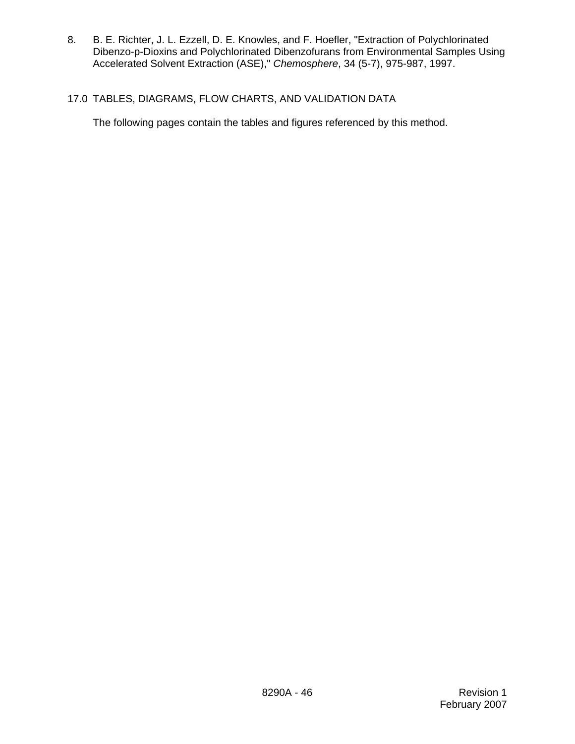8. B. E. Richter, J. L. Ezzell, D. E. Knowles, and F. Hoefler, "Extraction of Polychlorinated Dibenzo-p-Dioxins and Polychlorinated Dibenzofurans from Environmental Samples Using Accelerated Solvent Extraction (ASE)," *Chemosphere*, 34 (5-7), 975-987, 1997.

## 17.0 TABLES, DIAGRAMS, FLOW CHARTS, AND VALIDATION DATA

The following pages contain the tables and figures referenced by this method.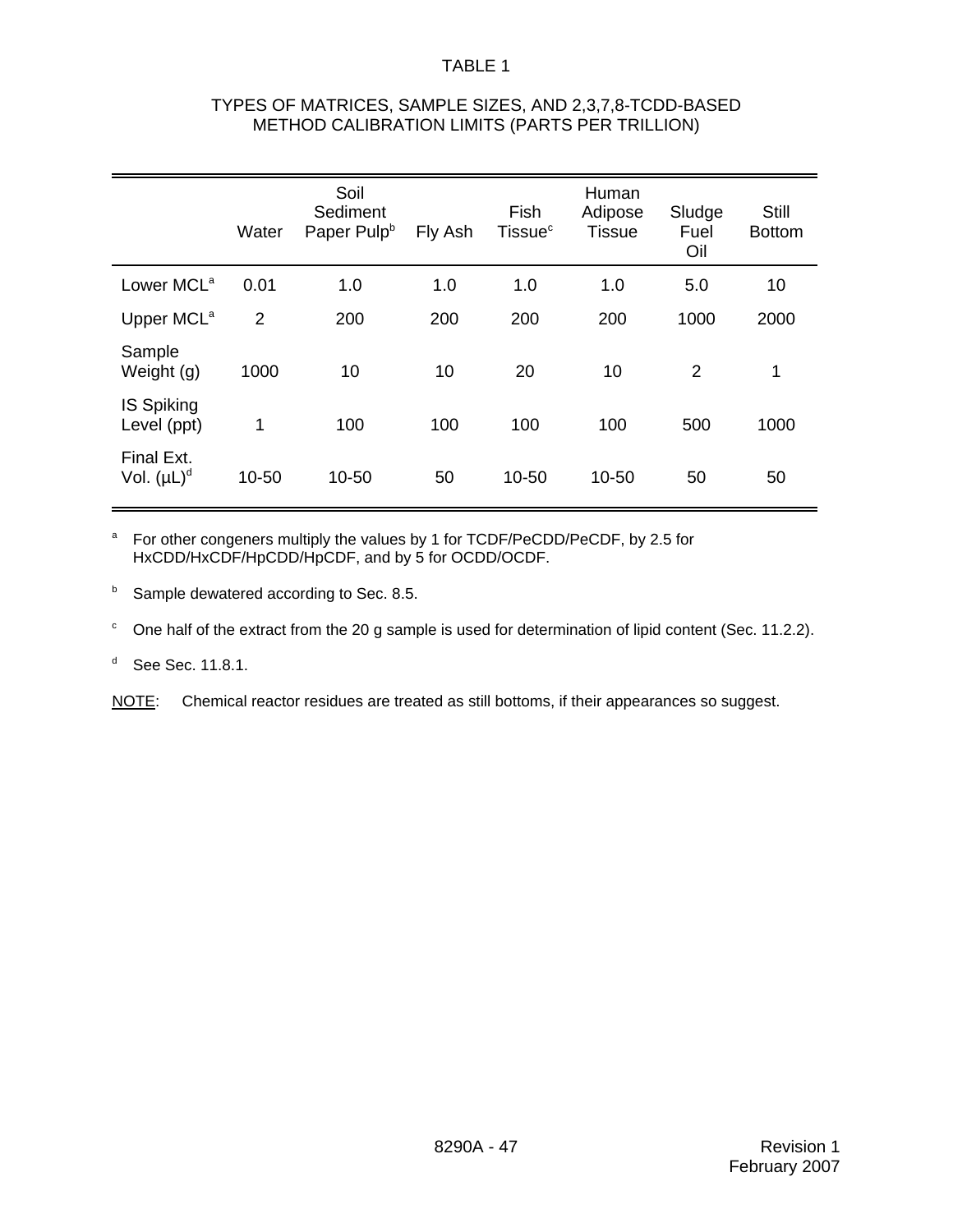TABLE 1

TYPES OF MATRICES, SAMPLE SIZES, AND 2,3,7,8-TCDD-BASED METHOD CALIBRATION LIMITS (PARTS PER TRILLION)

| | Water | Soil Sediment Paper Pulp[b] | Fly Ash | Fish Tissue[c] | Human Adipose Tissue | Sludge Fuel Oil | Still Bottom |
|---|---|---|---|---|---|---|---|
| Lower MCL[a] | 0.01 | 1.0 | 1.0 | 1.0 | 1.0 | 5.0 | 10 |
| Upper MCL[a] | 2 | 200 | 200 | 200 | 200 | 1000 | 2000 |
| Sample Weight (g) | 1000 | 10 | 10 | 20 | 10 | 2 | 1 |
| IS Spiking Level (ppt) | 1 | 100 | 100 | 100 | 100 | 500 | 1000 |
| Final Ext. Vol. (µL)[d] | 10-50 | 10-50 | 50 | 10-50 | 10-50 | 50 | 50 |

[a] For other congeners multiply the values by 1 for TCDF/PeCDD/PeCDF, by 2.5 for HxCDD/HxCDF/HpCDD/HpCDF, and by 5 for OCDD/OCDF.

[b] Sample dewatered according to Sec. 8.5.

[c] One half of the extract from the 20 g sample is used for determination of lipid content (Sec. 11.2.2).

[d] See Sec. 11.8.1.

NOTE: Chemical reactor residues are treated as still bottoms, if their appearances so suggest.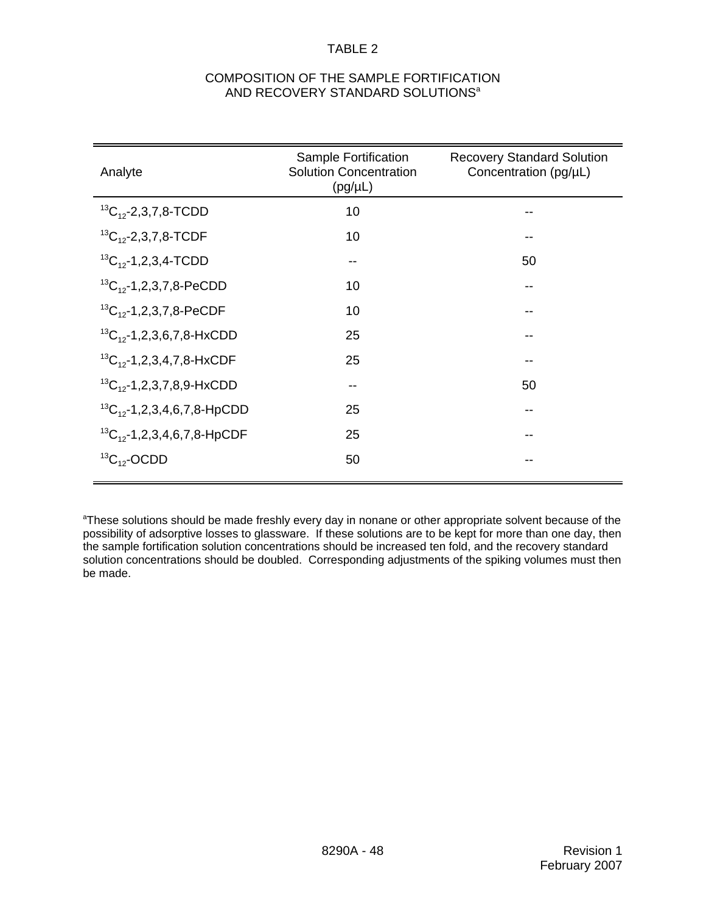# TABLE 2

## COMPOSITION OF THE SAMPLE FORTIFICATION AND RECOVERY STANDARD SOLUTIONS[a]

| Analyte | Sample Fortification Solution Concentration (pg/µL) | Recovery Standard Solution Concentration (pg/µL) |
|---|---|---|
| $^{13}C_{12}$-2,3,7,8-TCDD | 10 | -- |
| $^{13}C_{12}$-2,3,7,8-TCDF | 10 | -- |
| $^{13}C_{12}$-1,2,3,4-TCDD | -- | 50 |
| $^{13}C_{12}$-1,2,3,7,8-PeCDD | 10 | -- |
| $^{13}C_{12}$-1,2,3,7,8-PeCDF | 10 | -- |
| $^{13}C_{12}$-1,2,3,6,7,8-HxCDD | 25 | -- |
| $^{13}C_{12}$-1,2,3,4,7,8-HxCDF | 25 | -- |
| $^{13}C_{12}$-1,2,3,7,8,9-HxCDD | -- | 50 |
| $^{13}C_{12}$-1,2,3,4,6,7,8-HpCDD | 25 | -- |
| $^{13}C_{12}$-1,2,3,4,6,7,8-HpCDF | 25 | -- |
| $^{13}C_{12}$-OCDD | 50 | -- |

[a]These solutions should be made freshly every day in nonane or other appropriate solvent because of the possibility of adsorptive losses to glassware. If these solutions are to be kept for more than one day, then the sample fortification solution concentrations should be increased ten fold, and the recovery standard solution concentrations should be doubled. Corresponding adjustments of the spiking volumes must then be made.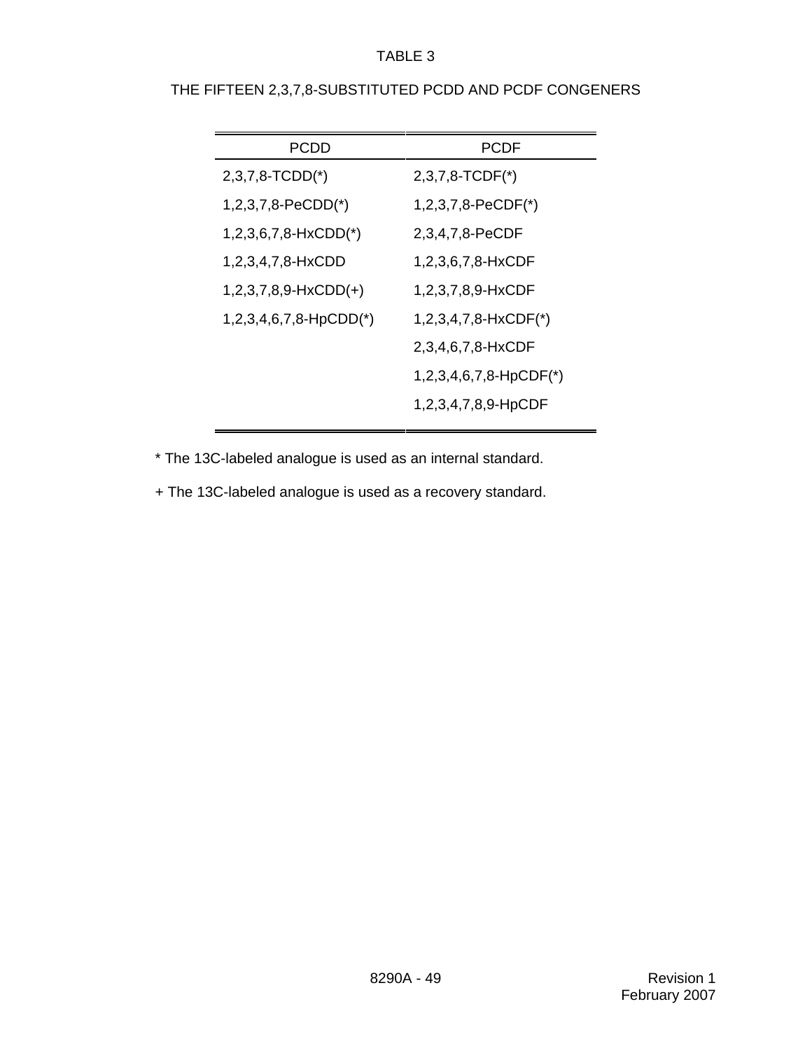TABLE 3

THE FIFTEEN 2,3,7,8-SUBSTITUTED PCDD AND PCDF CONGENERS

| PCDD | PCDF |
|---|---|
| 2,3,7,8-TCDD(*) | 2,3,7,8-TCDF(*) |
| 1,2,3,7,8-PeCDD(*) | 1,2,3,7,8-PeCDF(*) |
| 1,2,3,6,7,8-HxCDD(*) | 2,3,4,7,8-PeCDF |
| 1,2,3,4,7,8-HxCDD | 1,2,3,6,7,8-HxCDF |
| 1,2,3,7,8,9-HxCDD(+) | 1,2,3,7,8,9-HxCDF |
| 1,2,3,4,6,7,8-HpCDD(*) | 1,2,3,4,7,8-HxCDF(*) |
| | 2,3,4,6,7,8-HxCDF |
| | 1,2,3,4,6,7,8-HpCDF(*) |
| | 1,2,3,4,7,8,9-HpCDF |

* The 13C-labeled analogue is used as an internal standard.

+ The 13C-labeled analogue is used as a recovery standard.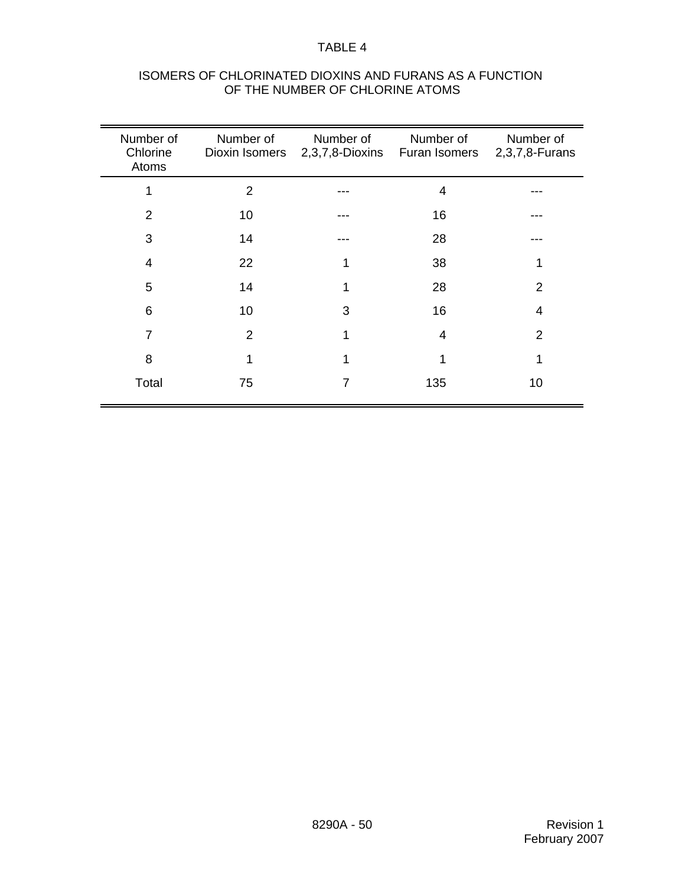TABLE 4

ISOMERS OF CHLORINATED DIOXINS AND FURANS AS A FUNCTION OF THE NUMBER OF CHLORINE ATOMS

| Number of Chlorine Atoms | Number of Dioxin Isomers | Number of 2,3,7,8-Dioxins | Number of Furan Isomers | Number of 2,3,7,8-Furans |
|---|---|---|---|---|
| 1 | 2 | --- | 4 | --- |
| 2 | 10 | --- | 16 | --- |
| 3 | 14 | --- | 28 | --- |
| 4 | 22 | 1 | 38 | 1 |
| 5 | 14 | 1 | 28 | 2 |
| 6 | 10 | 3 | 16 | 4 |
| 7 | 2 | 1 | 4 | 2 |
| 8 | 1 | 1 | 1 | 1 |
| Total | 75 | 7 | 135 | 10 |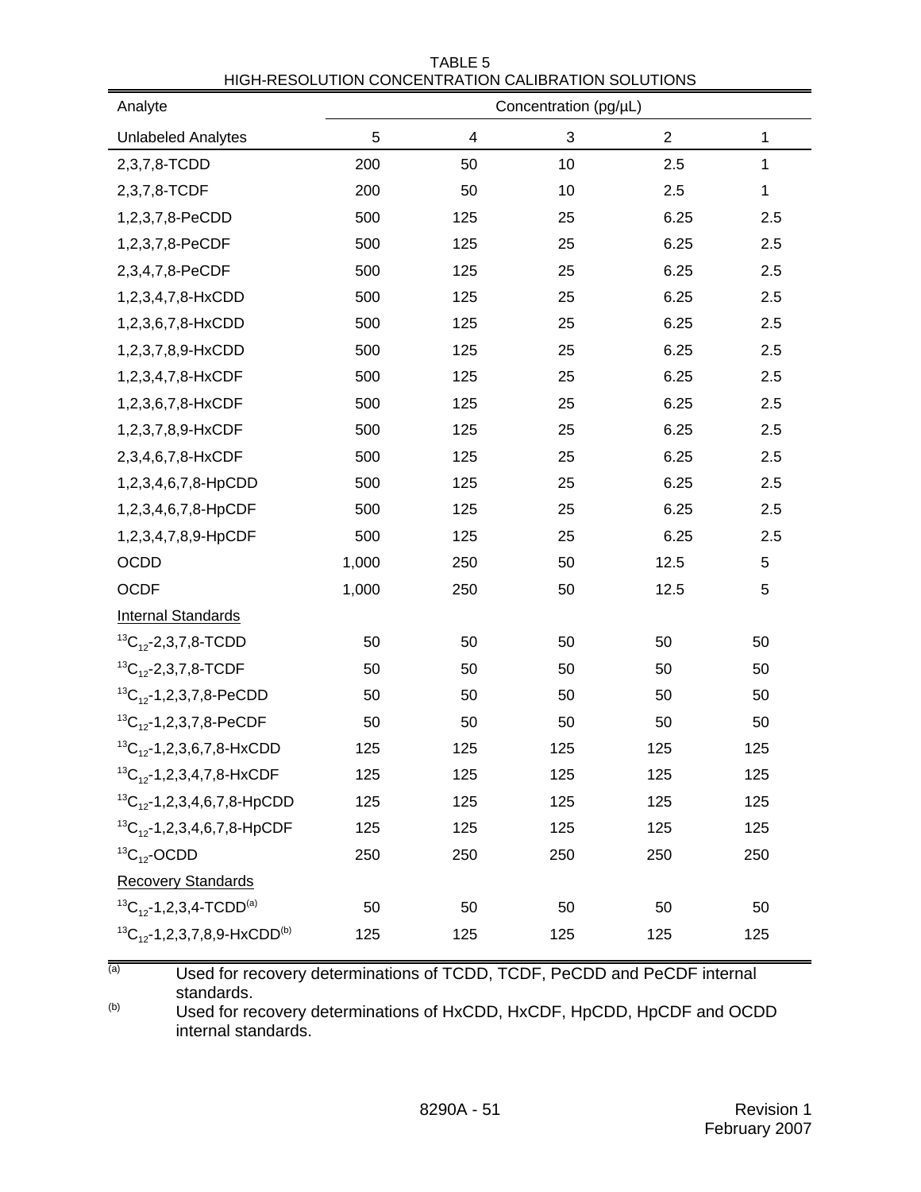TABLE 5
HIGH-RESOLUTION CONCENTRATION CALIBRATION SOLUTIONS

| Analyte | Concentration (pg/µL) | | | | |
|---|---|---|---|---|---|
| Unlabeled Analytes | 5 | 4 | 3 | 2 | 1 |
| 2,3,7,8-TCDD | 200 | 50 | 10 | 2.5 | 1 |
| 2,3,7,8-TCDF | 200 | 50 | 10 | 2.5 | 1 |
| 1,2,3,7,8-PeCDD | 500 | 125 | 25 | 6.25 | 2.5 |
| 1,2,3,7,8-PeCDF | 500 | 125 | 25 | 6.25 | 2.5 |
| 2,3,4,7,8-PeCDF | 500 | 125 | 25 | 6.25 | 2.5 |
| 1,2,3,4,7,8-HxCDD | 500 | 125 | 25 | 6.25 | 2.5 |
| 1,2,3,6,7,8-HxCDD | 500 | 125 | 25 | 6.25 | 2.5 |
| 1,2,3,7,8,9-HxCDD | 500 | 125 | 25 | 6.25 | 2.5 |
| 1,2,3,4,7,8-HxCDF | 500 | 125 | 25 | 6.25 | 2.5 |
| 1,2,3,6,7,8-HxCDF | 500 | 125 | 25 | 6.25 | 2.5 |
| 1,2,3,7,8,9-HxCDF | 500 | 125 | 25 | 6.25 | 2.5 |
| 2,3,4,6,7,8-HxCDF | 500 | 125 | 25 | 6.25 | 2.5 |
| 1,2,3,4,6,7,8-HpCDD | 500 | 125 | 25 | 6.25 | 2.5 |
| 1,2,3,4,6,7,8-HpCDF | 500 | 125 | 25 | 6.25 | 2.5 |
| 1,2,3,4,7,8,9-HpCDF | 500 | 125 | 25 | 6.25 | 2.5 |
| OCDD | 1,000 | 250 | 50 | 12.5 | 5 |
| OCDF | 1,000 | 250 | 50 | 12.5 | 5 |
| Internal Standards | | | | | |
| $^{13}C_{12}$-2,3,7,8-TCDD | 50 | 50 | 50 | 50 | 50 |
| $^{13}C_{12}$-2,3,7,8-TCDF | 50 | 50 | 50 | 50 | 50 |
| $^{13}C_{12}$-1,2,3,7,8-PeCDD | 50 | 50 | 50 | 50 | 50 |
| $^{13}C_{12}$-1,2,3,7,8-PeCDF | 50 | 50 | 50 | 50 | 50 |
| $^{13}C_{12}$-1,2,3,6,7,8-HxCDD | 125 | 125 | 125 | 125 | 125 |
| $^{13}C_{12}$-1,2,3,4,7,8-HxCDF | 125 | 125 | 125 | 125 | 125 |
| $^{13}C_{12}$-1,2,3,4,6,7,8-HpCDD | 125 | 125 | 125 | 125 | 125 |
| $^{13}C_{12}$-1,2,3,4,6,7,8-HpCDF | 125 | 125 | 125 | 125 | 125 |
| $^{13}C_{12}$-OCDD | 250 | 250 | 250 | 250 | 250 |
| Recovery Standards | | | | | |
| $^{13}C_{12}$-1,2,3,4-TCDD[(a)] | 50 | 50 | 50 | 50 | 50 |
| $^{13}C_{12}$-1,2,3,7,8,9-HxCDD[(b)] | 125 | 125 | 125 | 125 | 125 |

(a) Used for recovery determinations of TCDD, TCDF, PeCDD and PeCDF internal standards.

(b) Used for recovery determinations of HxCDD, HxCDF, HpCDD, HpCDF and OCDD internal standards.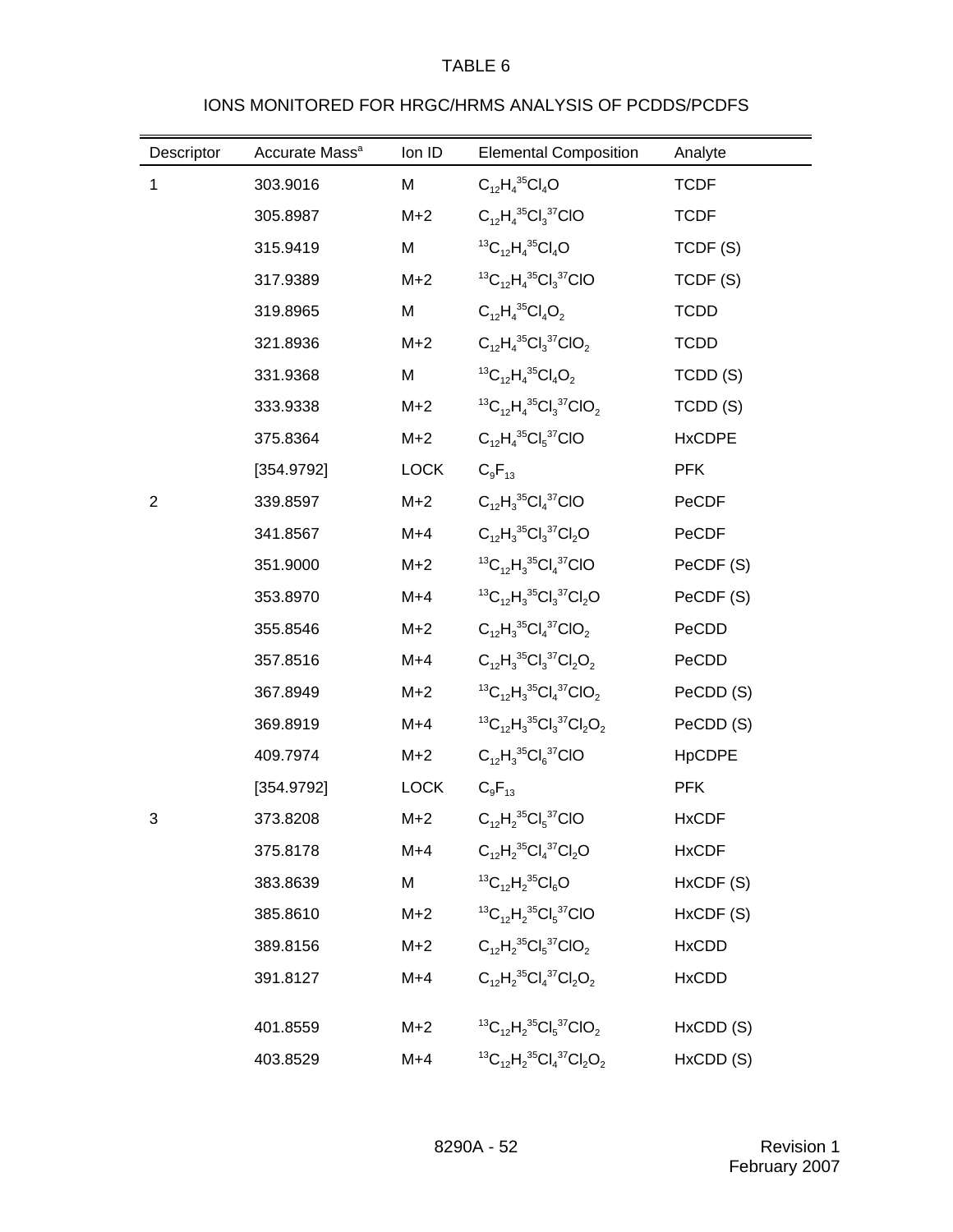TABLE 6

IONS MONITORED FOR HRGC/HRMS ANALYSIS OF PCDDS/PCDFS

| Descriptor | Accurate Mass[a] | Ion ID | Elemental Composition | Analyte |
|---|---|---|---|---|
| 1 | 303.9016 | M | $C_{12}H_4{}^{35}Cl_4O$ | TCDF |
| | 305.8987 | M+2 | $C_{12}H_4{}^{35}Cl_3{}^{37}ClO$ | TCDF |
| | 315.9419 | M | $^{13}C_{12}H_4{}^{35}Cl_4O$ | TCDF (S) |
| | 317.9389 | M+2 | $^{13}C_{12}H_4{}^{35}Cl_3{}^{37}ClO$ | TCDF (S) |
| | 319.8965 | M | $C_{12}H_4{}^{35}Cl_4O_2$ | TCDD |
| | 321.8936 | M+2 | $C_{12}H_4{}^{35}Cl_3{}^{37}ClO_2$ | TCDD |
| | 331.9368 | M | $^{13}C_{12}H_4{}^{35}Cl_4O_2$ | TCDD (S) |
| | 333.9338 | M+2 | $^{13}C_{12}H_4{}^{35}Cl_3{}^{37}ClO_2$ | TCDD (S) |
| | 375.8364 | M+2 | $C_{12}H_4{}^{35}Cl_5{}^{37}ClO$ | HxCDPE |
| | [354.9792] | LOCK | $C_9F_{13}$ | PFK |
| 2 | 339.8597 | M+2 | $C_{12}H_3{}^{35}Cl_4{}^{37}ClO$ | PeCDF |
| | 341.8567 | M+4 | $C_{12}H_3{}^{35}Cl_3{}^{37}Cl_2O$ | PeCDF |
| | 351.9000 | M+2 | $^{13}C_{12}H_3{}^{35}Cl_4{}^{37}ClO$ | PeCDF (S) |
| | 353.8970 | M+4 | $^{13}C_{12}H_3{}^{35}Cl_3{}^{37}Cl_2O$ | PeCDF (S) |
| | 355.8546 | M+2 | $C_{12}H_3{}^{35}Cl_4{}^{37}ClO_2$ | PeCDD |
| | 357.8516 | M+4 | $C_{12}H_3{}^{35}Cl_3{}^{37}Cl_2O_2$ | PeCDD |
| | 367.8949 | M+2 | $^{13}C_{12}H_3{}^{35}Cl_4{}^{37}ClO_2$ | PeCDD (S) |
| | 369.8919 | M+4 | $^{13}C_{12}H_3{}^{35}Cl_3{}^{37}Cl_2O_2$ | PeCDD (S) |
| | 409.7974 | M+2 | $C_{12}H_3{}^{35}Cl_6{}^{37}ClO$ | HpCDPE |
| | [354.9792] | LOCK | $C_9F_{13}$ | PFK |
| 3 | 373.8208 | M+2 | $C_{12}H_2{}^{35}Cl_5{}^{37}ClO$ | HxCDF |
| | 375.8178 | M+4 | $C_{12}H_2{}^{35}Cl_4{}^{37}Cl_2O$ | HxCDF |
| | 383.8639 | M | $^{13}C_{12}H_2{}^{35}Cl_6O$ | HxCDF (S) |
| | 385.8610 | M+2 | $^{13}C_{12}H_2{}^{35}Cl_5{}^{37}ClO$ | HxCDF (S) |
| | 389.8156 | M+2 | $C_{12}H_2{}^{35}Cl_5{}^{37}ClO_2$ | HxCDD |
| | 391.8127 | M+4 | $C_{12}H_2{}^{35}Cl_4{}^{37}Cl_2O_2$ | HxCDD |
| | 401.8559 | M+2 | $^{13}C_{12}H_2{}^{35}Cl_5{}^{37}ClO_2$ | HxCDD (S) |
| | 403.8529 | M+4 | $^{13}C_{12}H_2{}^{35}Cl_4{}^{37}Cl_2O_2$ | HxCDD (S) |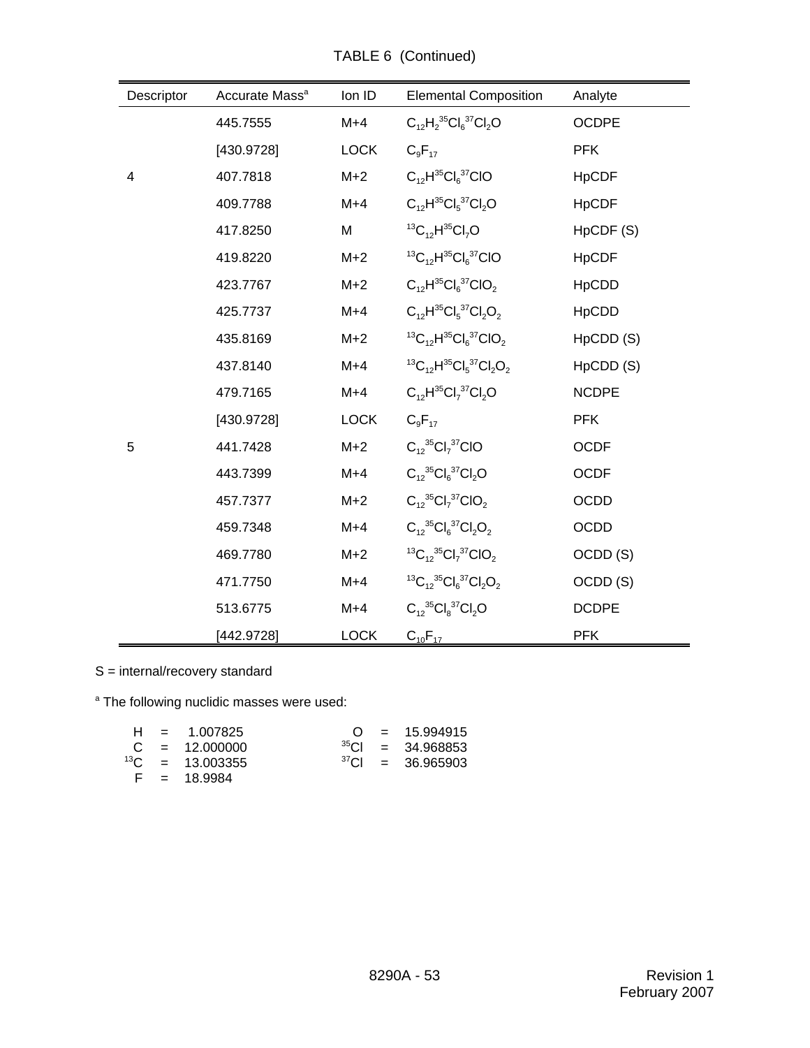TABLE 6 (Continued)

| Descriptor | Accurate Mass[a] | Ion ID | Elemental Composition | Analyte |
|---|---|---|---|---|
| | 445.7555 | M+4 | $C_{12}H_2{}^{35}Cl_6{}^{37}Cl_2O$ | OCDPE |
| | [430.9728] | LOCK | $C_9F_{17}$ | PFK |
| 4 | 407.7818 | M+2 | $C_{12}H^{35}Cl_6{}^{37}ClO$ | HpCDF |
| | 409.7788 | M+4 | $C_{12}H^{35}Cl_5{}^{37}Cl_2O$ | HpCDF |
| | 417.8250 | M | ${}^{13}C_{12}H^{35}Cl_7O$ | HpCDF (S) |
| | 419.8220 | M+2 | ${}^{13}C_{12}H^{35}Cl_6{}^{37}ClO$ | HpCDF |
| | 423.7767 | M+2 | $C_{12}H^{35}Cl_6{}^{37}ClO_2$ | HpCDD |
| | 425.7737 | M+4 | $C_{12}H^{35}Cl_5{}^{37}Cl_2O_2$ | HpCDD |
| | 435.8169 | M+2 | ${}^{13}C_{12}H^{35}Cl_6{}^{37}ClO_2$ | HpCDD (S) |
| | 437.8140 | M+4 | ${}^{13}C_{12}H^{35}Cl_5{}^{37}Cl_2O_2$ | HpCDD (S) |
| | 479.7165 | M+4 | $C_{12}H^{35}Cl_7{}^{37}Cl_2O$ | NCDPE |
| | [430.9728] | LOCK | $C_9F_{17}$ | PFK |
| 5 | 441.7428 | M+2 | $C_{12}{}^{35}Cl_7{}^{37}ClO$ | OCDF |
| | 443.7399 | M+4 | $C_{12}{}^{35}Cl_6{}^{37}Cl_2O$ | OCDF |
| | 457.7377 | M+2 | $C_{12}{}^{35}Cl_7{}^{37}ClO_2$ | OCDD |
| | 459.7348 | M+4 | $C_{12}{}^{35}Cl_6{}^{37}Cl_2O_2$ | OCDD |
| | 469.7780 | M+2 | ${}^{13}C_{12}{}^{35}Cl_7{}^{37}ClO_2$ | OCDD (S) |
| | 471.7750 | M+4 | ${}^{13}C_{12}{}^{35}Cl_6{}^{37}Cl_2O_2$ | OCDD (S) |
| | 513.6775 | M+4 | $C_{12}{}^{35}Cl_8{}^{37}Cl_2O$ | DCDPE |
| | [442.9728] | LOCK | $C_{10}F_{17}$ | PFK |

S = internal/recovery standard

[a] The following nuclidic masses were used:

| | | | |
|---|---|---|---|
| H = 1.007825 | | O = 15.994915 | |
| C = 12.000000 | | ${}^{35}Cl$ = 34.968853 | |
| ${}^{13}C$ = 13.003355 | | ${}^{37}Cl$ = 36.965903 | |
| F = 18.9984 | | | |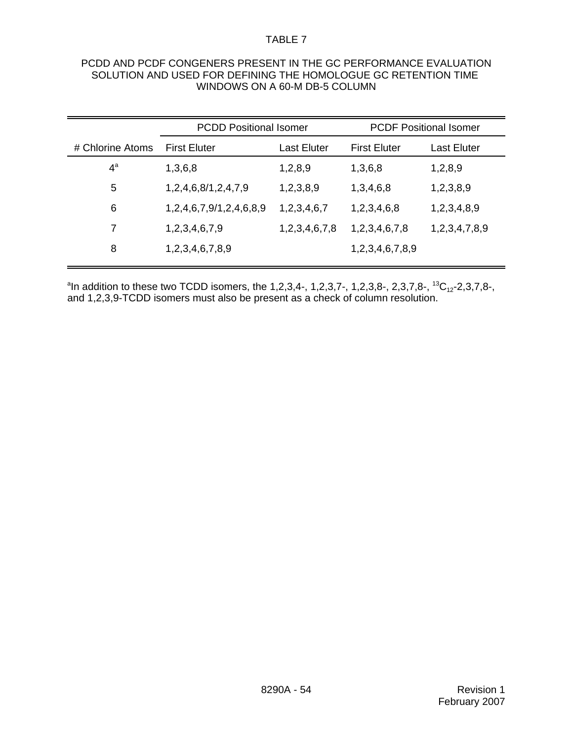TABLE 7

PCDD AND PCDF CONGENERS PRESENT IN THE GC PERFORMANCE EVALUATION SOLUTION AND USED FOR DEFINING THE HOMOLOGUE GC RETENTION TIME WINDOWS ON A 60-M DB-5 COLUMN

| | PCDD Positional Isomer | | PCDF Positional Isomer | |
|---|---|---|---|---|
| # Chlorine Atoms | First Eluter | Last Eluter | First Eluter | Last Eluter |
| 4[a] | 1,3,6,8 | 1,2,8,9 | 1,3,6,8 | 1,2,8,9 |
| 5 | 1,2,4,6,8/1,2,4,7,9 | 1,2,3,8,9 | 1,3,4,6,8 | 1,2,3,8,9 |
| 6 | 1,2,4,6,7,9/1,2,4,6,8,9 | 1,2,3,4,6,7 | 1,2,3,4,6,8 | 1,2,3,4,8,9 |
| 7 | 1,2,3,4,6,7,9 | 1,2,3,4,6,7,8 | 1,2,3,4,6,7,8 | 1,2,3,4,7,8,9 |
| 8 | 1,2,3,4,6,7,8,9 | | 1,2,3,4,6,7,8,9 | |

[a]In addition to these two TCDD isomers, the 1,2,3,4-, 1,2,3,7-, 1,2,3,8-, 2,3,7,8-, $^{13}C_{12}$-2,3,7,8-, and 1,2,3,9-TCDD isomers must also be present as a check of column resolution.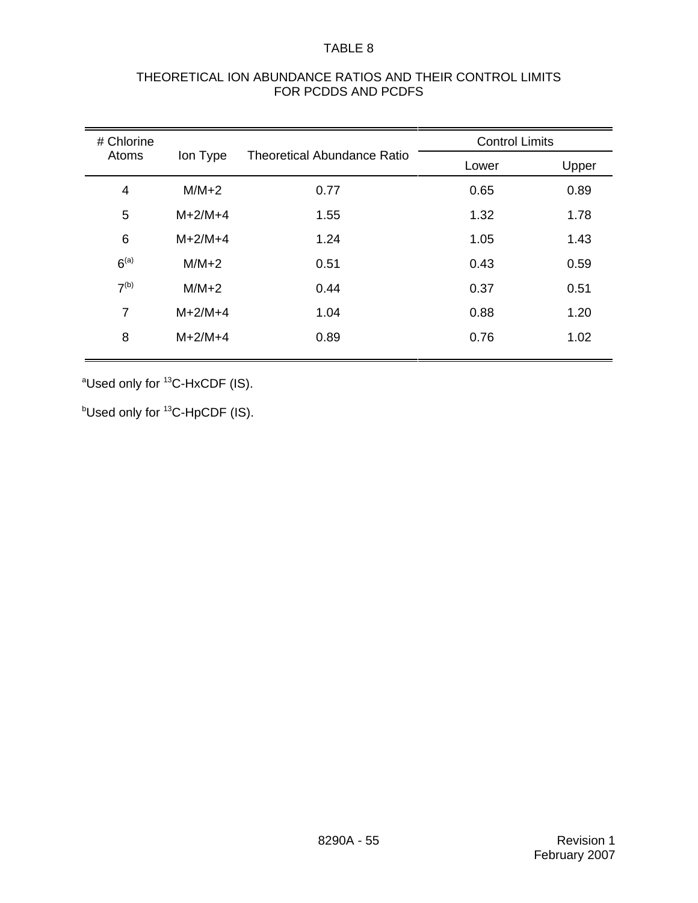TABLE 8

THEORETICAL ION ABUNDANCE RATIOS AND THEIR CONTROL LIMITS FOR PCDDS AND PCDFS

| # Chlorine Atoms | Ion Type | Theoretical Abundance Ratio | Control Limits | |
|---|---|---|---|---|
| | | | Lower | Upper |
| 4 | M/M+2 | 0.77 | 0.65 | 0.89 |
| 5 | M+2/M+4 | 1.55 | 1.32 | 1.78 |
| 6 | M+2/M+4 | 1.24 | 1.05 | 1.43 |
| 6[(a)] | M/M+2 | 0.51 | 0.43 | 0.59 |
| 7[(b)] | M/M+2 | 0.44 | 0.37 | 0.51 |
| 7 | M+2/M+4 | 1.04 | 0.88 | 1.20 |
| 8 | M+2/M+4 | 0.89 | 0.76 | 1.02 |

[a]Used only for $^{13}$C-HxCDF (IS).

[b]Used only for $^{13}$C-HpCDF (IS).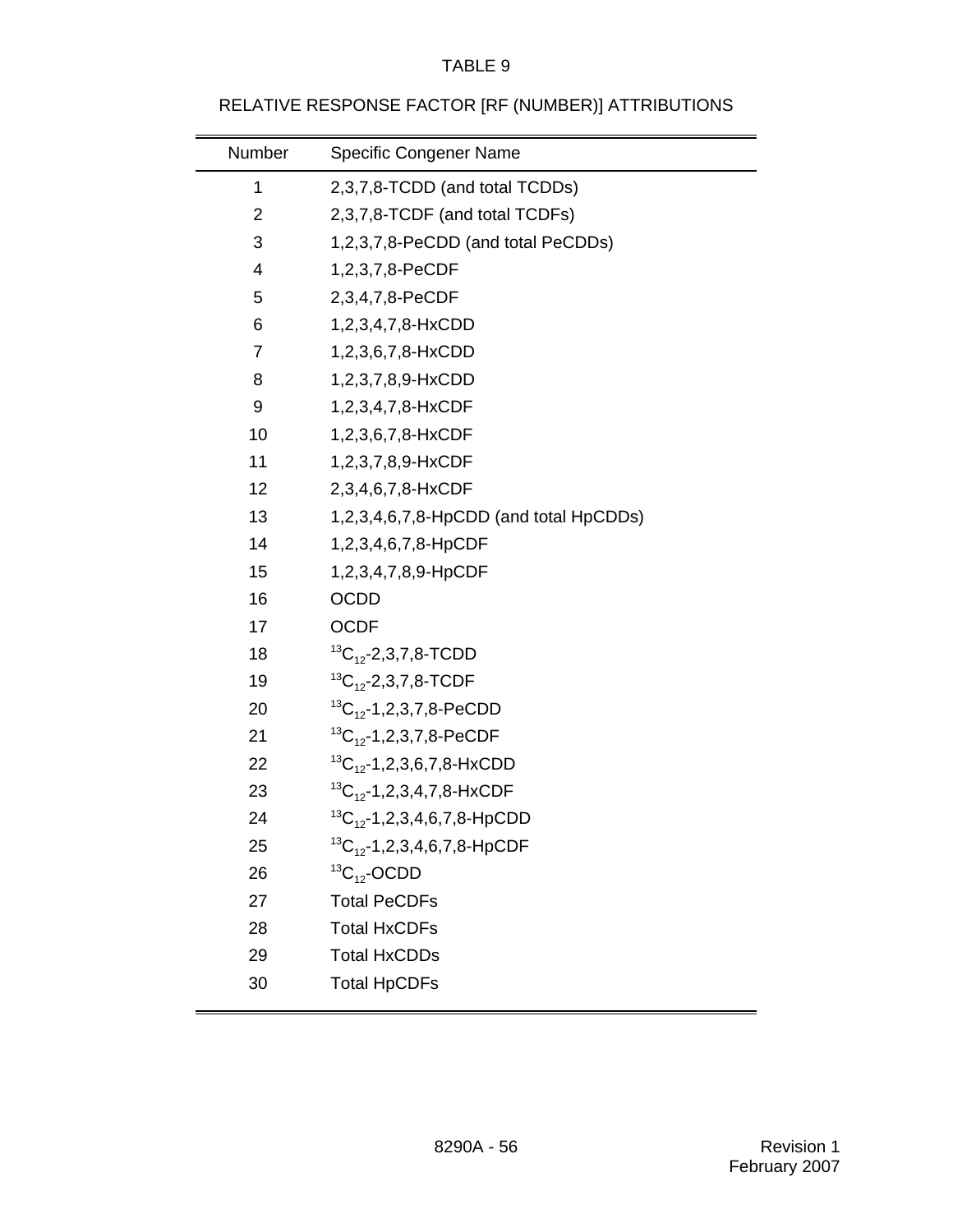TABLE 9

RELATIVE RESPONSE FACTOR [RF (NUMBER)] ATTRIBUTIONS

| Number | Specific Congener Name |
|---|---|
| 1 | 2,3,7,8-TCDD (and total TCDDs) |
| 2 | 2,3,7,8-TCDF (and total TCDFs) |
| 3 | 1,2,3,7,8-PeCDD (and total PeCDDs) |
| 4 | 1,2,3,7,8-PeCDF |
| 5 | 2,3,4,7,8-PeCDF |
| 6 | 1,2,3,4,7,8-HxCDD |
| 7 | 1,2,3,6,7,8-HxCDD |
| 8 | 1,2,3,7,8,9-HxCDD |
| 9 | 1,2,3,4,7,8-HxCDF |
| 10 | 1,2,3,6,7,8-HxCDF |
| 11 | 1,2,3,7,8,9-HxCDF |
| 12 | 2,3,4,6,7,8-HxCDF |
| 13 | 1,2,3,4,6,7,8-HpCDD (and total HpCDDs) |
| 14 | 1,2,3,4,6,7,8-HpCDF |
| 15 | 1,2,3,4,7,8,9-HpCDF |
| 16 | OCDD |
| 17 | OCDF |
| 18 | $^{13}C_{12}$-2,3,7,8-TCDD |
| 19 | $^{13}C_{12}$-2,3,7,8-TCDF |
| 20 | $^{13}C_{12}$-1,2,3,7,8-PeCDD |
| 21 | $^{13}C_{12}$-1,2,3,7,8-PeCDF |
| 22 | $^{13}C_{12}$-1,2,3,6,7,8-HxCDD |
| 23 | $^{13}C_{12}$-1,2,3,4,7,8-HxCDF |
| 24 | $^{13}C_{12}$-1,2,3,4,6,7,8-HpCDD |
| 25 | $^{13}C_{12}$-1,2,3,4,6,7,8-HpCDF |
| 26 | $^{13}C_{12}$-OCDD |
| 27 | Total PeCDFs |
| 28 | Total HxCDFs |
| 29 | Total HxCDDs |
| 30 | Total HpCDFs |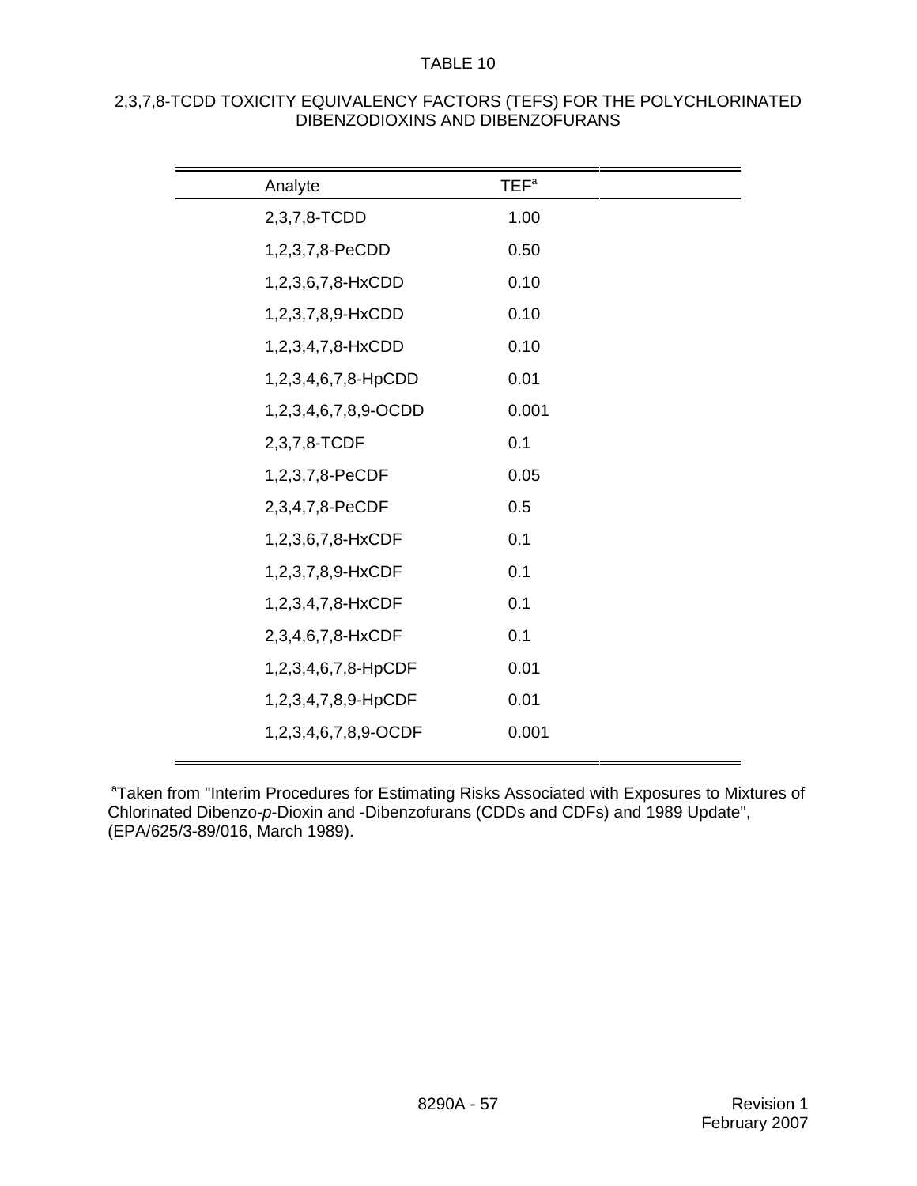# TABLE 10

## 2,3,7,8-TCDD TOXICITY EQUIVALENCY FACTORS (TEFS) FOR THE POLYCHLORINATED DIBENZODIOXINS AND DIBENZOFURANS

| Analyte | TEF[a] |
|---|---|
| 2,3,7,8-TCDD | 1.00 |
| 1,2,3,7,8-PeCDD | 0.50 |
| 1,2,3,6,7,8-HxCDD | 0.10 |
| 1,2,3,7,8,9-HxCDD | 0.10 |
| 1,2,3,4,7,8-HxCDD | 0.10 |
| 1,2,3,4,6,7,8-HpCDD | 0.01 |
| 1,2,3,4,6,7,8,9-OCDD | 0.001 |
| 2,3,7,8-TCDF | 0.1 |
| 1,2,3,7,8-PeCDF | 0.05 |
| 2,3,4,7,8-PeCDF | 0.5 |
| 1,2,3,6,7,8-HxCDF | 0.1 |
| 1,2,3,7,8,9-HxCDF | 0.1 |
| 1,2,3,4,7,8-HxCDF | 0.1 |
| 2,3,4,6,7,8-HxCDF | 0.1 |
| 1,2,3,4,6,7,8-HpCDF | 0.01 |
| 1,2,3,4,7,8,9-HpCDF | 0.01 |
| 1,2,3,4,6,7,8,9-OCDF | 0.001 |

[a]Taken from "Interim Procedures for Estimating Risks Associated with Exposures to Mixtures of Chlorinated Dibenzo-*p*-Dioxin and -Dibenzofurans (CDDs and CDFs) and 1989 Update", (EPA/625/3-89/016, March 1989).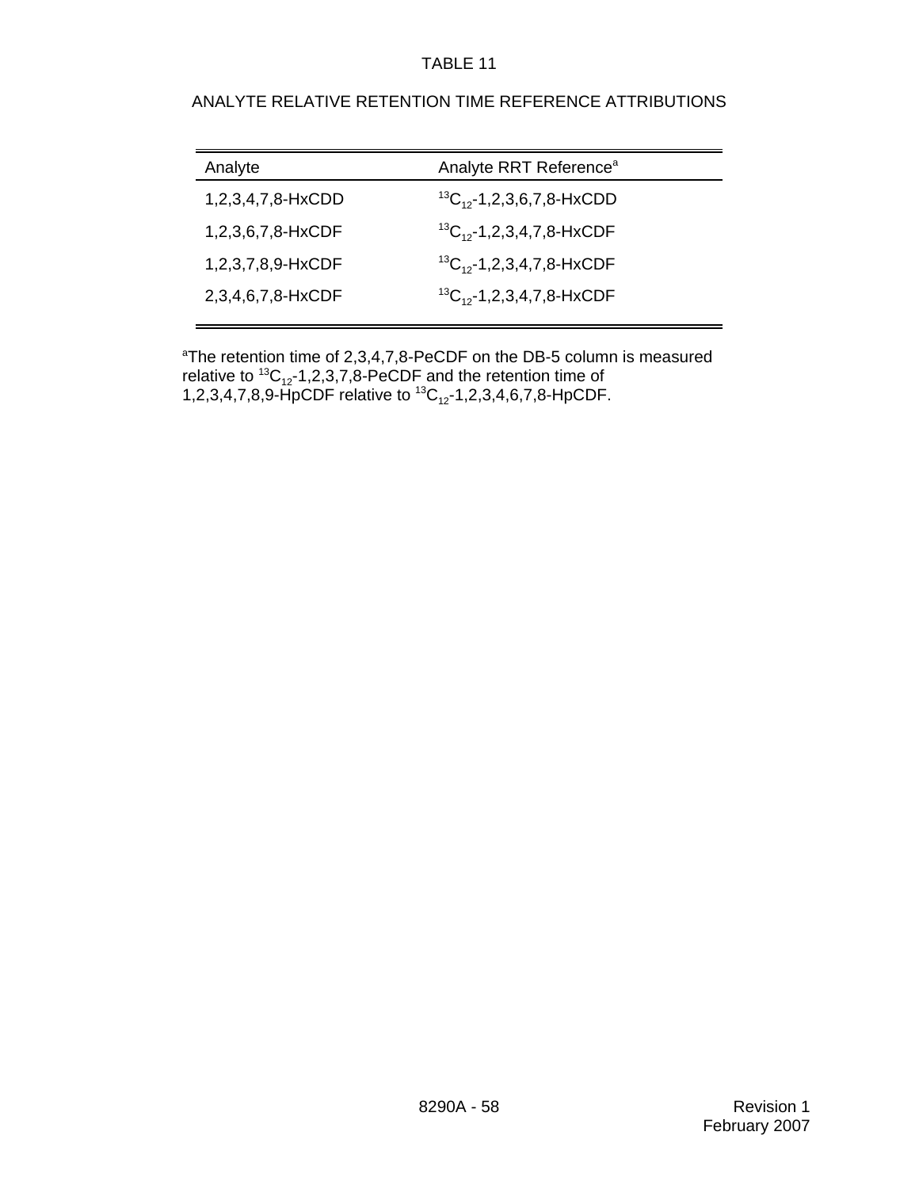# TABLE 11

## ANALYTE RELATIVE RETENTION TIME REFERENCE ATTRIBUTIONS

| Analyte | Analyte RRT Reference[a] |
|---|---|
| 1,2,3,4,7,8-HxCDD | $^{13}C_{12}$-1,2,3,6,7,8-HxCDD |
| 1,2,3,6,7,8-HxCDF | $^{13}C_{12}$-1,2,3,4,7,8-HxCDF |
| 1,2,3,7,8,9-HxCDF | $^{13}C_{12}$-1,2,3,4,7,8-HxCDF |
| 2,3,4,6,7,8-HxCDF | $^{13}C_{12}$-1,2,3,4,7,8-HxCDF |

[a]The retention time of 2,3,4,7,8-PeCDF on the DB-5 column is measured relative to $^{13}C_{12}$-1,2,3,7,8-PeCDF and the retention time of 1,2,3,4,7,8,9-HpCDF relative to $^{13}C_{12}$-1,2,3,4,6,7,8-HpCDF.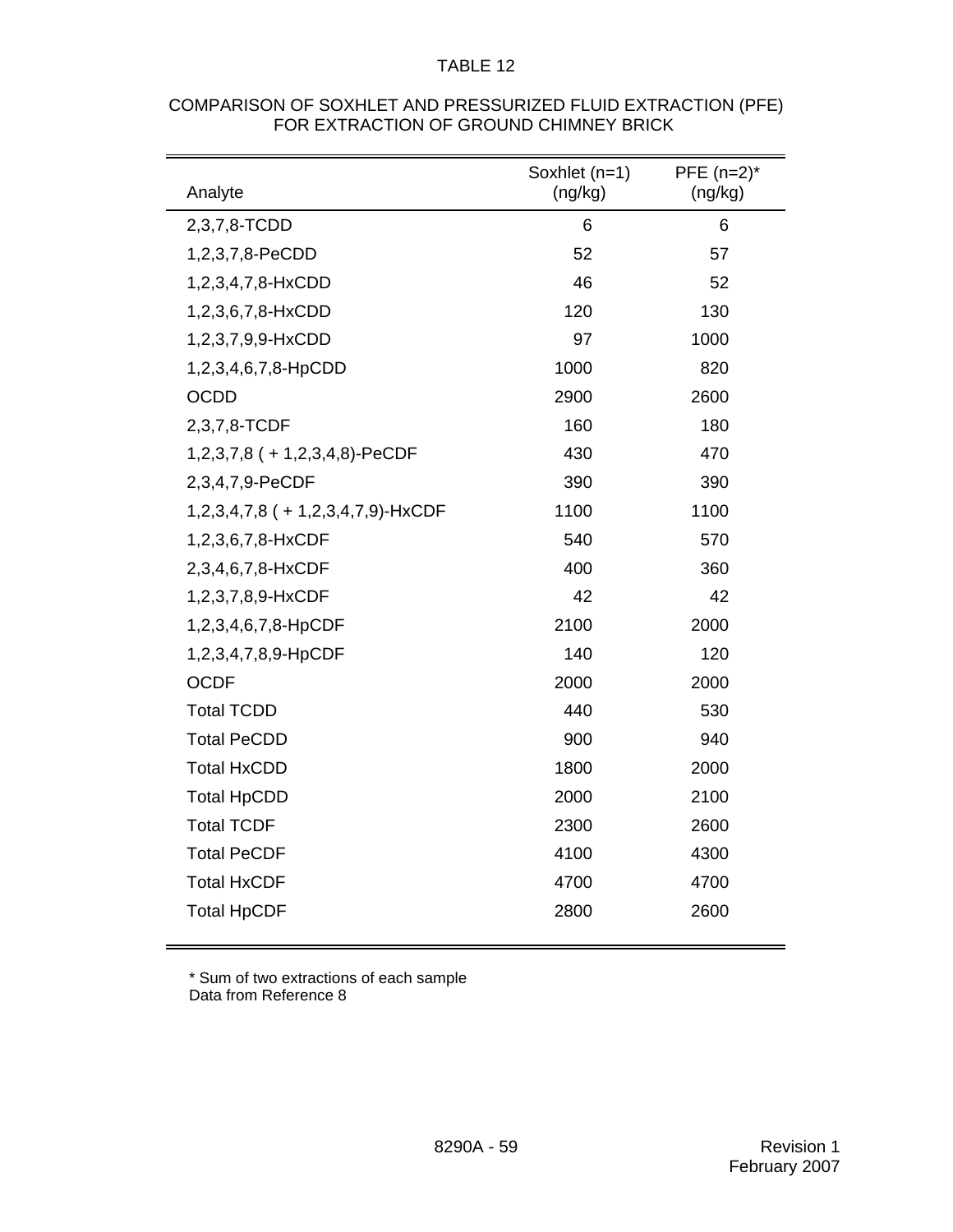TABLE 12

COMPARISON OF SOXHLET AND PRESSURIZED FLUID EXTRACTION (PFE)
FOR EXTRACTION OF GROUND CHIMNEY BRICK

| Analyte | Soxhlet (n=1) (ng/kg) | PFE (n=2)* (ng/kg) |
|---|---|---|
| 2,3,7,8-TCDD | 6 | 6 |
| 1,2,3,7,8-PeCDD | 52 | 57 |
| 1,2,3,4,7,8-HxCDD | 46 | 52 |
| 1,2,3,6,7,8-HxCDD | 120 | 130 |
| 1,2,3,7,9,9-HxCDD | 97 | 1000 |
| 1,2,3,4,6,7,8-HpCDD | 1000 | 820 |
| OCDD | 2900 | 2600 |
| 2,3,7,8-TCDF | 160 | 180 |
| 1,2,3,7,8 ( + 1,2,3,4,8)-PeCDF | 430 | 470 |
| 2,3,4,7,9-PeCDF | 390 | 390 |
| 1,2,3,4,7,8 ( + 1,2,3,4,7,9)-HxCDF | 1100 | 1100 |
| 1,2,3,6,7,8-HxCDF | 540 | 570 |
| 2,3,4,6,7,8-HxCDF | 400 | 360 |
| 1,2,3,7,8,9-HxCDF | 42 | 42 |
| 1,2,3,4,6,7,8-HpCDF | 2100 | 2000 |
| 1,2,3,4,7,8,9-HpCDF | 140 | 120 |
| OCDF | 2000 | 2000 |
| Total TCDD | 440 | 530 |
| Total PeCDD | 900 | 940 |
| Total HxCDD | 1800 | 2000 |
| Total HpCDD | 2000 | 2100 |
| Total TCDF | 2300 | 2600 |
| Total PeCDF | 4100 | 4300 |
| Total HxCDF | 4700 | 4700 |
| Total HpCDF | 2800 | 2600 |

* Sum of two extractions of each sample
Data from Reference 8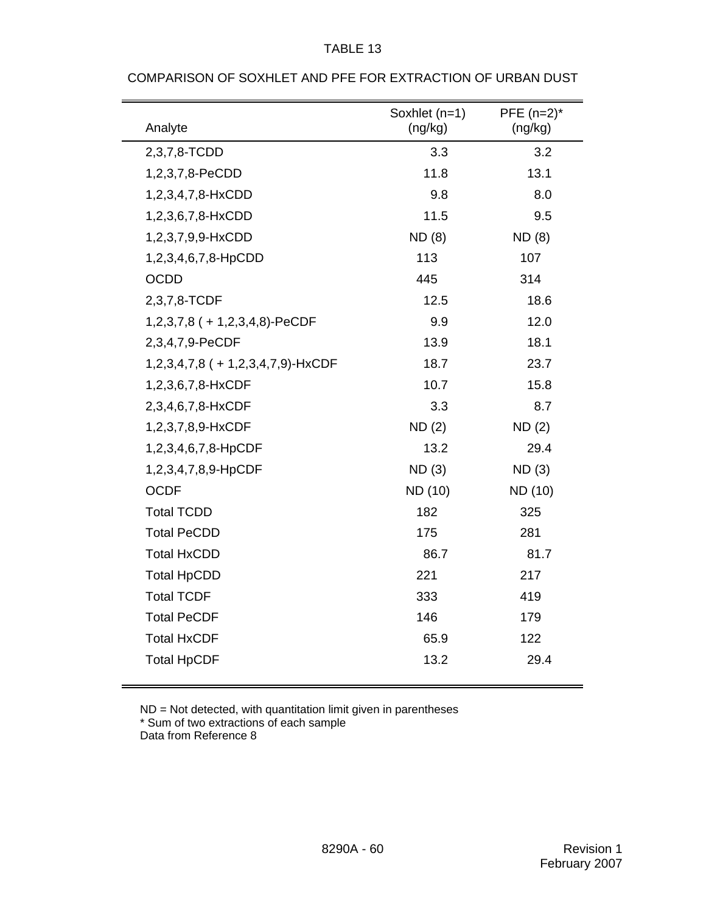TABLE 13

COMPARISON OF SOXHLET AND PFE FOR EXTRACTION OF URBAN DUST

| Analyte | Soxhlet (n=1) (ng/kg) | PFE (n=2)* (ng/kg) |
|---|---|---|
| 2,3,7,8-TCDD | 3.3 | 3.2 |
| 1,2,3,7,8-PeCDD | 11.8 | 13.1 |
| 1,2,3,4,7,8-HxCDD | 9.8 | 8.0 |
| 1,2,3,6,7,8-HxCDD | 11.5 | 9.5 |
| 1,2,3,7,9,9-HxCDD | ND (8) | ND (8) |
| 1,2,3,4,6,7,8-HpCDD | 113 | 107 |
| OCDD | 445 | 314 |
| 2,3,7,8-TCDF | 12.5 | 18.6 |
| 1,2,3,7,8 ( + 1,2,3,4,8)-PeCDF | 9.9 | 12.0 |
| 2,3,4,7,9-PeCDF | 13.9 | 18.1 |
| 1,2,3,4,7,8 ( + 1,2,3,4,7,9)-HxCDF | 18.7 | 23.7 |
| 1,2,3,6,7,8-HxCDF | 10.7 | 15.8 |
| 2,3,4,6,7,8-HxCDF | 3.3 | 8.7 |
| 1,2,3,7,8,9-HxCDF | ND (2) | ND (2) |
| 1,2,3,4,6,7,8-HpCDF | 13.2 | 29.4 |
| 1,2,3,4,7,8,9-HpCDF | ND (3) | ND (3) |
| OCDF | ND (10) | ND (10) |
| Total TCDD | 182 | 325 |
| Total PeCDD | 175 | 281 |
| Total HxCDD | 86.7 | 81.7 |
| Total HpCDD | 221 | 217 |
| Total TCDF | 333 | 419 |
| Total PeCDF | 146 | 179 |
| Total HxCDF | 65.9 | 122 |
| Total HpCDF | 13.2 | 29.4 |

ND = Not detected, with quantitation limit given in parentheses
* Sum of two extractions of each sample
Data from Reference 8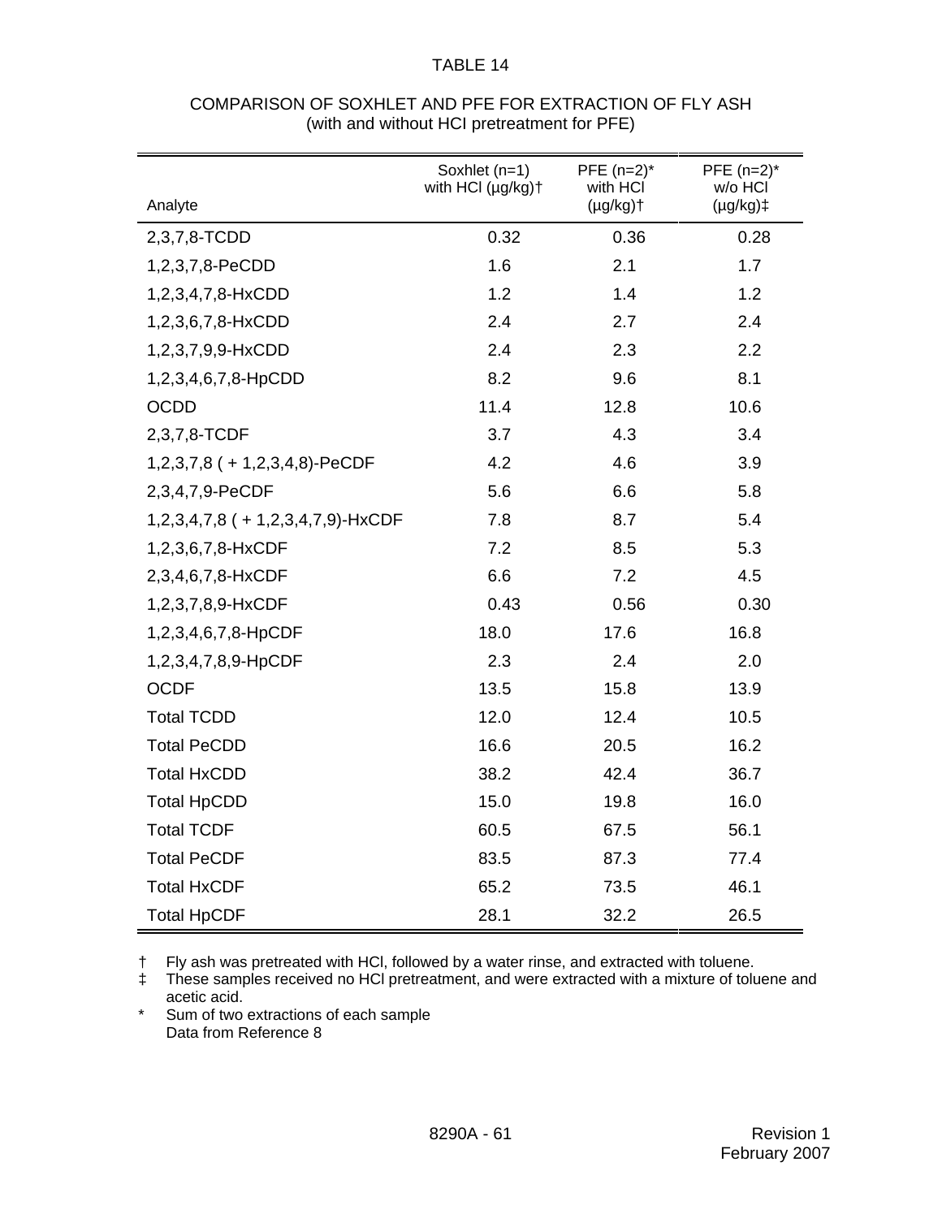TABLE 14

COMPARISON OF SOXHLET AND PFE FOR EXTRACTION OF FLY ASH
(with and without HCl pretreatment for PFE)

| Analyte | Soxhlet (n=1) with HCl (µg/kg)† | PFE (n=2)* with HCl (µg/kg)† | PFE (n=2)* w/o HCl (µg/kg)‡ |
|---|---|---|---|
| 2,3,7,8-TCDD | 0.32 | 0.36 | 0.28 |
| 1,2,3,7,8-PeCDD | 1.6 | 2.1 | 1.7 |
| 1,2,3,4,7,8-HxCDD | 1.2 | 1.4 | 1.2 |
| 1,2,3,6,7,8-HxCDD | 2.4 | 2.7 | 2.4 |
| 1,2,3,7,9,9-HxCDD | 2.4 | 2.3 | 2.2 |
| 1,2,3,4,6,7,8-HpCDD | 8.2 | 9.6 | 8.1 |
| OCDD | 11.4 | 12.8 | 10.6 |
| 2,3,7,8-TCDF | 3.7 | 4.3 | 3.4 |
| 1,2,3,7,8 ( + 1,2,3,4,8)-PeCDF | 4.2 | 4.6 | 3.9 |
| 2,3,4,7,9-PeCDF | 5.6 | 6.6 | 5.8 |
| 1,2,3,4,7,8 ( + 1,2,3,4,7,9)-HxCDF | 7.8 | 8.7 | 5.4 |
| 1,2,3,6,7,8-HxCDF | 7.2 | 8.5 | 5.3 |
| 2,3,4,6,7,8-HxCDF | 6.6 | 7.2 | 4.5 |
| 1,2,3,7,8,9-HxCDF | 0.43 | 0.56 | 0.30 |
| 1,2,3,4,6,7,8-HpCDF | 18.0 | 17.6 | 16.8 |
| 1,2,3,4,7,8,9-HpCDF | 2.3 | 2.4 | 2.0 |
| OCDF | 13.5 | 15.8 | 13.9 |
| Total TCDD | 12.0 | 12.4 | 10.5 |
| Total PeCDD | 16.6 | 20.5 | 16.2 |
| Total HxCDD | 38.2 | 42.4 | 36.7 |
| Total HpCDD | 15.0 | 19.8 | 16.0 |
| Total TCDF | 60.5 | 67.5 | 56.1 |
| Total PeCDF | 83.5 | 87.3 | 77.4 |
| Total HxCDF | 65.2 | 73.5 | 46.1 |
| Total HpCDF | 28.1 | 32.2 | 26.5 |

† Fly ash was pretreated with HCl, followed by a water rinse, and extracted with toluene.

‡ These samples received no HCl pretreatment, and were extracted with a mixture of toluene and acetic acid.

\* Sum of two extractions of each sample
Data from Reference 8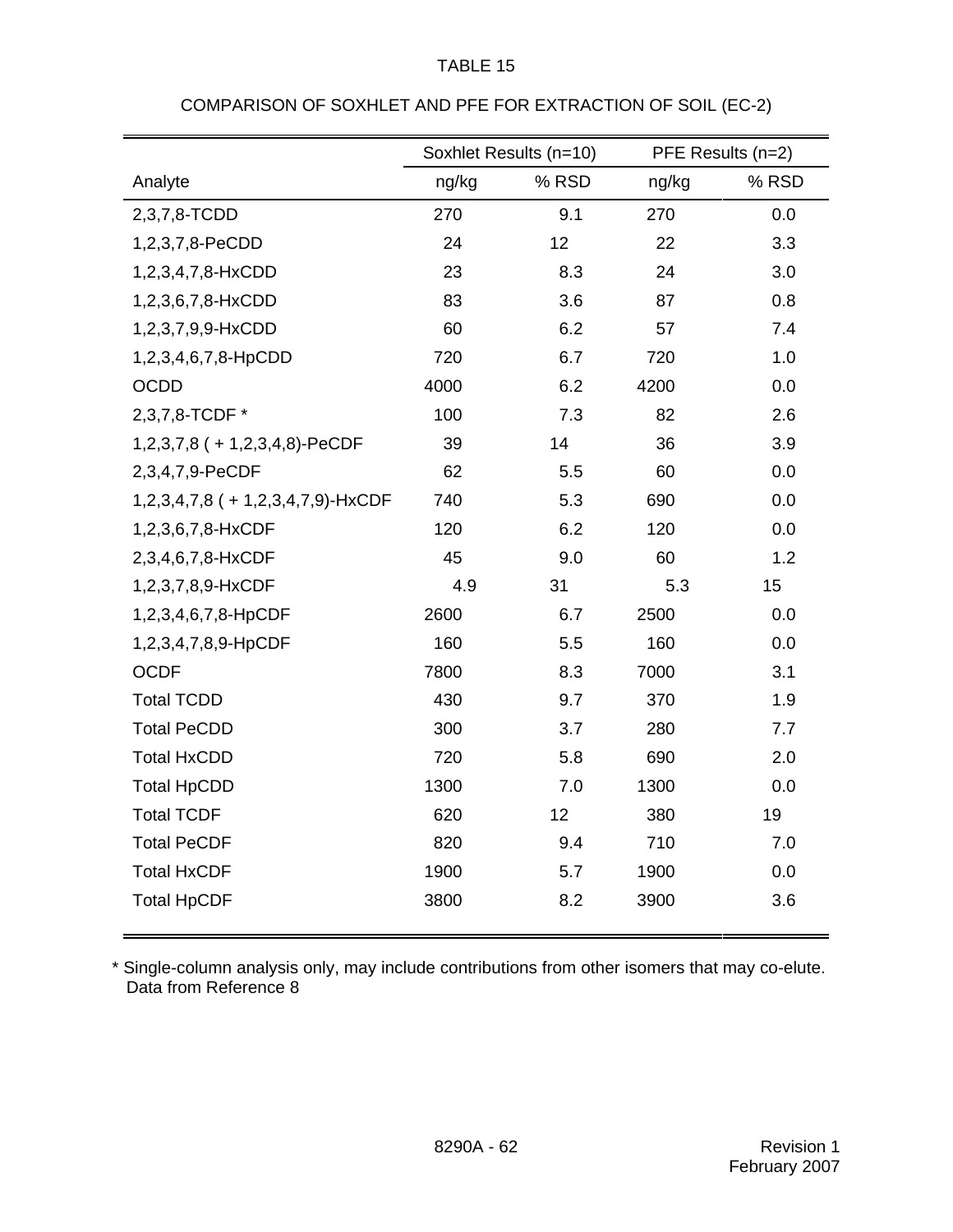TABLE 15

COMPARISON OF SOXHLET AND PFE FOR EXTRACTION OF SOIL (EC-2)

| | Soxhlet Results (n=10) | | PFE Results (n=2) | |
|---|---|---|---|---|
| Analyte | ng/kg | % RSD | ng/kg | % RSD |
| 2,3,7,8-TCDD | 270 | 9.1 | 270 | 0.0 |
| 1,2,3,7,8-PeCDD | 24 | 12 | 22 | 3.3 |
| 1,2,3,4,7,8-HxCDD | 23 | 8.3 | 24 | 3.0 |
| 1,2,3,6,7,8-HxCDD | 83 | 3.6 | 87 | 0.8 |
| 1,2,3,7,9,9-HxCDD | 60 | 6.2 | 57 | 7.4 |
| 1,2,3,4,6,7,8-HpCDD | 720 | 6.7 | 720 | 1.0 |
| OCDD | 4000 | 6.2 | 4200 | 0.0 |
| 2,3,7,8-TCDF * | 100 | 7.3 | 82 | 2.6 |
| 1,2,3,7,8 ( + 1,2,3,4,8)-PeCDF | 39 | 14 | 36 | 3.9 |
| 2,3,4,7,9-PeCDF | 62 | 5.5 | 60 | 0.0 |
| 1,2,3,4,7,8 ( + 1,2,3,4,7,9)-HxCDF | 740 | 5.3 | 690 | 0.0 |
| 1,2,3,6,7,8-HxCDF | 120 | 6.2 | 120 | 0.0 |
| 2,3,4,6,7,8-HxCDF | 45 | 9.0 | 60 | 1.2 |
| 1,2,3,7,8,9-HxCDF | 4.9 | 31 | 5.3 | 15 |
| 1,2,3,4,6,7,8-HpCDF | 2600 | 6.7 | 2500 | 0.0 |
| 1,2,3,4,7,8,9-HpCDF | 160 | 5.5 | 160 | 0.0 |
| OCDF | 7800 | 8.3 | 7000 | 3.1 |
| Total TCDD | 430 | 9.7 | 370 | 1.9 |
| Total PeCDD | 300 | 3.7 | 280 | 7.7 |
| Total HxCDD | 720 | 5.8 | 690 | 2.0 |
| Total HpCDD | 1300 | 7.0 | 1300 | 0.0 |
| Total TCDF | 620 | 12 | 380 | 19 |
| Total PeCDF | 820 | 9.4 | 710 | 7.0 |
| Total HxCDF | 1900 | 5.7 | 1900 | 0.0 |
| Total HpCDF | 3800 | 8.2 | 3900 | 3.6 |

* Single-column analysis only, may include contributions from other isomers that may co-elute.
Data from Reference 8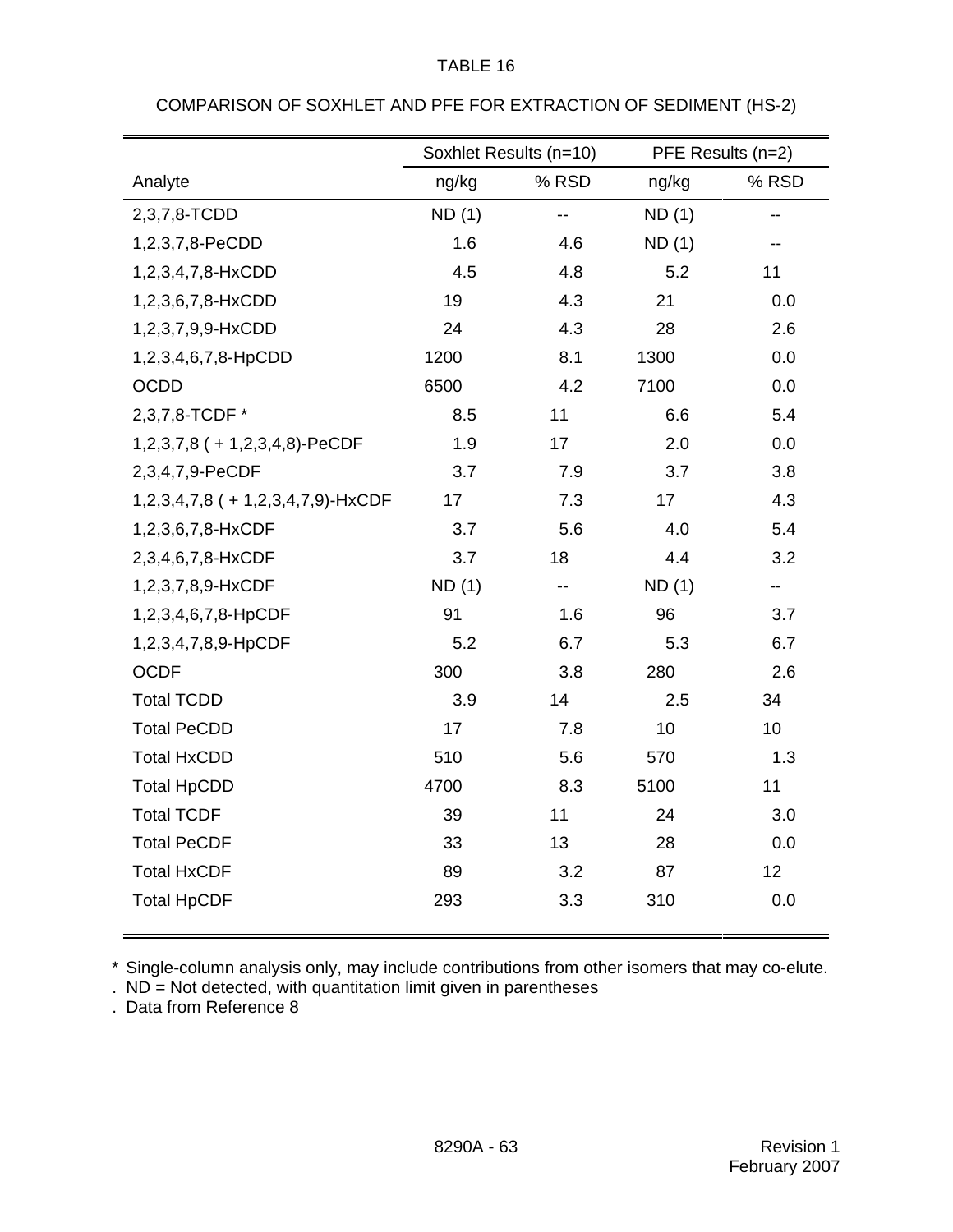TABLE 16

COMPARISON OF SOXHLET AND PFE FOR EXTRACTION OF SEDIMENT (HS-2)

| | Soxhlet Results (n=10) | | PFE Results (n=2) | |
|---|---|---|---|---|
| Analyte | ng/kg | % RSD | ng/kg | % RSD |
| 2,3,7,8-TCDD | ND (1) | -- | ND (1) | -- |
| 1,2,3,7,8-PeCDD | 1.6 | 4.6 | ND (1) | -- |
| 1,2,3,4,7,8-HxCDD | 4.5 | 4.8 | 5.2 | 11 |
| 1,2,3,6,7,8-HxCDD | 19 | 4.3 | 21 | 0.0 |
| 1,2,3,7,9,9-HxCDD | 24 | 4.3 | 28 | 2.6 |
| 1,2,3,4,6,7,8-HpCDD | 1200 | 8.1 | 1300 | 0.0 |
| OCDD | 6500 | 4.2 | 7100 | 0.0 |
| 2,3,7,8-TCDF * | 8.5 | 11 | 6.6 | 5.4 |
| 1,2,3,7,8 ( + 1,2,3,4,8)-PeCDF | 1.9 | 17 | 2.0 | 0.0 |
| 2,3,4,7,9-PeCDF | 3.7 | 7.9 | 3.7 | 3.8 |
| 1,2,3,4,7,8 ( + 1,2,3,4,7,9)-HxCDF | 17 | 7.3 | 17 | 4.3 |
| 1,2,3,6,7,8-HxCDF | 3.7 | 5.6 | 4.0 | 5.4 |
| 2,3,4,6,7,8-HxCDF | 3.7 | 18 | 4.4 | 3.2 |
| 1,2,3,7,8,9-HxCDF | ND (1) | -- | ND (1) | -- |
| 1,2,3,4,6,7,8-HpCDF | 91 | 1.6 | 96 | 3.7 |
| 1,2,3,4,7,8,9-HpCDF | 5.2 | 6.7 | 5.3 | 6.7 |
| OCDF | 300 | 3.8 | 280 | 2.6 |
| Total TCDD | 3.9 | 14 | 2.5 | 34 |
| Total PeCDD | 17 | 7.8 | 10 | 10 |
| Total HxCDD | 510 | 5.6 | 570 | 1.3 |
| Total HpCDD | 4700 | 8.3 | 5100 | 11 |
| Total TCDF | 39 | 11 | 24 | 3.0 |
| Total PeCDF | 33 | 13 | 28 | 0.0 |
| Total HxCDF | 89 | 3.2 | 87 | 12 |
| Total HpCDF | 293 | 3.3 | 310 | 0.0 |

\* Single-column analysis only, may include contributions from other isomers that may co-elute.

. ND = Not detected, with quantitation limit given in parentheses

. Data from Reference 8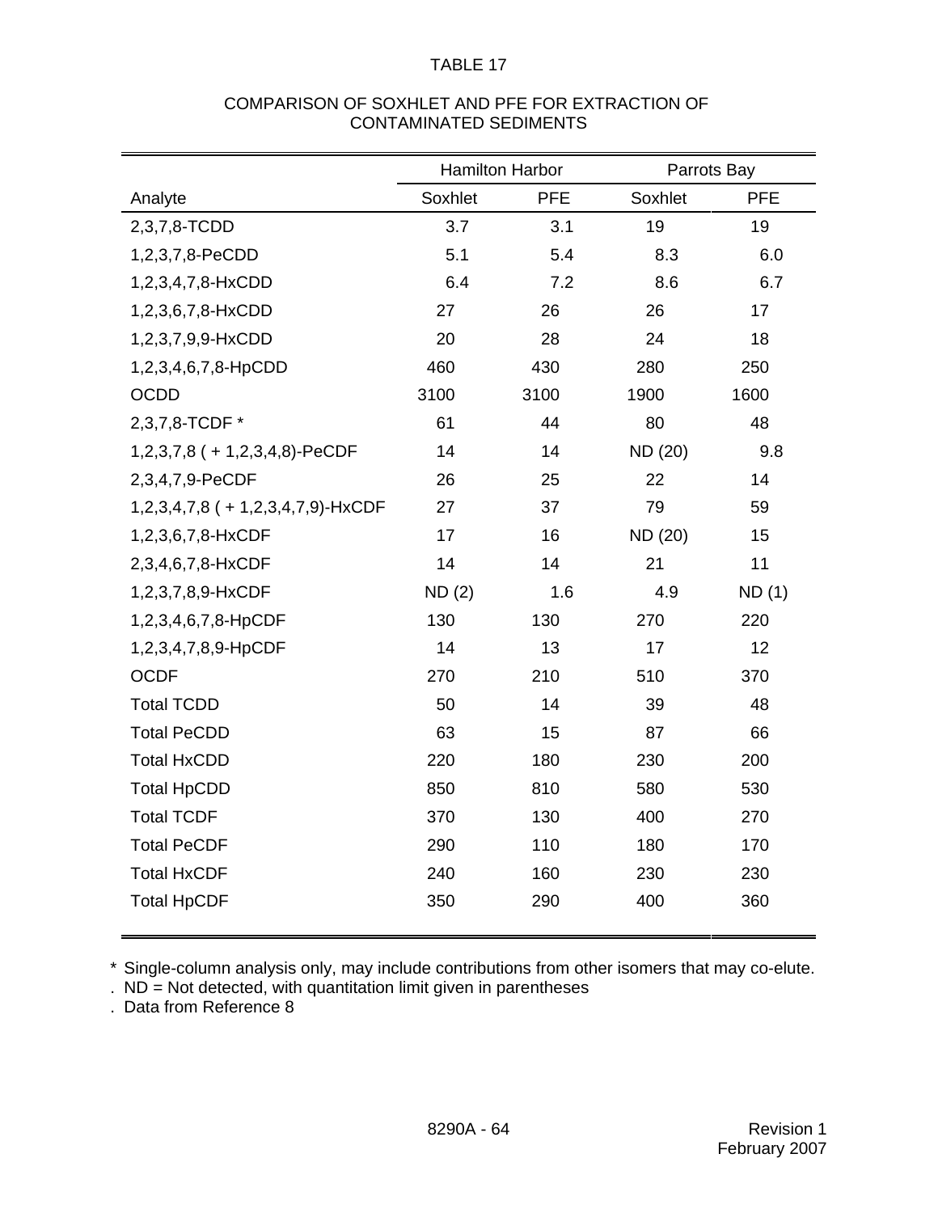TABLE 17

COMPARISON OF SOXHLET AND PFE FOR EXTRACTION OF CONTAMINATED SEDIMENTS

| | Hamilton Harbor | | Parrots Bay | |
|---|---|---|---|---|
| Analyte | Soxhlet | PFE | Soxhlet | PFE |
| 2,3,7,8-TCDD | 3.7 | 3.1 | 19 | 19 |
| 1,2,3,7,8-PeCDD | 5.1 | 5.4 | 8.3 | 6.0 |
| 1,2,3,4,7,8-HxCDD | 6.4 | 7.2 | 8.6 | 6.7 |
| 1,2,3,6,7,8-HxCDD | 27 | 26 | 26 | 17 |
| 1,2,3,7,9,9-HxCDD | 20 | 28 | 24 | 18 |
| 1,2,3,4,6,7,8-HpCDD | 460 | 430 | 280 | 250 |
| OCDD | 3100 | 3100 | 1900 | 1600 |
| 2,3,7,8-TCDF * | 61 | 44 | 80 | 48 |
| 1,2,3,7,8 ( + 1,2,3,4,8)-PeCDF | 14 | 14 | ND (20) | 9.8 |
| 2,3,4,7,9-PeCDF | 26 | 25 | 22 | 14 |
| 1,2,3,4,7,8 ( + 1,2,3,4,7,9)-HxCDF | 27 | 37 | 79 | 59 |
| 1,2,3,6,7,8-HxCDF | 17 | 16 | ND (20) | 15 |
| 2,3,4,6,7,8-HxCDF | 14 | 14 | 21 | 11 |
| 1,2,3,7,8,9-HxCDF | ND (2) | 1.6 | 4.9 | ND (1) |
| 1,2,3,4,6,7,8-HpCDF | 130 | 130 | 270 | 220 |
| 1,2,3,4,7,8,9-HpCDF | 14 | 13 | 17 | 12 |
| OCDF | 270 | 210 | 510 | 370 |
| Total TCDD | 50 | 14 | 39 | 48 |
| Total PeCDD | 63 | 15 | 87 | 66 |
| Total HxCDD | 220 | 180 | 230 | 200 |
| Total HpCDD | 850 | 810 | 580 | 530 |
| Total TCDF | 370 | 130 | 400 | 270 |
| Total PeCDF | 290 | 110 | 180 | 170 |
| Total HxCDF | 240 | 160 | 230 | 230 |
| Total HpCDF | 350 | 290 | 400 | 360 |

\* Single-column analysis only, may include contributions from other isomers that may co-elute.

. ND = Not detected, with quantitation limit given in parentheses

. Data from Reference 8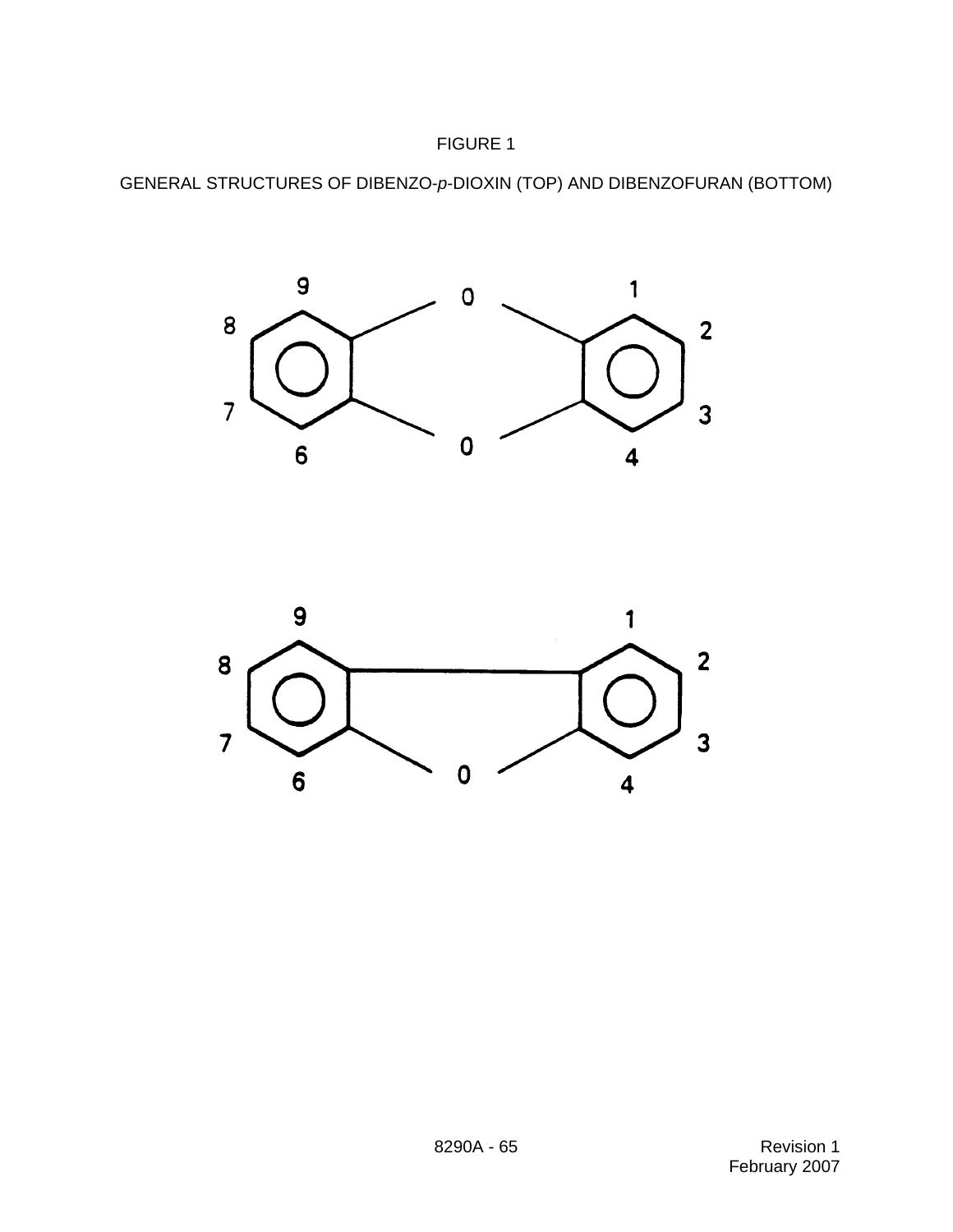FIGURE 1

GENERAL STRUCTURES OF DIBENZO-*p*-DIOXIN (TOP) AND DIBENZOFURAN (BOTTOM)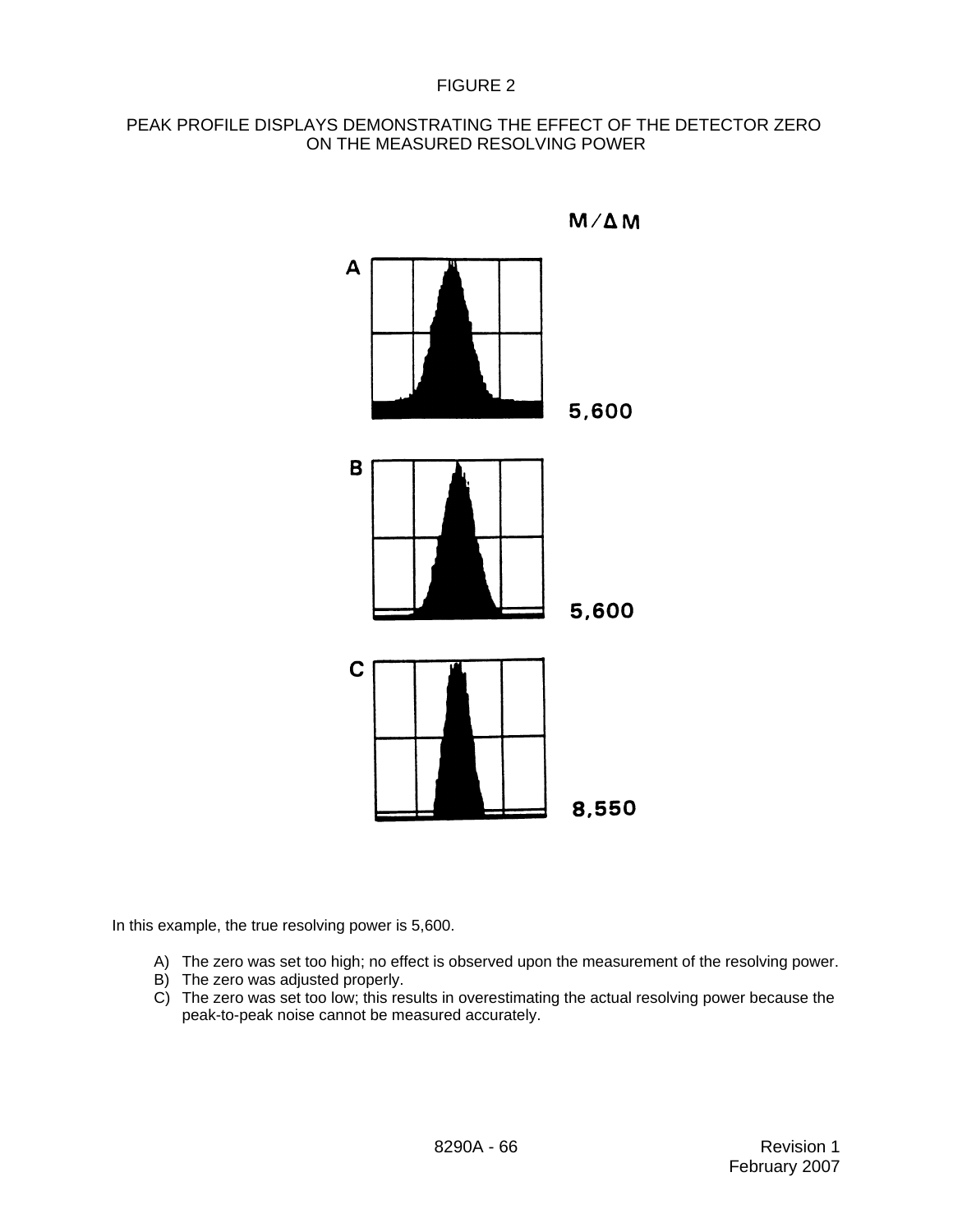FIGURE 2

PEAK PROFILE DISPLAYS DEMONSTRATING THE EFFECT OF THE DETECTOR ZERO ON THE MEASURED RESOLVING POWER

M/ΔM

A 5,600

B 5,600

C 8,550

In this example, the true resolving power is 5,600.

A) The zero was set too high; no effect is observed upon the measurement of the resolving power.
B) The zero was adjusted properly.
C) The zero was set too low; this results in overestimating the actual resolving power because the peak-to-peak noise cannot be measured accurately.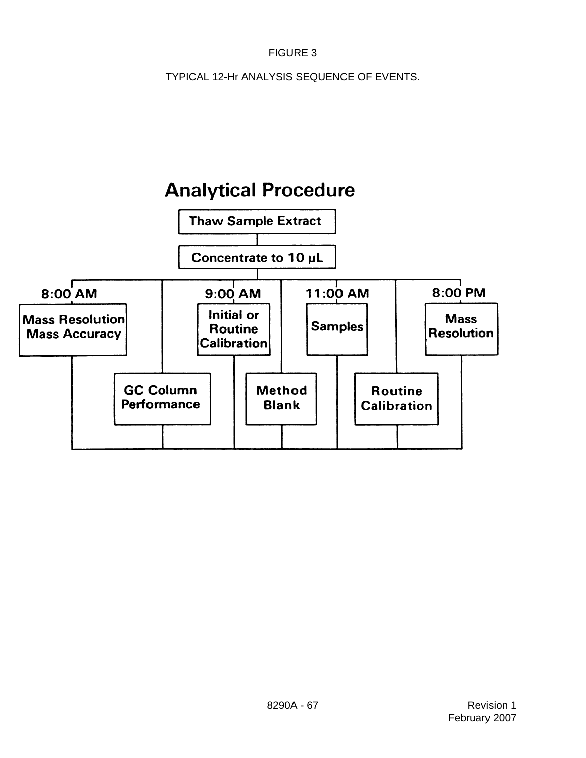FIGURE 3

TYPICAL 12-Hr ANALYSIS SEQUENCE OF EVENTS.

## Analytical Procedure

- Thaw Sample Extract
- Concentrate to 10 µL
- 8:00 AM — Mass Resolution, Mass Accuracy
- GC Column Performance
- 9:00 AM — Initial or Routine Calibration
- Method Blank
- 11:00 AM — Samples
- Routine Calibration
- 8:00 PM — Mass Resolution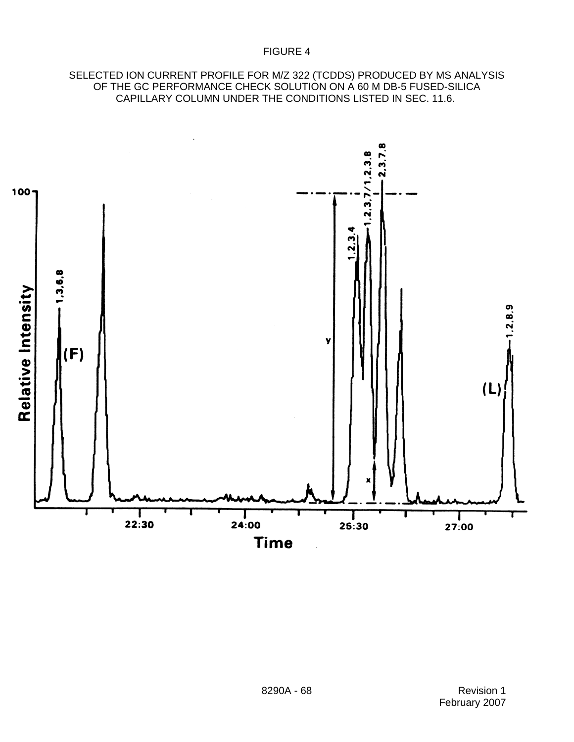FIGURE 4

SELECTED ION CURRENT PROFILE FOR M/Z 322 (TCDDS) PRODUCED BY MS ANALYSIS OF THE GC PERFORMANCE CHECK SOLUTION ON A 60 M DB-5 FUSED-SILICA CAPILLARY COLUMN UNDER THE CONDITIONS LISTED IN SEC. 11.6.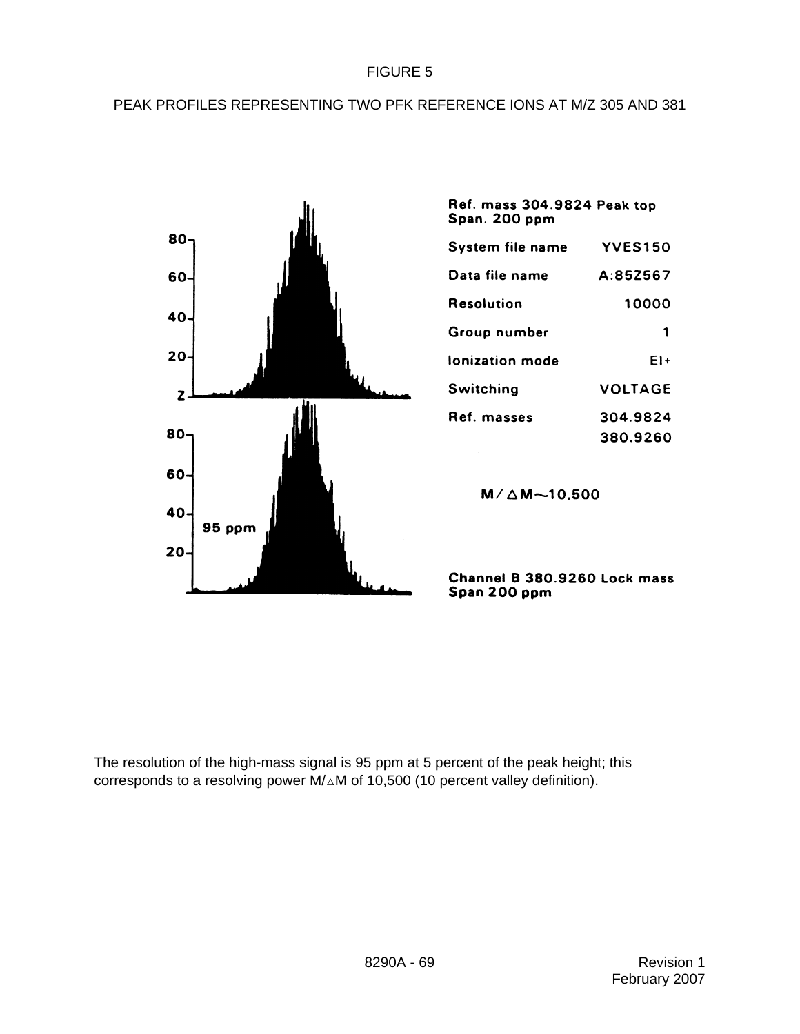FIGURE 5

PEAK PROFILES REPRESENTING TWO PFK REFERENCE IONS AT M/Z 305 AND 381

Ref. mass 304.9824 Peak top
Span. 200 ppm

| | |
|---|---|
| System file name | YVES150 |
| Data file name | A:85Z567 |
| Resolution | 10000 |
| Group number | 1 |
| Ionization mode | EI+ |
| Switching | VOLTAGE |
| Ref. masses | 304.9824 |
| | 380.9260 |

$M/\Delta M \sim 10{,}500$

95 ppm

Channel B 380.9260 Lock mass
Span 200 ppm

The resolution of the high-mass signal is 95 ppm at 5 percent of the peak height; this corresponds to a resolving power $M/\Delta M$ of 10,500 (10 percent valley definition).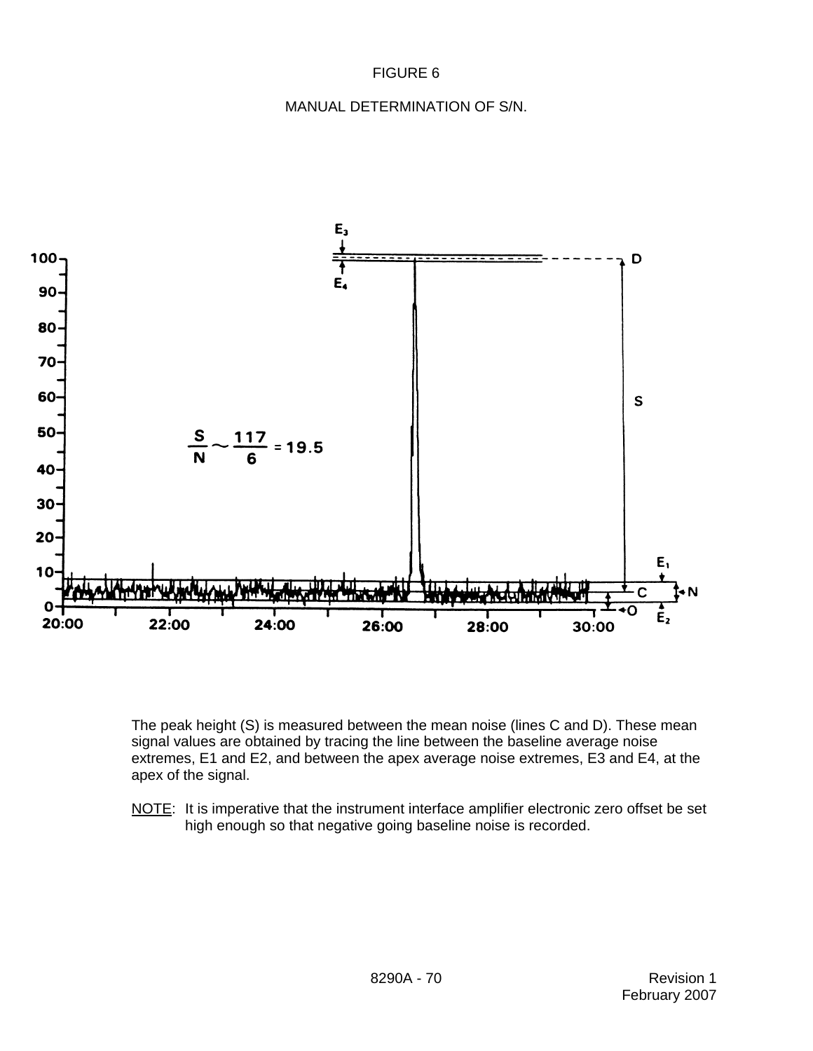FIGURE 6

MANUAL DETERMINATION OF S/N.

$$\frac{S}{N} \sim \frac{117}{6} = 19.5$$

The peak height (S) is measured between the mean noise (lines C and D). These mean signal values are obtained by tracing the line between the baseline average noise extremes, E1 and E2, and between the apex average noise extremes, E3 and E4, at the apex of the signal.

NOTE: It is imperative that the instrument interface amplifier electronic zero offset be set high enough so that negative going baseline noise is recorded.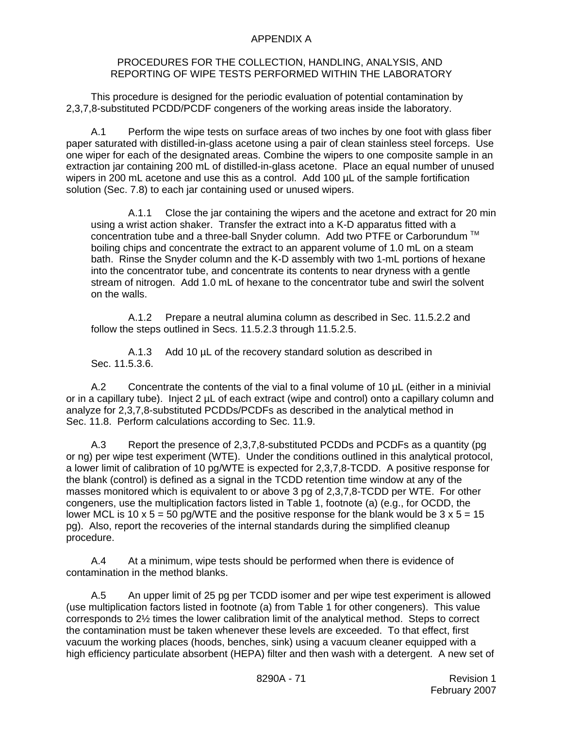# APPENDIX A

## PROCEDURES FOR THE COLLECTION, HANDLING, ANALYSIS, AND REPORTING OF WIPE TESTS PERFORMED WITHIN THE LABORATORY

This procedure is designed for the periodic evaluation of potential contamination by 2,3,7,8-substituted PCDD/PCDF congeners of the working areas inside the laboratory.

A.1 Perform the wipe tests on surface areas of two inches by one foot with glass fiber paper saturated with distilled-in-glass acetone using a pair of clean stainless steel forceps. Use one wiper for each of the designated areas. Combine the wipers to one composite sample in an extraction jar containing 200 mL of distilled-in-glass acetone. Place an equal number of unused wipers in 200 mL acetone and use this as a control. Add 100 µL of the sample fortification solution (Sec. 7.8) to each jar containing used or unused wipers.

A.1.1 Close the jar containing the wipers and the acetone and extract for 20 min using a wrist action shaker. Transfer the extract into a K-D apparatus fitted with a concentration tube and a three-ball Snyder column. Add two PTFE or Carborundum ™ boiling chips and concentrate the extract to an apparent volume of 1.0 mL on a steam bath. Rinse the Snyder column and the K-D assembly with two 1-mL portions of hexane into the concentrator tube, and concentrate its contents to near dryness with a gentle stream of nitrogen. Add 1.0 mL of hexane to the concentrator tube and swirl the solvent on the walls.

A.1.2 Prepare a neutral alumina column as described in Sec. 11.5.2.2 and follow the steps outlined in Secs. 11.5.2.3 through 11.5.2.5.

A.1.3 Add 10 µL of the recovery standard solution as described in Sec. 11.5.3.6.

A.2 Concentrate the contents of the vial to a final volume of 10 µL (either in a minivial or in a capillary tube). Inject 2 µL of each extract (wipe and control) onto a capillary column and analyze for 2,3,7,8-substituted PCDDs/PCDFs as described in the analytical method in Sec. 11.8. Perform calculations according to Sec. 11.9.

A.3 Report the presence of 2,3,7,8-substituted PCDDs and PCDFs as a quantity (pg or ng) per wipe test experiment (WTE). Under the conditions outlined in this analytical protocol, a lower limit of calibration of 10 pg/WTE is expected for 2,3,7,8-TCDD. A positive response for the blank (control) is defined as a signal in the TCDD retention time window at any of the masses monitored which is equivalent to or above 3 pg of 2,3,7,8-TCDD per WTE. For other congeners, use the multiplication factors listed in Table 1, footnote (a) (e.g., for OCDD, the lower MCL is 10 x 5 = 50 pg/WTE and the positive response for the blank would be 3 x 5 = 15 pg). Also, report the recoveries of the internal standards during the simplified cleanup procedure.

A.4 At a minimum, wipe tests should be performed when there is evidence of contamination in the method blanks.

A.5 An upper limit of 25 pg per TCDD isomer and per wipe test experiment is allowed (use multiplication factors listed in footnote (a) from Table 1 for other congeners). This value corresponds to 2½ times the lower calibration limit of the analytical method. Steps to correct the contamination must be taken whenever these levels are exceeded. To that effect, first vacuum the working places (hoods, benches, sink) using a vacuum cleaner equipped with a high efficiency particulate absorbent (HEPA) filter and then wash with a detergent. A new set of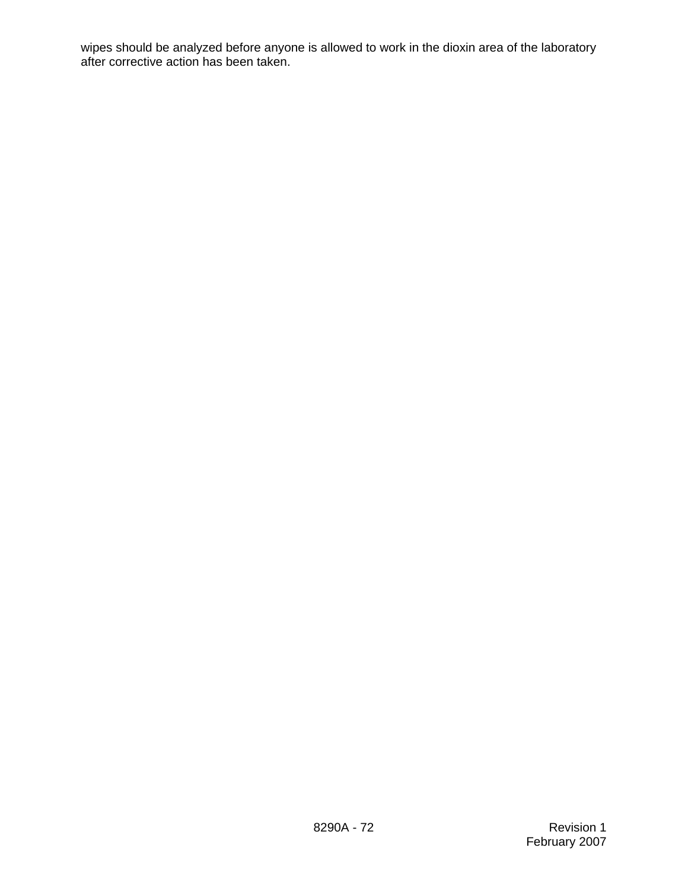wipes should be analyzed before anyone is allowed to work in the dioxin area of the laboratory after corrective action has been taken.